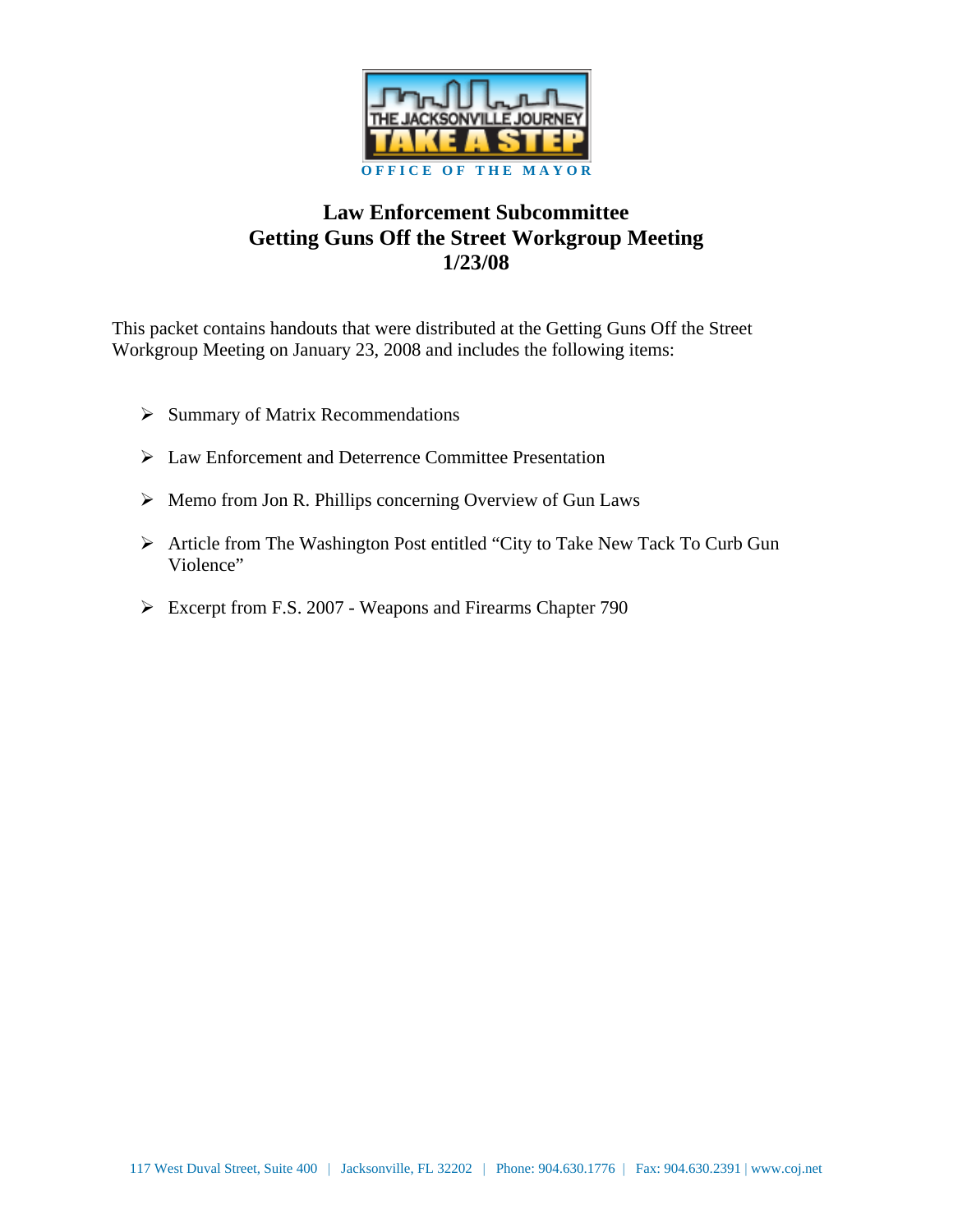THE JACKSONVILLE JOURNEY
TAKE A STEP
OFFICE OF THE MAYOR

# Law Enforcement Subcommittee
# Getting Guns Off the Street Workgroup Meeting
# 1/23/08

This packet contains handouts that were distributed at the Getting Guns Off the Street Workgroup Meeting on January 23, 2008 and includes the following items:

- Summary of Matrix Recommendations
- Law Enforcement and Deterrence Committee Presentation
- Memo from Jon R. Phillips concerning Overview of Gun Laws
- Article from The Washington Post entitled “City to Take New Tack To Curb Gun Violence”
- Excerpt from F.S. 2007 - Weapons and Firearms Chapter 790

117 West Duval Street, Suite 400 | Jacksonville, FL 32202 | Phone: 904.630.1776 | Fax: 904.630.2391 | www.coj.net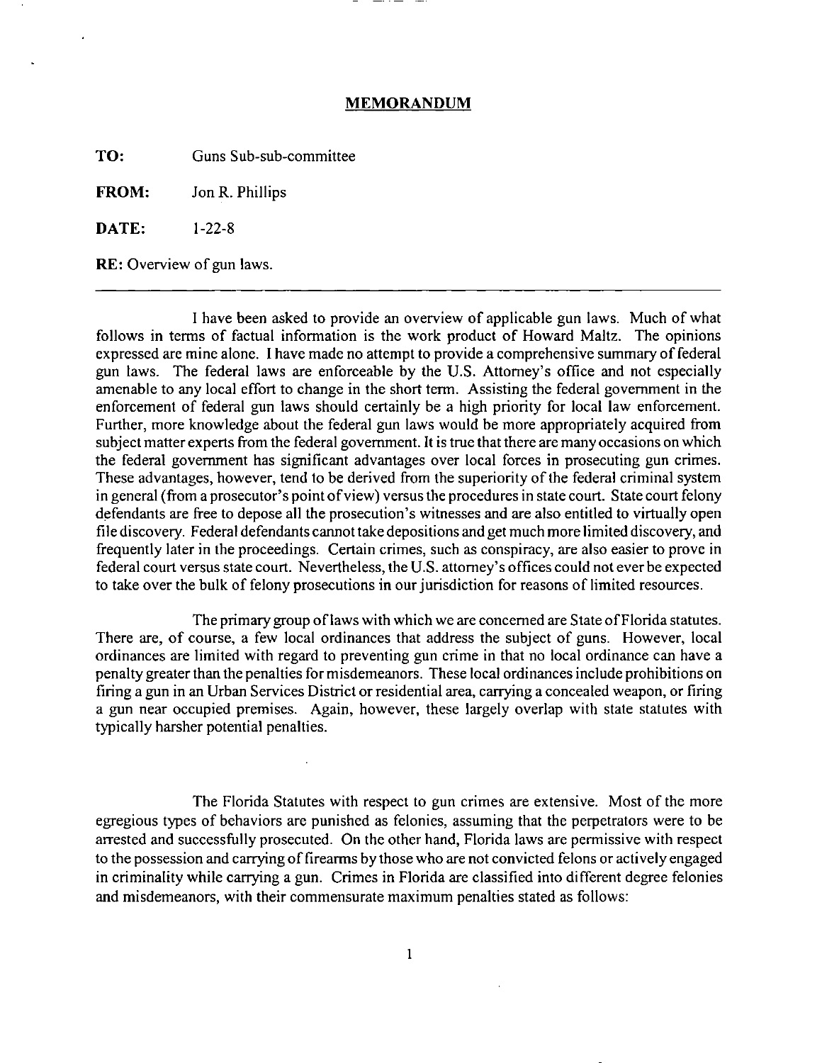**MEMORANDUM**

**TO:** Guns Sub-sub-committee

**FROM:** Jon R. Phillips

**DATE:** 1-22-8

**RE:** Overview of gun laws.

---

I have been asked to provide an overview of applicable gun laws. Much of what follows in terms of factual information is the work product of Howard Maltz. The opinions expressed are mine alone. I have made no attempt to provide a comprehensive summary of federal gun laws. The federal laws are enforceable by the U.S. Attorney's office and not especially amenable to any local effort to change in the short term. Assisting the federal government in the enforcement of federal gun laws should certainly be a high priority for local law enforcement. Further, more knowledge about the federal gun laws would be more appropriately acquired from subject matter experts from the federal government. It is true that there are many occasions on which the federal government has significant advantages over local forces in prosecuting gun crimes. These advantages, however, tend to be derived from the superiority of the federal criminal system in general (from a prosecutor's point of view) versus the procedures in state court. State court felony defendants are free to depose all the prosecution's witnesses and are also entitled to virtually open file discovery. Federal defendants cannot take depositions and get much more limited discovery, and frequently later in the proceedings. Certain crimes, such as conspiracy, are also easier to prove in federal court versus state court. Nevertheless, the U.S. attorney's offices could not ever be expected to take over the bulk of felony prosecutions in our jurisdiction for reasons of limited resources.

The primary group of laws with which we are concerned are State of Florida statutes. There are, of course, a few local ordinances that address the subject of guns. However, local ordinances are limited with regard to preventing gun crime in that no local ordinance can have a penalty greater than the penalties for misdemeanors. These local ordinances include prohibitions on firing a gun in an Urban Services District or residential area, carrying a concealed weapon, or firing a gun near occupied premises. Again, however, these largely overlap with state statutes with typically harsher potential penalties.

The Florida Statutes with respect to gun crimes are extensive. Most of the more egregious types of behaviors are punished as felonies, assuming that the perpetrators were to be arrested and successfully prosecuted. On the other hand, Florida laws are permissive with respect to the possession and carrying of firearms by those who are not convicted felons or actively engaged in criminality while carrying a gun. Crimes in Florida are classified into different degree felonies and misdemeanors, with their commensurate maximum penalties stated as follows: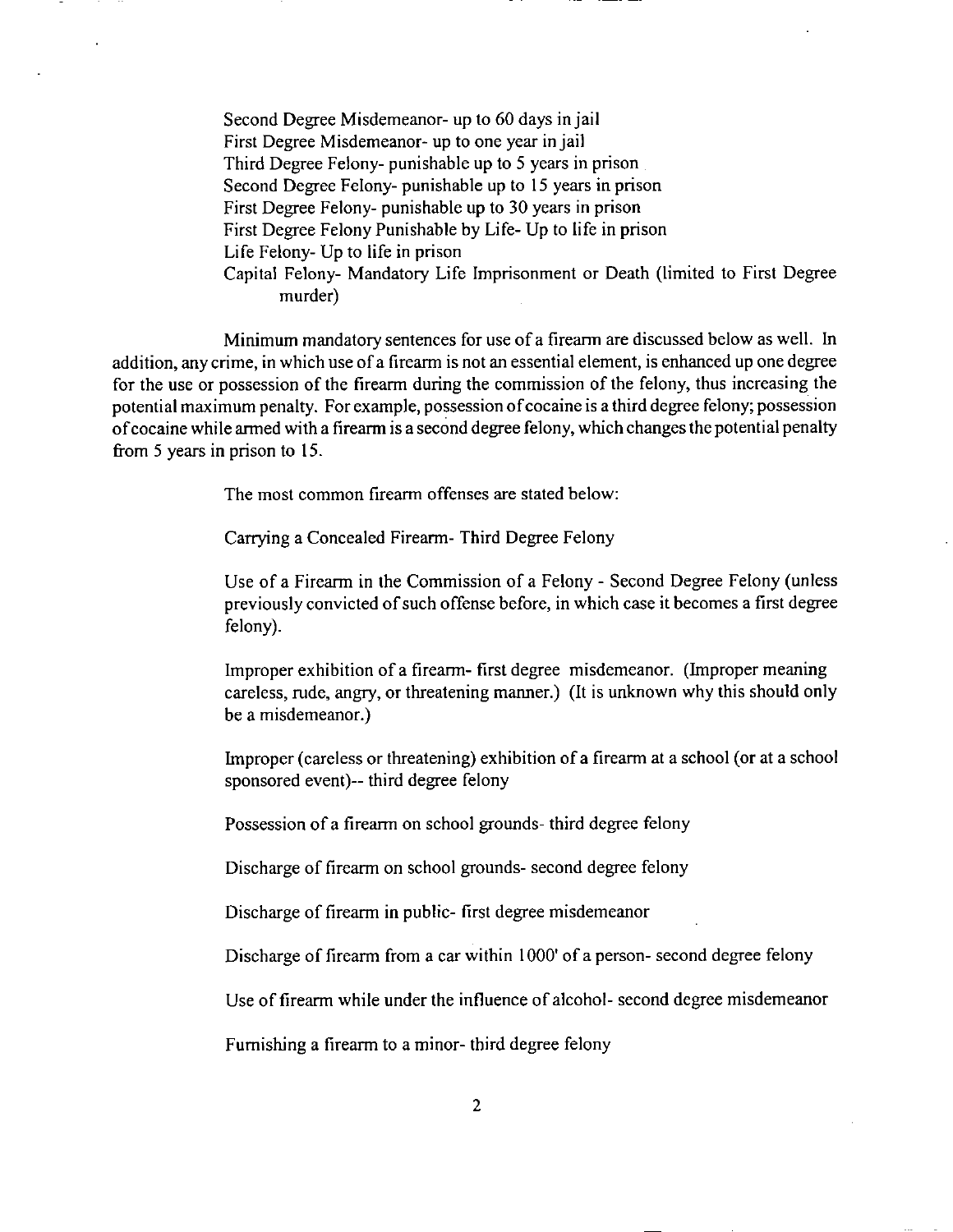Second Degree Misdemeanor- up to 60 days in jail
First Degree Misdemeanor- up to one year in jail
Third Degree Felony- punishable up to 5 years in prison
Second Degree Felony- punishable up to 15 years in prison
First Degree Felony- punishable up to 30 years in prison
First Degree Felony Punishable by Life- Up to life in prison
Life Felony- Up to life in prison
Capital Felony- Mandatory Life Imprisonment or Death (limited to First Degree murder)

Minimum mandatory sentences for use of a firearm are discussed below as well. In addition, any crime, in which use of a firearm is not an essential element, is enhanced up one degree for the use or possession of the firearm during the commission of the felony, thus increasing the potential maximum penalty. For example, possession of cocaine is a third degree felony; possession of cocaine while armed with a firearm is a second degree felony, which changes the potential penalty from 5 years in prison to 15.

The most common firearm offenses are stated below:

Carrying a Concealed Firearm- Third Degree Felony

Use of a Firearm in the Commission of a Felony - Second Degree Felony (unless previously convicted of such offense before, in which case it becomes a first degree felony).

Improper exhibition of a firearm- first degree misdemeanor. (Improper meaning careless, rude, angry, or threatening manner.) (It is unknown why this should only be a misdemeanor.)

Improper (careless or threatening) exhibition of a firearm at a school (or at a school sponsored event)-- third degree felony

Possession of a firearm on school grounds- third degree felony

Discharge of firearm on school grounds- second degree felony

Discharge of firearm in public- first degree misdemeanor

Discharge of firearm from a car within 1000' of a person- second degree felony

Use of firearm while under the influence of alcohol- second degree misdemeanor

Furnishing a firearm to a minor- third degree felony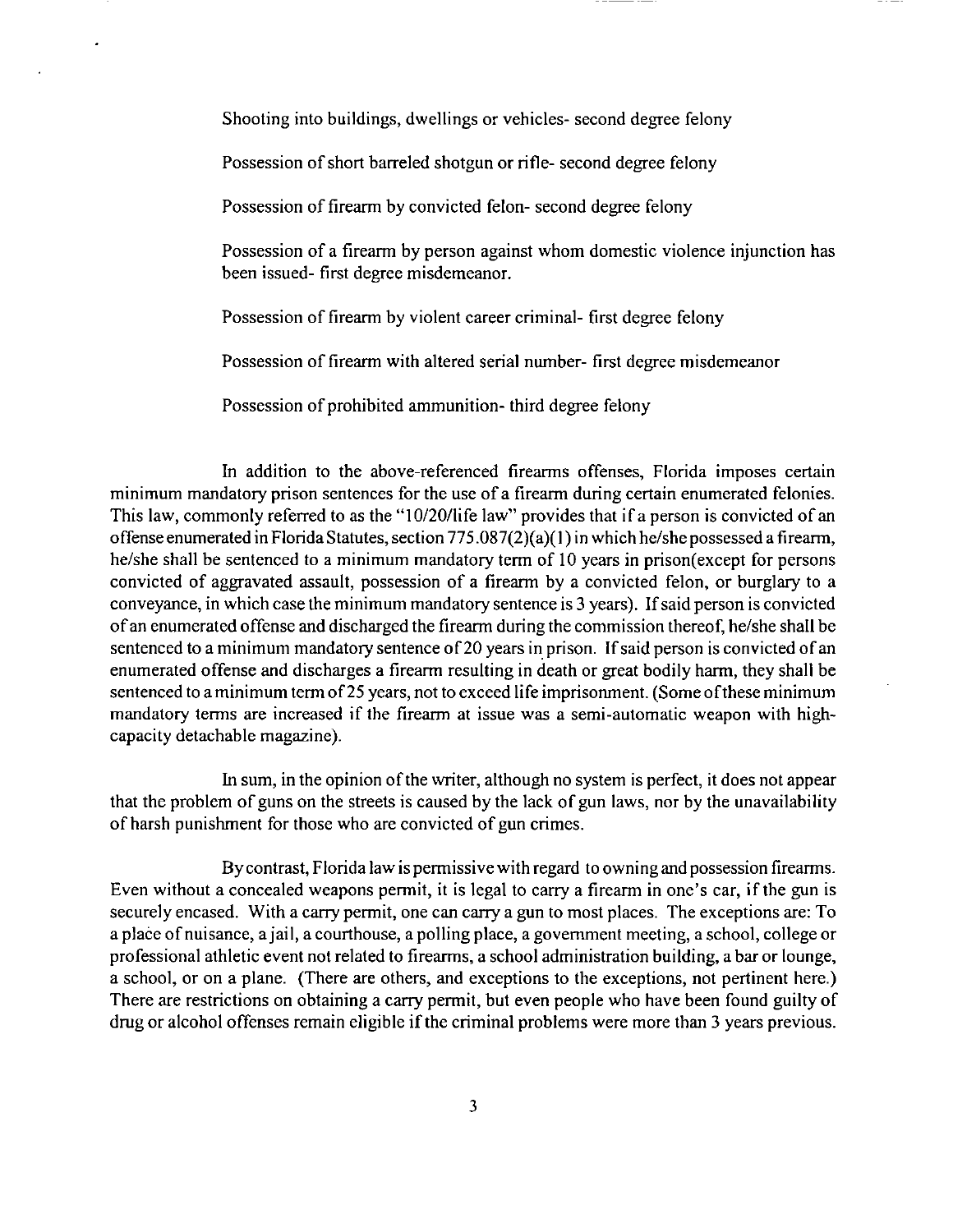Shooting into buildings, dwellings or vehicles- second degree felony

Possession of short barreled shotgun or rifle- second degree felony

Possession of firearm by convicted felon- second degree felony

Possession of a firearm by person against whom domestic violence injunction has been issued- first degree misdemeanor.

Possession of firearm by violent career criminal- first degree felony

Possession of firearm with altered serial number- first degree misdemeanor

Possession of prohibited ammunition- third degree felony

In addition to the above-referenced firearms offenses, Florida imposes certain minimum mandatory prison sentences for the use of a firearm during certain enumerated felonies. This law, commonly referred to as the "10/20/life law" provides that if a person is convicted of an offense enumerated in Florida Statutes, section 775.087(2)(a)(1) in which he/she possessed a firearm, he/she shall be sentenced to a minimum mandatory term of 10 years in prison(except for persons convicted of aggravated assault, possession of a firearm by a convicted felon, or burglary to a conveyance, in which case the minimum mandatory sentence is 3 years). If said person is convicted of an enumerated offense and discharged the firearm during the commission thereof, he/she shall be sentenced to a minimum mandatory sentence of 20 years in prison. If said person is convicted of an enumerated offense and discharges a firearm resulting in death or great bodily harm, they shall be sentenced to a minimum term of 25 years, not to exceed life imprisonment. (Some of these minimum mandatory terms are increased if the firearm at issue was a semi-automatic weapon with high-capacity detachable magazine).

In sum, in the opinion of the writer, although no system is perfect, it does not appear that the problem of guns on the streets is caused by the lack of gun laws, nor by the unavailability of harsh punishment for those who are convicted of gun crimes.

By contrast, Florida law is permissive with regard to owning and possession firearms. Even without a concealed weapons permit, it is legal to carry a firearm in one's car, if the gun is securely encased. With a carry permit, one can carry a gun to most places. The exceptions are: To a place of nuisance, a jail, a courthouse, a polling place, a government meeting, a school, college or professional athletic event not related to firearms, a school administration building, a bar or lounge, a school, or on a plane. (There are others, and exceptions to the exceptions, not pertinent here.) There are restrictions on obtaining a carry permit, but even people who have been found guilty of drug or alcohol offenses remain eligible if the criminal problems were more than 3 years previous.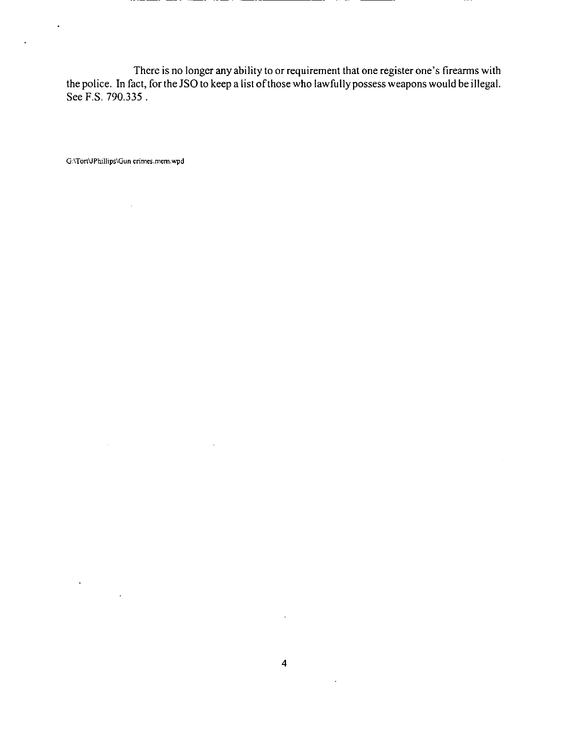There is no longer any ability to or requirement that one register one's firearms with the police. In fact, for the JSO to keep a list of those who lawfully possess weapons would be illegal. See F.S. 790.335 .

G:\Tort\JPhillips\Gun crimes.mem.wpd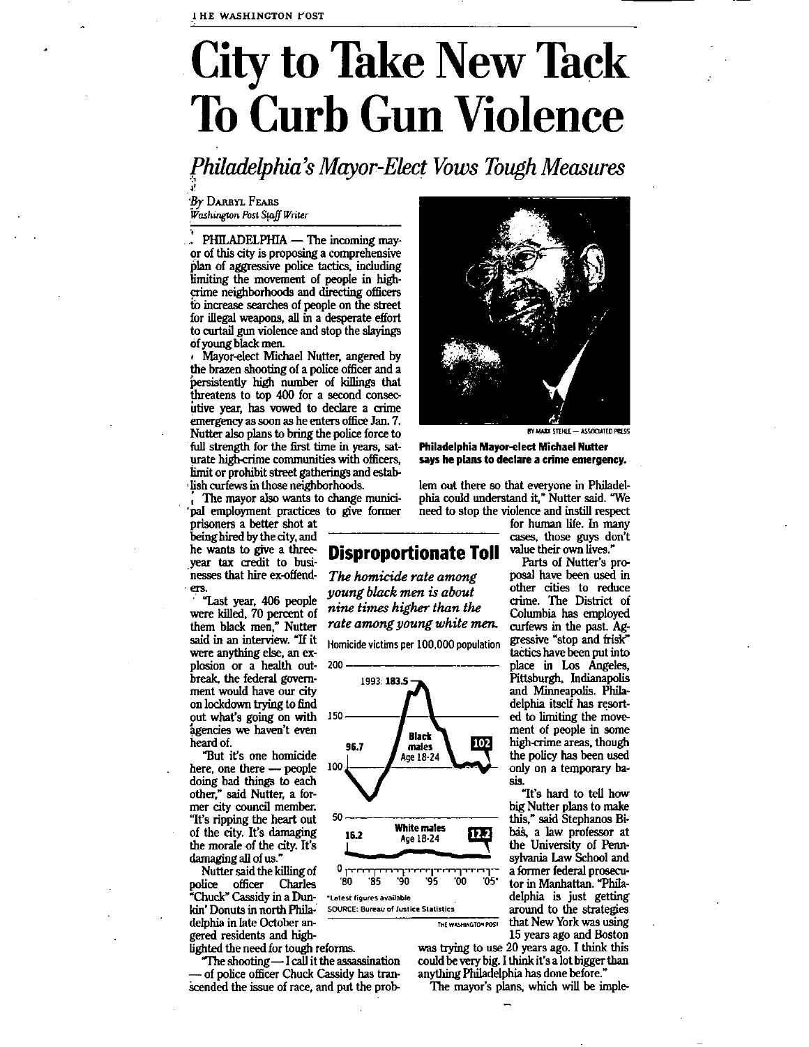THE WASHINGTON POST

# City to Take New Tack To Curb Gun Violence

## *Philadelphia's Mayor-Elect Vows Tough Measures*

*By* DARRYL FEARS
*Washington Post Staff Writer*

PHILADELPHIA — The incoming mayor of this city is proposing a comprehensive plan of aggressive police tactics, including limiting the movement of people in high-crime neighborhoods and directing officers to increase searches of people on the street for illegal weapons, all in a desperate effort to curtail gun violence and stop the slayings of young black men.

Mayor-elect Michael Nutter, angered by the brazen shooting of a police officer and a persistently high number of killings that threatens to top 400 for a second consecutive year, has vowed to declare a crime emergency as soon as he enters office Jan. 7. Nutter also plans to bring the police force to full strength for the first time in years, saturate high-crime communities with officers, limit or prohibit street gatherings and establish curfews in those neighborhoods.

The mayor also wants to change municipal employment practices to give former prisoners a better shot at being hired by the city, and he wants to give a three-year tax credit to businesses that hire ex-offenders.

"Last year, 406 people were killed, 70 percent of them black men," Nutter said in an interview. "If it were anything else, an explosion or a health outbreak, the federal government would have our city on lockdown trying to find out what's going on with agencies we haven't even heard of.

"But it's one homicide here, one there — people doing bad things to each other," said Nutter, a former city council member. "It's ripping the heart out of the city. It's damaging the morale of the city. It's damaging all of us."

Nutter said the killing of police officer Charles "Chuck" Cassidy in a Dunkin' Donuts in north Philadelphia in late October angered residents and highlighted the need for tough reforms.

"The shooting — I call it the assassination — of police officer Chuck Cassidy has transcended the issue of race, and put the problem out there so that everyone in Philadelphia could understand it," Nutter said. "We need to stop the violence and instill respect for human life. In many cases, those guys don't value their own lives."

Parts of Nutter's proposal have been used in other cities to reduce crime. The District of Columbia has employed curfews in the past. Aggressive "stop and frisk" tactics have been put into place in Los Angeles, Pittsburgh, Indianapolis and Minneapolis. Philadelphia itself has resorted to limiting the movement of people in some high-crime areas, though the policy has been used only on a temporary basis.

"It's hard to tell how big Nutter plans to make this," said Stephanos Bibas, a law professor at the University of Pennsylvania Law School and a former federal prosecutor in Manhattan. "Philadelphia is just getting around to the strategies that New York was using 15 years ago and Boston was trying to use 20 years ago. I think this could be very big. I think it's a lot bigger than anything Philadelphia has done before."

The mayor's plans, which will be imple-

BY MARK STEHLE — ASSOCIATED PRESS

**Philadelphia Mayor-elect Michael Nutter says he plans to declare a crime emergency.**

### Disproportionate Toll

*The homicide rate among young black men is about nine times higher than the rate among young white men.*

Homicide victims per 100,000 population

Black males Age 18-24: 96.7 ('80); 1993: 183.5; 102 ('05*)

White males Age 18-24: 16.2 ('80); 12.2 ('05*)

*Latest figures available

SOURCE: Bureau of Justice Statistics

THE WASHINGTON POST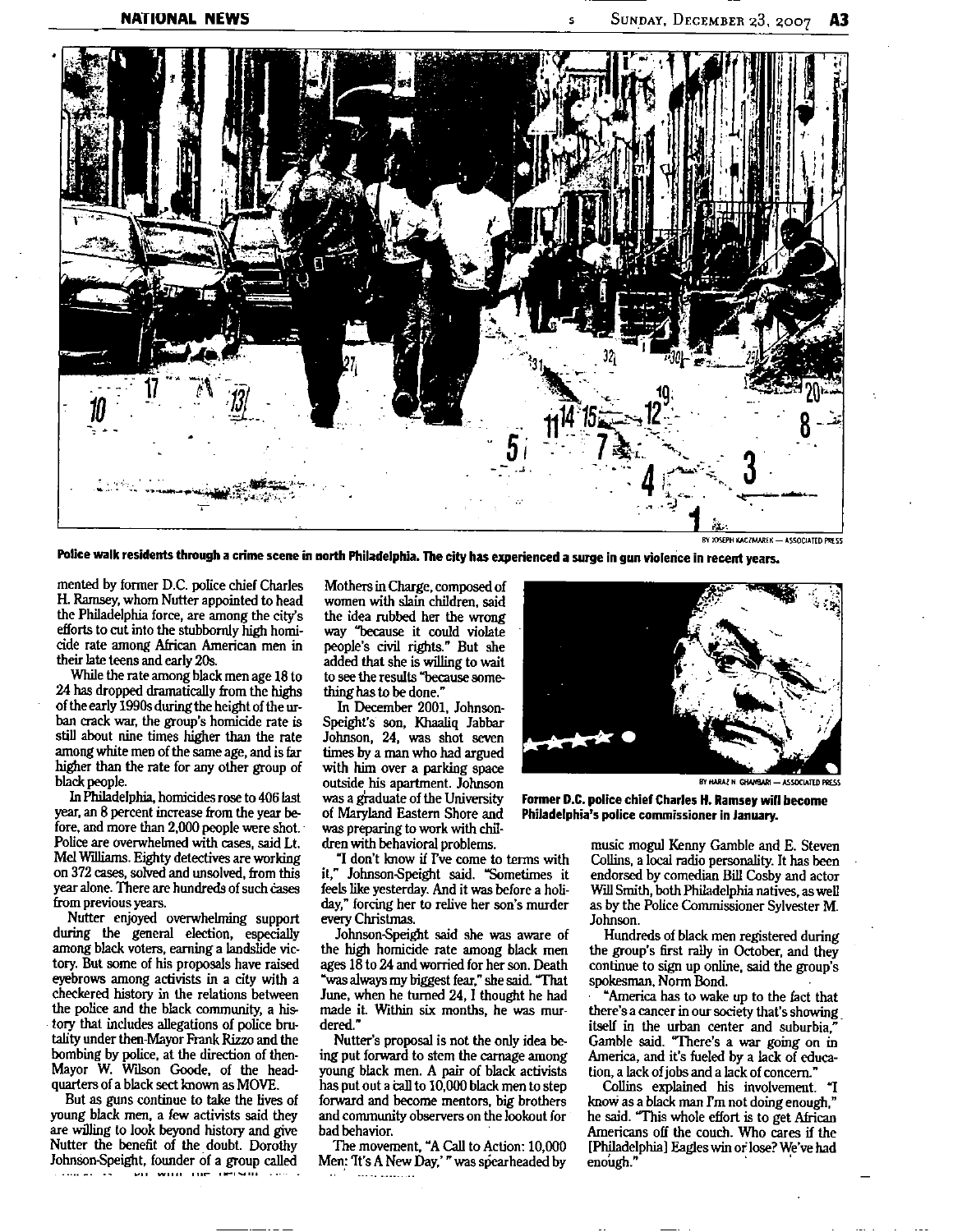Police walk residents through a crime scene in north Philadelphia. The city has experienced a surge in gun violence in recent years.

mented by former D.C. police chief Charles H. Ramsey, whom Nutter appointed to head the Philadelphia force, are among the city's efforts to cut into the stubbornly high homicide rate among African American men in their late teens and early 20s.

While the rate among black men age 18 to 24 has dropped dramatically from the highs of the early 1990s during the height of the urban crack war, the group's homicide rate is still about nine times higher than the rate among white men of the same age, and is far higher than the rate for any other group of black people.

In Philadelphia, homicides rose to 406 last year, an 8 percent increase from the year before, and more than 2,000 people were shot. Police are overwhelmed with cases, said Lt. Mel Williams. Eighty detectives are working on 372 cases, solved and unsolved, from this year alone. There are hundreds of such cases from previous years.

Nutter enjoyed overwhelming support during the general election, especially among black voters, earning a landslide victory. But some of his proposals have raised eyebrows among activists in a city with a checkered history in the relations between the police and the black community, a history that includes allegations of police brutality under then-Mayor Frank Rizzo and the bombing by police, at the direction of then-Mayor W. Wilson Goode, of the headquarters of a black sect known as MOVE.

But as guns continue to take the lives of young black men, a few activists said they are willing to look beyond history and give Nutter the benefit of the doubt. Dorothy Johnson-Speight, founder of a group called Mothers in Charge, composed of women with slain children, said the idea rubbed her the wrong way "because it could violate people's civil rights." But she added that she is willing to wait to see the results "because something has to be done."

In December 2001, Johnson-Speight's son, Khaaliq Jabbar Johnson, 24, was shot seven times by a man who had argued with him over a parking space outside his apartment. Johnson was a graduate of the University of Maryland Eastern Shore and was preparing to work with children with behavioral problems.

"I don't know if I've come to terms with it," Johnson-Speight said. "Sometimes it feels like yesterday. And it was before a holiday," forcing her to relive her son's murder every Christmas.

Johnson-Speight said she was aware of the high homicide rate among black men ages 18 to 24 and worried for her son. Death "was always my biggest fear," she said. "That June, when he turned 24, I thought he had made it. Within six months, he was murdered."

Nutter's proposal is not the only idea being put forward to stem the carnage among young black men. A pair of black activists has put out a call to 10,000 black men to step forward and become mentors, big brothers and community observers on the lookout for bad behavior.

The movement, "A Call to Action: 10,000 Men: 'It's A New Day,'" was spearheaded by music mogul Kenny Gamble and E. Steven Collins, a local radio personality. It has been endorsed by comedian Bill Cosby and actor Will Smith, both Philadelphia natives, as well as by the Police Commissioner Sylvester M. Johnson.

Former D.C. police chief Charles H. Ramsey will become Philadelphia's police commissioner in January.

Hundreds of black men registered during the group's first rally in October, and they continue to sign up online, said the group's spokesman, Norm Bond.

"America has to wake up to the fact that there's a cancer in our society that's showing itself in the urban center and suburbia," Gamble said. "There's a war going on in America, and it's fueled by a lack of education, a lack of jobs and a lack of concern."

Collins explained his involvement. "I know as a black man I'm not doing enough," he said. "This whole effort is to get African Americans off the couch. Who cares if the [Philadelphia] Eagles win or lose? We've had enough."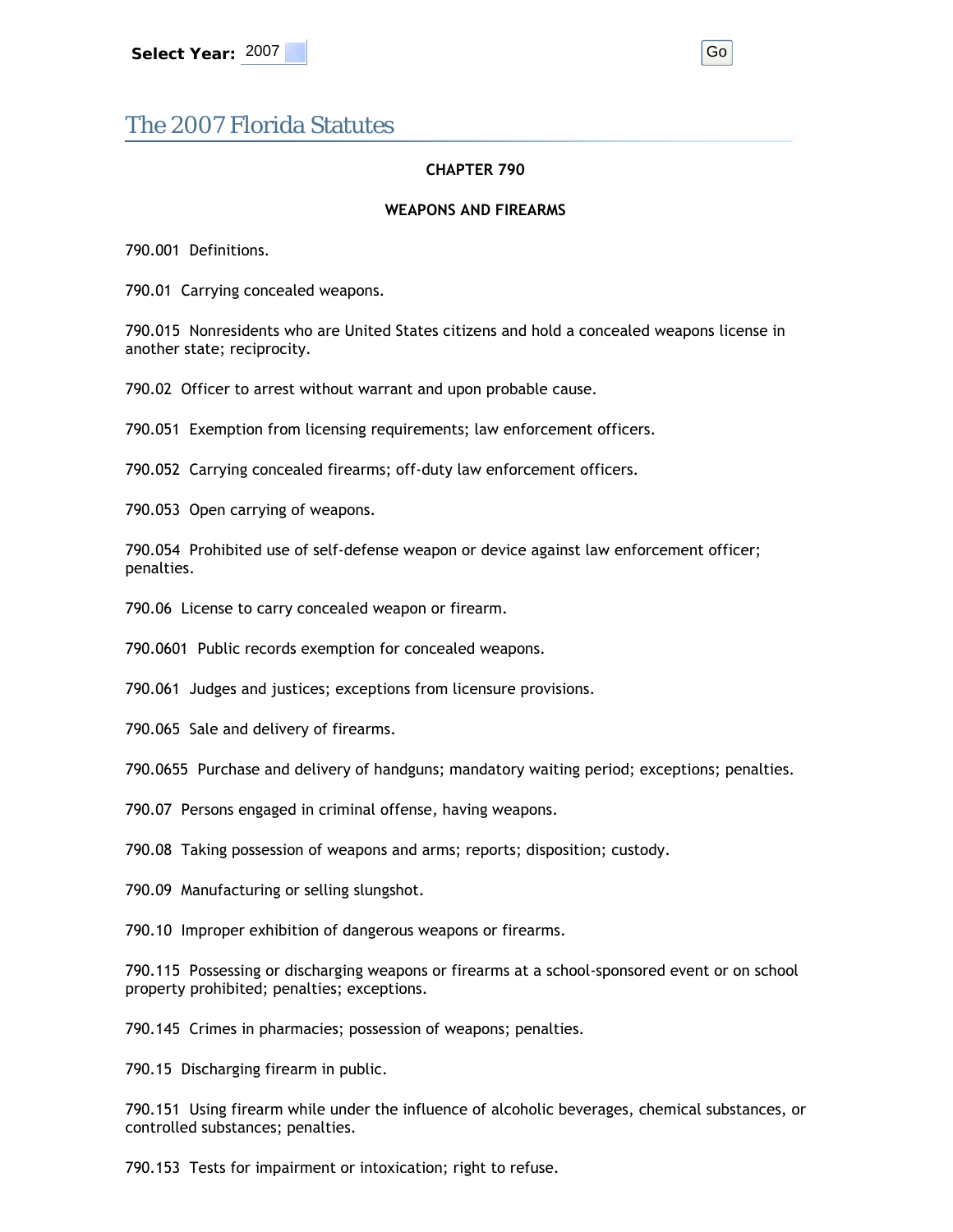Select Year: 2007 Go

# The 2007 Florida Statutes

## CHAPTER 790

## WEAPONS AND FIREARMS

790.001 Definitions.

790.01 Carrying concealed weapons.

790.015 Nonresidents who are United States citizens and hold a concealed weapons license in another state; reciprocity.

790.02 Officer to arrest without warrant and upon probable cause.

790.051 Exemption from licensing requirements; law enforcement officers.

790.052 Carrying concealed firearms; off-duty law enforcement officers.

790.053 Open carrying of weapons.

790.054 Prohibited use of self-defense weapon or device against law enforcement officer; penalties.

790.06 License to carry concealed weapon or firearm.

790.0601 Public records exemption for concealed weapons.

790.061 Judges and justices; exceptions from licensure provisions.

790.065 Sale and delivery of firearms.

790.0655 Purchase and delivery of handguns; mandatory waiting period; exceptions; penalties.

790.07 Persons engaged in criminal offense, having weapons.

790.08 Taking possession of weapons and arms; reports; disposition; custody.

790.09 Manufacturing or selling slungshot.

790.10 Improper exhibition of dangerous weapons or firearms.

790.115 Possessing or discharging weapons or firearms at a school-sponsored event or on school property prohibited; penalties; exceptions.

790.145 Crimes in pharmacies; possession of weapons; penalties.

790.15 Discharging firearm in public.

790.151 Using firearm while under the influence of alcoholic beverages, chemical substances, or controlled substances; penalties.

790.153 Tests for impairment or intoxication; right to refuse.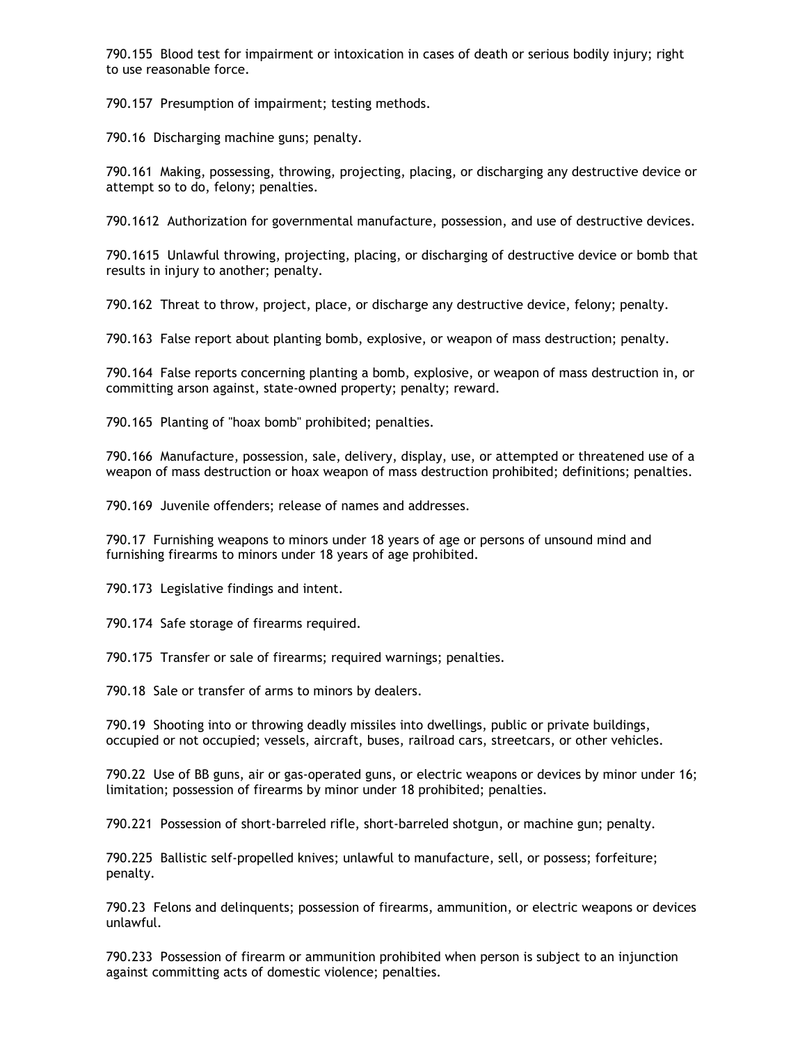790.155 Blood test for impairment or intoxication in cases of death or serious bodily injury; right to use reasonable force.

790.157 Presumption of impairment; testing methods.

790.16 Discharging machine guns; penalty.

790.161 Making, possessing, throwing, projecting, placing, or discharging any destructive device or attempt so to do, felony; penalties.

790.1612 Authorization for governmental manufacture, possession, and use of destructive devices.

790.1615 Unlawful throwing, projecting, placing, or discharging of destructive device or bomb that results in injury to another; penalty.

790.162 Threat to throw, project, place, or discharge any destructive device, felony; penalty.

790.163 False report about planting bomb, explosive, or weapon of mass destruction; penalty.

790.164 False reports concerning planting a bomb, explosive, or weapon of mass destruction in, or committing arson against, state-owned property; penalty; reward.

790.165 Planting of "hoax bomb" prohibited; penalties.

790.166 Manufacture, possession, sale, delivery, display, use, or attempted or threatened use of a weapon of mass destruction or hoax weapon of mass destruction prohibited; definitions; penalties.

790.169 Juvenile offenders; release of names and addresses.

790.17 Furnishing weapons to minors under 18 years of age or persons of unsound mind and furnishing firearms to minors under 18 years of age prohibited.

790.173 Legislative findings and intent.

790.174 Safe storage of firearms required.

790.175 Transfer or sale of firearms; required warnings; penalties.

790.18 Sale or transfer of arms to minors by dealers.

790.19 Shooting into or throwing deadly missiles into dwellings, public or private buildings, occupied or not occupied; vessels, aircraft, buses, railroad cars, streetcars, or other vehicles.

790.22 Use of BB guns, air or gas-operated guns, or electric weapons or devices by minor under 16; limitation; possession of firearms by minor under 18 prohibited; penalties.

790.221 Possession of short-barreled rifle, short-barreled shotgun, or machine gun; penalty.

790.225 Ballistic self-propelled knives; unlawful to manufacture, sell, or possess; forfeiture; penalty.

790.23 Felons and delinquents; possession of firearms, ammunition, or electric weapons or devices unlawful.

790.233 Possession of firearm or ammunition prohibited when person is subject to an injunction against committing acts of domestic violence; penalties.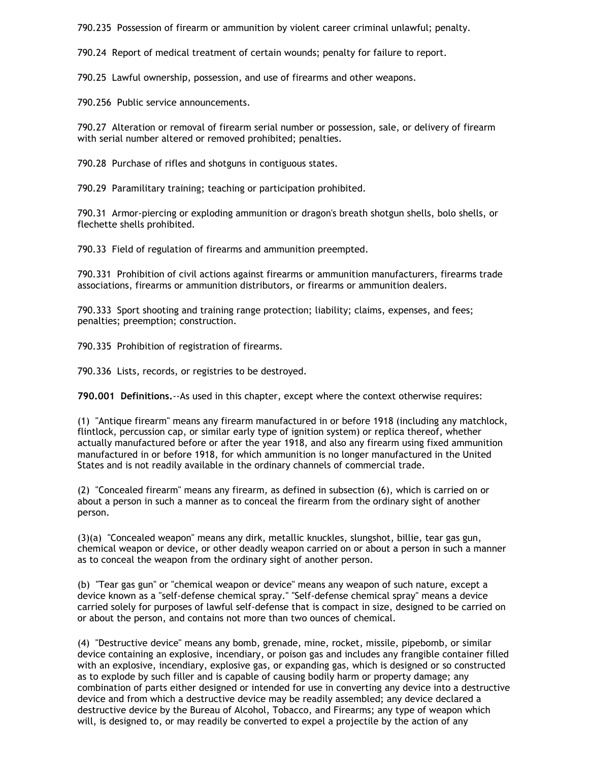790.235 Possession of firearm or ammunition by violent career criminal unlawful; penalty.

790.24 Report of medical treatment of certain wounds; penalty for failure to report.

790.25 Lawful ownership, possession, and use of firearms and other weapons.

790.256 Public service announcements.

790.27 Alteration or removal of firearm serial number or possession, sale, or delivery of firearm with serial number altered or removed prohibited; penalties.

790.28 Purchase of rifles and shotguns in contiguous states.

790.29 Paramilitary training; teaching or participation prohibited.

790.31 Armor-piercing or exploding ammunition or dragon's breath shotgun shells, bolo shells, or flechette shells prohibited.

790.33 Field of regulation of firearms and ammunition preempted.

790.331 Prohibition of civil actions against firearms or ammunition manufacturers, firearms trade associations, firearms or ammunition distributors, or firearms or ammunition dealers.

790.333 Sport shooting and training range protection; liability; claims, expenses, and fees; penalties; preemption; construction.

790.335 Prohibition of registration of firearms.

790.336 Lists, records, or registries to be destroyed.

**790.001 Definitions.**--As used in this chapter, except where the context otherwise requires:

(1) "Antique firearm" means any firearm manufactured in or before 1918 (including any matchlock, flintlock, percussion cap, or similar early type of ignition system) or replica thereof, whether actually manufactured before or after the year 1918, and also any firearm using fixed ammunition manufactured in or before 1918, for which ammunition is no longer manufactured in the United States and is not readily available in the ordinary channels of commercial trade.

(2) "Concealed firearm" means any firearm, as defined in subsection (6), which is carried on or about a person in such a manner as to conceal the firearm from the ordinary sight of another person.

(3)(a) "Concealed weapon" means any dirk, metallic knuckles, slungshot, billie, tear gas gun, chemical weapon or device, or other deadly weapon carried on or about a person in such a manner as to conceal the weapon from the ordinary sight of another person.

(b) "Tear gas gun" or "chemical weapon or device" means any weapon of such nature, except a device known as a "self-defense chemical spray." "Self-defense chemical spray" means a device carried solely for purposes of lawful self-defense that is compact in size, designed to be carried on or about the person, and contains not more than two ounces of chemical.

(4) "Destructive device" means any bomb, grenade, mine, rocket, missile, pipebomb, or similar device containing an explosive, incendiary, or poison gas and includes any frangible container filled with an explosive, incendiary, explosive gas, or expanding gas, which is designed or so constructed as to explode by such filler and is capable of causing bodily harm or property damage; any combination of parts either designed or intended for use in converting any device into a destructive device and from which a destructive device may be readily assembled; any device declared a destructive device by the Bureau of Alcohol, Tobacco, and Firearms; any type of weapon which will, is designed to, or may readily be converted to expel a projectile by the action of any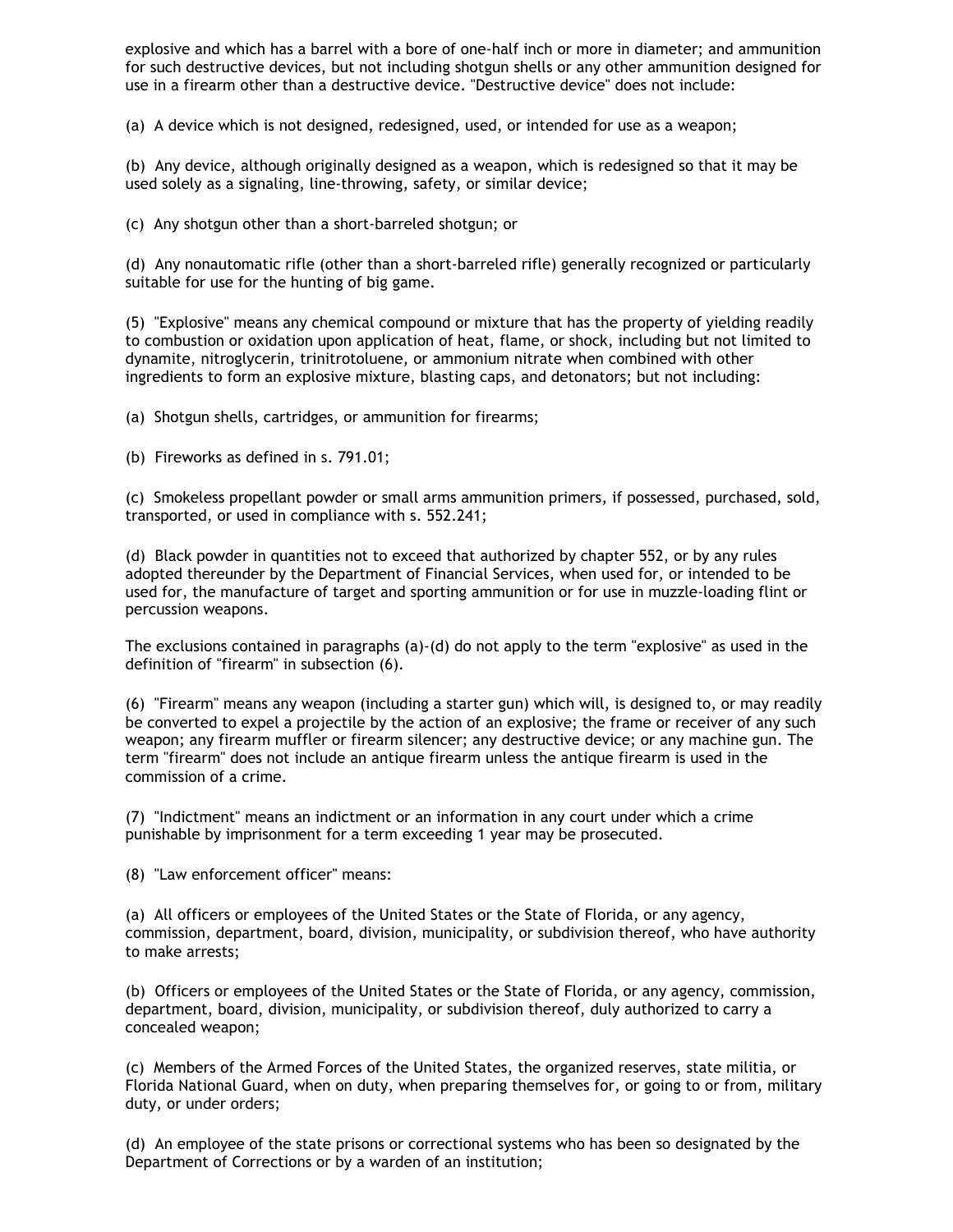explosive and which has a barrel with a bore of one-half inch or more in diameter; and ammunition for such destructive devices, but not including shotgun shells or any other ammunition designed for use in a firearm other than a destructive device. "Destructive device" does not include:

(a) A device which is not designed, redesigned, used, or intended for use as a weapon;

(b) Any device, although originally designed as a weapon, which is redesigned so that it may be used solely as a signaling, line-throwing, safety, or similar device;

(c) Any shotgun other than a short-barreled shotgun; or

(d) Any nonautomatic rifle (other than a short-barreled rifle) generally recognized or particularly suitable for use for the hunting of big game.

(5) "Explosive" means any chemical compound or mixture that has the property of yielding readily to combustion or oxidation upon application of heat, flame, or shock, including but not limited to dynamite, nitroglycerin, trinitrotoluene, or ammonium nitrate when combined with other ingredients to form an explosive mixture, blasting caps, and detonators; but not including:

(a) Shotgun shells, cartridges, or ammunition for firearms;

(b) Fireworks as defined in s. 791.01;

(c) Smokeless propellant powder or small arms ammunition primers, if possessed, purchased, sold, transported, or used in compliance with s. 552.241;

(d) Black powder in quantities not to exceed that authorized by chapter 552, or by any rules adopted thereunder by the Department of Financial Services, when used for, or intended to be used for, the manufacture of target and sporting ammunition or for use in muzzle-loading flint or percussion weapons.

The exclusions contained in paragraphs (a)-(d) do not apply to the term "explosive" as used in the definition of "firearm" in subsection (6).

(6) "Firearm" means any weapon (including a starter gun) which will, is designed to, or may readily be converted to expel a projectile by the action of an explosive; the frame or receiver of any such weapon; any firearm muffler or firearm silencer; any destructive device; or any machine gun. The term "firearm" does not include an antique firearm unless the antique firearm is used in the commission of a crime.

(7) "Indictment" means an indictment or an information in any court under which a crime punishable by imprisonment for a term exceeding 1 year may be prosecuted.

(8) "Law enforcement officer" means:

(a) All officers or employees of the United States or the State of Florida, or any agency, commission, department, board, division, municipality, or subdivision thereof, who have authority to make arrests;

(b) Officers or employees of the United States or the State of Florida, or any agency, commission, department, board, division, municipality, or subdivision thereof, duly authorized to carry a concealed weapon;

(c) Members of the Armed Forces of the United States, the organized reserves, state militia, or Florida National Guard, when on duty, when preparing themselves for, or going to or from, military duty, or under orders;

(d) An employee of the state prisons or correctional systems who has been so designated by the Department of Corrections or by a warden of an institution;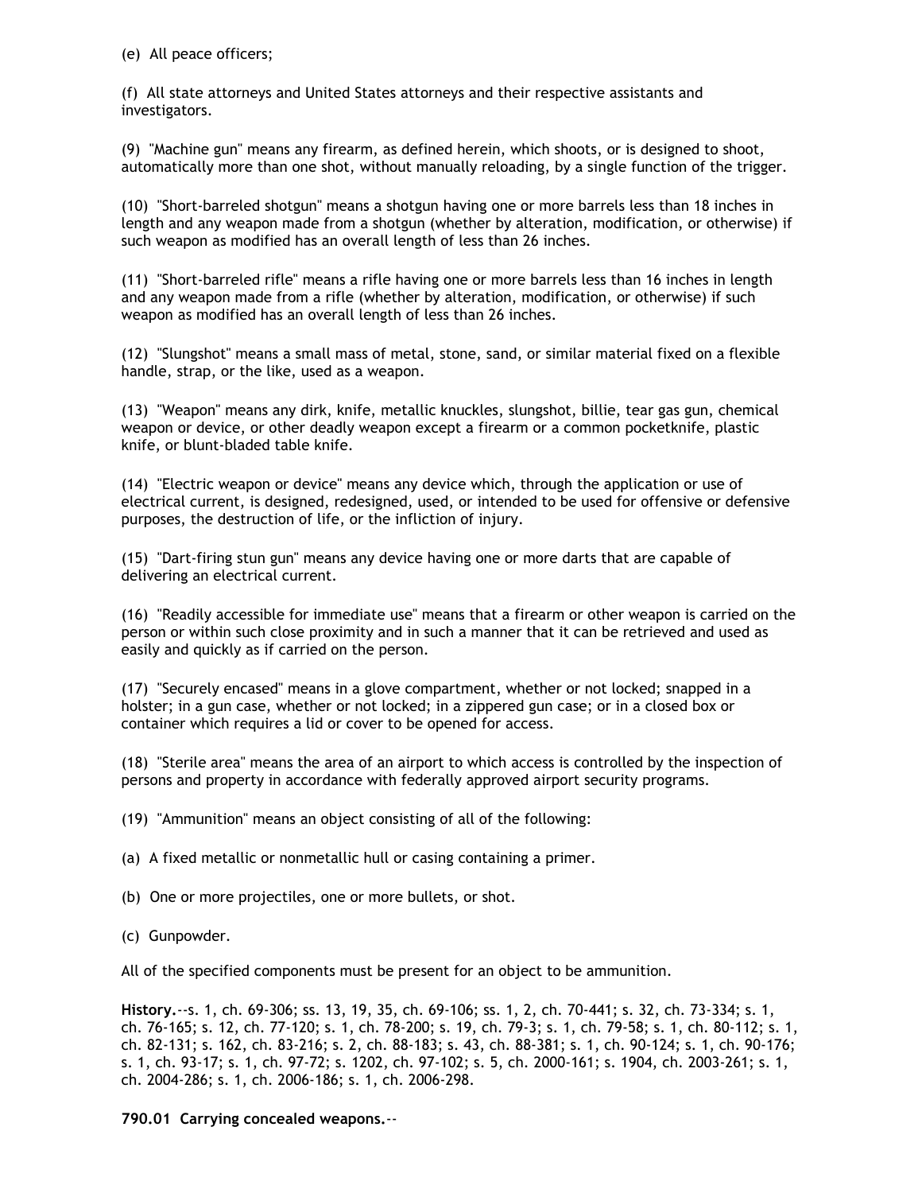(e) All peace officers;

(f) All state attorneys and United States attorneys and their respective assistants and investigators.

(9) "Machine gun" means any firearm, as defined herein, which shoots, or is designed to shoot, automatically more than one shot, without manually reloading, by a single function of the trigger.

(10) "Short-barreled shotgun" means a shotgun having one or more barrels less than 18 inches in length and any weapon made from a shotgun (whether by alteration, modification, or otherwise) if such weapon as modified has an overall length of less than 26 inches.

(11) "Short-barreled rifle" means a rifle having one or more barrels less than 16 inches in length and any weapon made from a rifle (whether by alteration, modification, or otherwise) if such weapon as modified has an overall length of less than 26 inches.

(12) "Slungshot" means a small mass of metal, stone, sand, or similar material fixed on a flexible handle, strap, or the like, used as a weapon.

(13) "Weapon" means any dirk, knife, metallic knuckles, slungshot, billie, tear gas gun, chemical weapon or device, or other deadly weapon except a firearm or a common pocketknife, plastic knife, or blunt-bladed table knife.

(14) "Electric weapon or device" means any device which, through the application or use of electrical current, is designed, redesigned, used, or intended to be used for offensive or defensive purposes, the destruction of life, or the infliction of injury.

(15) "Dart-firing stun gun" means any device having one or more darts that are capable of delivering an electrical current.

(16) "Readily accessible for immediate use" means that a firearm or other weapon is carried on the person or within such close proximity and in such a manner that it can be retrieved and used as easily and quickly as if carried on the person.

(17) "Securely encased" means in a glove compartment, whether or not locked; snapped in a holster; in a gun case, whether or not locked; in a zippered gun case; or in a closed box or container which requires a lid or cover to be opened for access.

(18) "Sterile area" means the area of an airport to which access is controlled by the inspection of persons and property in accordance with federally approved airport security programs.

(19) "Ammunition" means an object consisting of all of the following:

(a) A fixed metallic or nonmetallic hull or casing containing a primer.

(b) One or more projectiles, one or more bullets, or shot.

(c) Gunpowder.

All of the specified components must be present for an object to be ammunition.

**History.**--s. 1, ch. 69-306; ss. 13, 19, 35, ch. 69-106; ss. 1, 2, ch. 70-441; s. 32, ch. 73-334; s. 1, ch. 76-165; s. 12, ch. 77-120; s. 1, ch. 78-200; s. 19, ch. 79-3; s. 1, ch. 79-58; s. 1, ch. 80-112; s. 1, ch. 82-131; s. 162, ch. 83-216; s. 2, ch. 88-183; s. 43, ch. 88-381; s. 1, ch. 90-124; s. 1, ch. 90-176; s. 1, ch. 93-17; s. 1, ch. 97-72; s. 1202, ch. 97-102; s. 5, ch. 2000-161; s. 1904, ch. 2003-261; s. 1, ch. 2004-286; s. 1, ch. 2006-186; s. 1, ch. 2006-298.

**790.01 Carrying concealed weapons.**--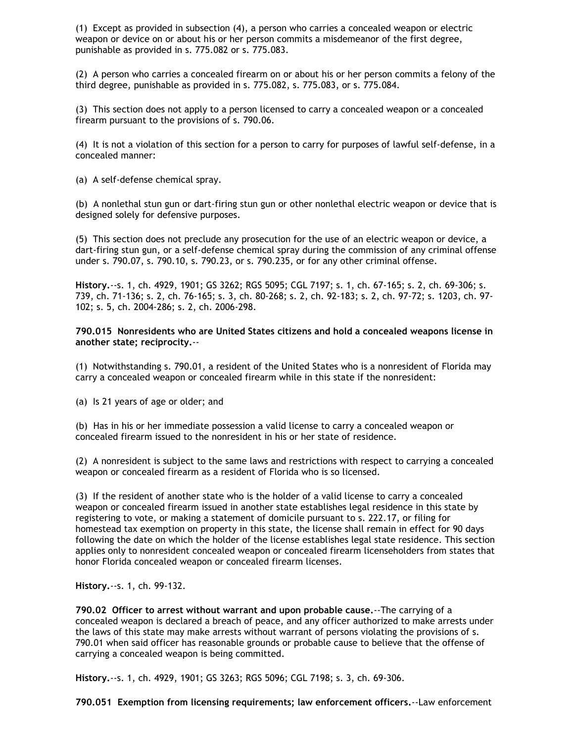(1) Except as provided in subsection (4), a person who carries a concealed weapon or electric weapon or device on or about his or her person commits a misdemeanor of the first degree, punishable as provided in s. 775.082 or s. 775.083.

(2) A person who carries a concealed firearm on or about his or her person commits a felony of the third degree, punishable as provided in s. 775.082, s. 775.083, or s. 775.084.

(3) This section does not apply to a person licensed to carry a concealed weapon or a concealed firearm pursuant to the provisions of s. 790.06.

(4) It is not a violation of this section for a person to carry for purposes of lawful self-defense, in a concealed manner:

(a) A self-defense chemical spray.

(b) A nonlethal stun gun or dart-firing stun gun or other nonlethal electric weapon or device that is designed solely for defensive purposes.

(5) This section does not preclude any prosecution for the use of an electric weapon or device, a dart-firing stun gun, or a self-defense chemical spray during the commission of any criminal offense under s. 790.07, s. 790.10, s. 790.23, or s. 790.235, or for any other criminal offense.

**History.**--s. 1, ch. 4929, 1901; GS 3262; RGS 5095; CGL 7197; s. 1, ch. 67-165; s. 2, ch. 69-306; s. 739, ch. 71-136; s. 2, ch. 76-165; s. 3, ch. 80-268; s. 2, ch. 92-183; s. 2, ch. 97-72; s. 1203, ch. 97-102; s. 5, ch. 2004-286; s. 2, ch. 2006-298.

**790.015 Nonresidents who are United States citizens and hold a concealed weapons license in another state; reciprocity.**--

(1) Notwithstanding s. 790.01, a resident of the United States who is a nonresident of Florida may carry a concealed weapon or concealed firearm while in this state if the nonresident:

(a) Is 21 years of age or older; and

(b) Has in his or her immediate possession a valid license to carry a concealed weapon or concealed firearm issued to the nonresident in his or her state of residence.

(2) A nonresident is subject to the same laws and restrictions with respect to carrying a concealed weapon or concealed firearm as a resident of Florida who is so licensed.

(3) If the resident of another state who is the holder of a valid license to carry a concealed weapon or concealed firearm issued in another state establishes legal residence in this state by registering to vote, or making a statement of domicile pursuant to s. 222.17, or filing for homestead tax exemption on property in this state, the license shall remain in effect for 90 days following the date on which the holder of the license establishes legal state residence. This section applies only to nonresident concealed weapon or concealed firearm licenseholders from states that honor Florida concealed weapon or concealed firearm licenses.

**History.**--s. 1, ch. 99-132.

**790.02 Officer to arrest without warrant and upon probable cause.**--The carrying of a concealed weapon is declared a breach of peace, and any officer authorized to make arrests under the laws of this state may make arrests without warrant of persons violating the provisions of s. 790.01 when said officer has reasonable grounds or probable cause to believe that the offense of carrying a concealed weapon is being committed.

**History.**--s. 1, ch. 4929, 1901; GS 3263; RGS 5096; CGL 7198; s. 3, ch. 69-306.

**790.051 Exemption from licensing requirements; law enforcement officers.**--Law enforcement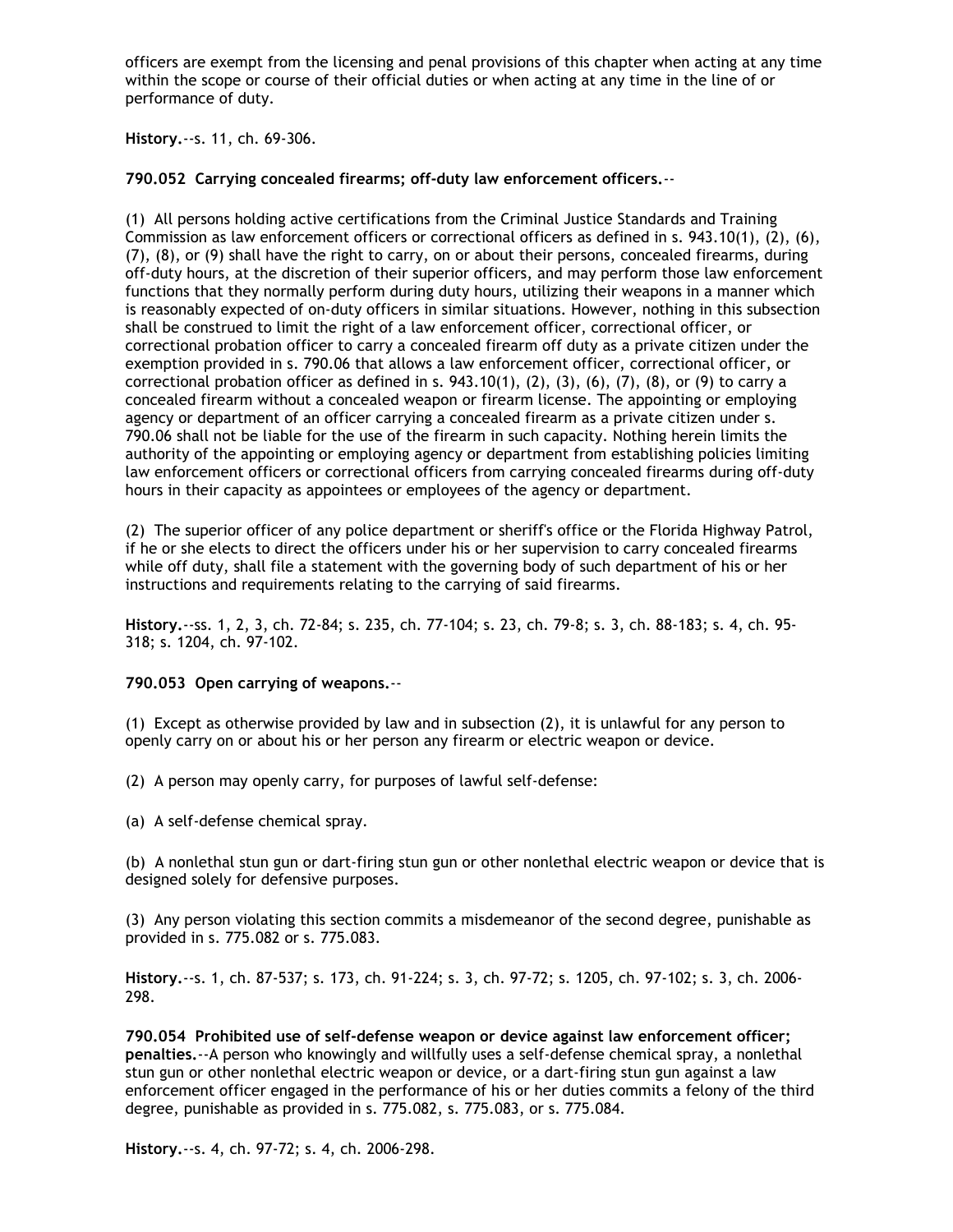officers are exempt from the licensing and penal provisions of this chapter when acting at any time within the scope or course of their official duties or when acting at any time in the line of or performance of duty.

**History.**--s. 11, ch. 69-306.

**790.052 Carrying concealed firearms; off-duty law enforcement officers.**--

(1) All persons holding active certifications from the Criminal Justice Standards and Training Commission as law enforcement officers or correctional officers as defined in s. 943.10(1), (2), (6), (7), (8), or (9) shall have the right to carry, on or about their persons, concealed firearms, during off-duty hours, at the discretion of their superior officers, and may perform those law enforcement functions that they normally perform during duty hours, utilizing their weapons in a manner which is reasonably expected of on-duty officers in similar situations. However, nothing in this subsection shall be construed to limit the right of a law enforcement officer, correctional officer, or correctional probation officer to carry a concealed firearm off duty as a private citizen under the exemption provided in s. 790.06 that allows a law enforcement officer, correctional officer, or correctional probation officer as defined in s. 943.10(1), (2), (3), (6), (7), (8), or (9) to carry a concealed firearm without a concealed weapon or firearm license. The appointing or employing agency or department of an officer carrying a concealed firearm as a private citizen under s. 790.06 shall not be liable for the use of the firearm in such capacity. Nothing herein limits the authority of the appointing or employing agency or department from establishing policies limiting law enforcement officers or correctional officers from carrying concealed firearms during off-duty hours in their capacity as appointees or employees of the agency or department.

(2) The superior officer of any police department or sheriff's office or the Florida Highway Patrol, if he or she elects to direct the officers under his or her supervision to carry concealed firearms while off duty, shall file a statement with the governing body of such department of his or her instructions and requirements relating to the carrying of said firearms.

**History.**--ss. 1, 2, 3, ch. 72-84; s. 235, ch. 77-104; s. 23, ch. 79-8; s. 3, ch. 88-183; s. 4, ch. 95-318; s. 1204, ch. 97-102.

**790.053 Open carrying of weapons.**--

(1) Except as otherwise provided by law and in subsection (2), it is unlawful for any person to openly carry on or about his or her person any firearm or electric weapon or device.

(2) A person may openly carry, for purposes of lawful self-defense:

(a) A self-defense chemical spray.

(b) A nonlethal stun gun or dart-firing stun gun or other nonlethal electric weapon or device that is designed solely for defensive purposes.

(3) Any person violating this section commits a misdemeanor of the second degree, punishable as provided in s. 775.082 or s. 775.083.

**History.**--s. 1, ch. 87-537; s. 173, ch. 91-224; s. 3, ch. 97-72; s. 1205, ch. 97-102; s. 3, ch. 2006-298.

**790.054 Prohibited use of self-defense weapon or device against law enforcement officer; penalties.**--A person who knowingly and willfully uses a self-defense chemical spray, a nonlethal stun gun or other nonlethal electric weapon or device, or a dart-firing stun gun against a law enforcement officer engaged in the performance of his or her duties commits a felony of the third degree, punishable as provided in s. 775.082, s. 775.083, or s. 775.084.

**History.**--s. 4, ch. 97-72; s. 4, ch. 2006-298.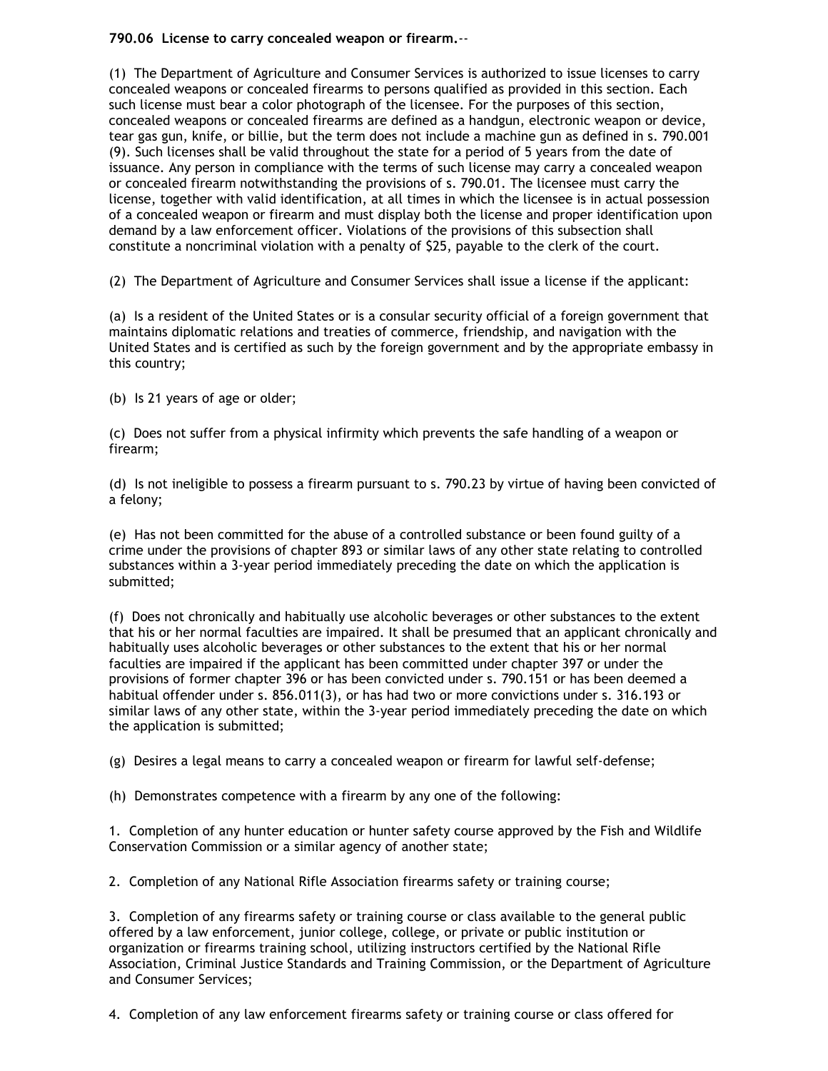**790.06 License to carry concealed weapon or firearm.**--

(1) The Department of Agriculture and Consumer Services is authorized to issue licenses to carry concealed weapons or concealed firearms to persons qualified as provided in this section. Each such license must bear a color photograph of the licensee. For the purposes of this section, concealed weapons or concealed firearms are defined as a handgun, electronic weapon or device, tear gas gun, knife, or billie, but the term does not include a machine gun as defined in s. 790.001 (9). Such licenses shall be valid throughout the state for a period of 5 years from the date of issuance. Any person in compliance with the terms of such license may carry a concealed weapon or concealed firearm notwithstanding the provisions of s. 790.01. The licensee must carry the license, together with valid identification, at all times in which the licensee is in actual possession of a concealed weapon or firearm and must display both the license and proper identification upon demand by a law enforcement officer. Violations of the provisions of this subsection shall constitute a noncriminal violation with a penalty of $25, payable to the clerk of the court.

(2) The Department of Agriculture and Consumer Services shall issue a license if the applicant:

(a) Is a resident of the United States or is a consular security official of a foreign government that maintains diplomatic relations and treaties of commerce, friendship, and navigation with the United States and is certified as such by the foreign government and by the appropriate embassy in this country;

(b) Is 21 years of age or older;

(c) Does not suffer from a physical infirmity which prevents the safe handling of a weapon or firearm;

(d) Is not ineligible to possess a firearm pursuant to s. 790.23 by virtue of having been convicted of a felony;

(e) Has not been committed for the abuse of a controlled substance or been found guilty of a crime under the provisions of chapter 893 or similar laws of any other state relating to controlled substances within a 3-year period immediately preceding the date on which the application is submitted;

(f) Does not chronically and habitually use alcoholic beverages or other substances to the extent that his or her normal faculties are impaired. It shall be presumed that an applicant chronically and habitually uses alcoholic beverages or other substances to the extent that his or her normal faculties are impaired if the applicant has been committed under chapter 397 or under the provisions of former chapter 396 or has been convicted under s. 790.151 or has been deemed a habitual offender under s. 856.011(3), or has had two or more convictions under s. 316.193 or similar laws of any other state, within the 3-year period immediately preceding the date on which the application is submitted;

(g) Desires a legal means to carry a concealed weapon or firearm for lawful self-defense;

(h) Demonstrates competence with a firearm by any one of the following:

1. Completion of any hunter education or hunter safety course approved by the Fish and Wildlife Conservation Commission or a similar agency of another state;

2. Completion of any National Rifle Association firearms safety or training course;

3. Completion of any firearms safety or training course or class available to the general public offered by a law enforcement, junior college, college, or private or public institution or organization or firearms training school, utilizing instructors certified by the National Rifle Association, Criminal Justice Standards and Training Commission, or the Department of Agriculture and Consumer Services;

4. Completion of any law enforcement firearms safety or training course or class offered for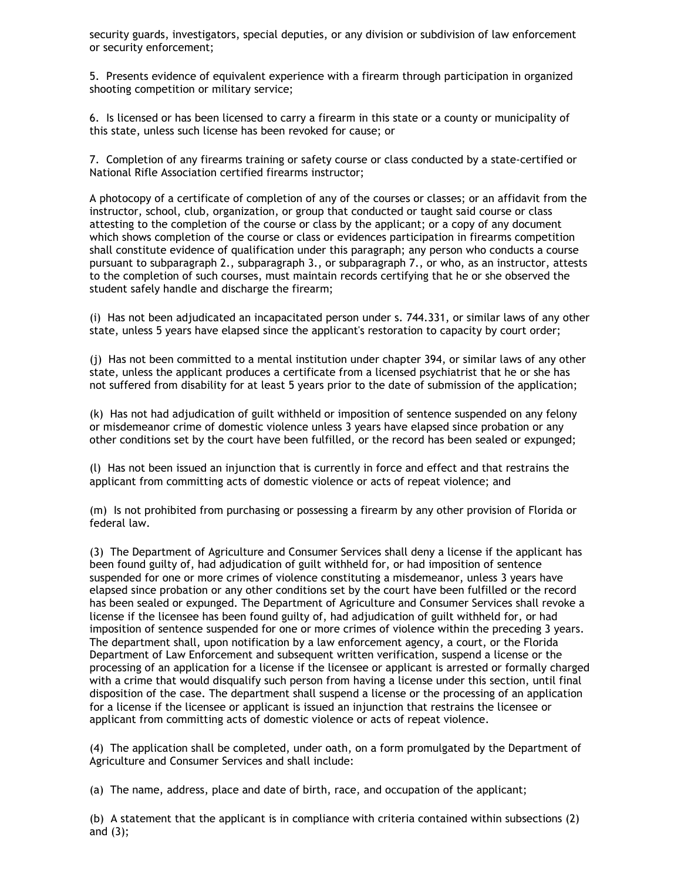security guards, investigators, special deputies, or any division or subdivision of law enforcement or security enforcement;

5. Presents evidence of equivalent experience with a firearm through participation in organized shooting competition or military service;

6. Is licensed or has been licensed to carry a firearm in this state or a county or municipality of this state, unless such license has been revoked for cause; or

7. Completion of any firearms training or safety course or class conducted by a state-certified or National Rifle Association certified firearms instructor;

A photocopy of a certificate of completion of any of the courses or classes; or an affidavit from the instructor, school, club, organization, or group that conducted or taught said course or class attesting to the completion of the course or class by the applicant; or a copy of any document which shows completion of the course or class or evidences participation in firearms competition shall constitute evidence of qualification under this paragraph; any person who conducts a course pursuant to subparagraph 2., subparagraph 3., or subparagraph 7., or who, as an instructor, attests to the completion of such courses, must maintain records certifying that he or she observed the student safely handle and discharge the firearm;

(i) Has not been adjudicated an incapacitated person under s. 744.331, or similar laws of any other state, unless 5 years have elapsed since the applicant's restoration to capacity by court order;

(j) Has not been committed to a mental institution under chapter 394, or similar laws of any other state, unless the applicant produces a certificate from a licensed psychiatrist that he or she has not suffered from disability for at least 5 years prior to the date of submission of the application;

(k) Has not had adjudication of guilt withheld or imposition of sentence suspended on any felony or misdemeanor crime of domestic violence unless 3 years have elapsed since probation or any other conditions set by the court have been fulfilled, or the record has been sealed or expunged;

(l) Has not been issued an injunction that is currently in force and effect and that restrains the applicant from committing acts of domestic violence or acts of repeat violence; and

(m) Is not prohibited from purchasing or possessing a firearm by any other provision of Florida or federal law.

(3) The Department of Agriculture and Consumer Services shall deny a license if the applicant has been found guilty of, had adjudication of guilt withheld for, or had imposition of sentence suspended for one or more crimes of violence constituting a misdemeanor, unless 3 years have elapsed since probation or any other conditions set by the court have been fulfilled or the record has been sealed or expunged. The Department of Agriculture and Consumer Services shall revoke a license if the licensee has been found guilty of, had adjudication of guilt withheld for, or had imposition of sentence suspended for one or more crimes of violence within the preceding 3 years. The department shall, upon notification by a law enforcement agency, a court, or the Florida Department of Law Enforcement and subsequent written verification, suspend a license or the processing of an application for a license if the licensee or applicant is arrested or formally charged with a crime that would disqualify such person from having a license under this section, until final disposition of the case. The department shall suspend a license or the processing of an application for a license if the licensee or applicant is issued an injunction that restrains the licensee or applicant from committing acts of domestic violence or acts of repeat violence.

(4) The application shall be completed, under oath, on a form promulgated by the Department of Agriculture and Consumer Services and shall include:

(a) The name, address, place and date of birth, race, and occupation of the applicant;

(b) A statement that the applicant is in compliance with criteria contained within subsections (2) and (3);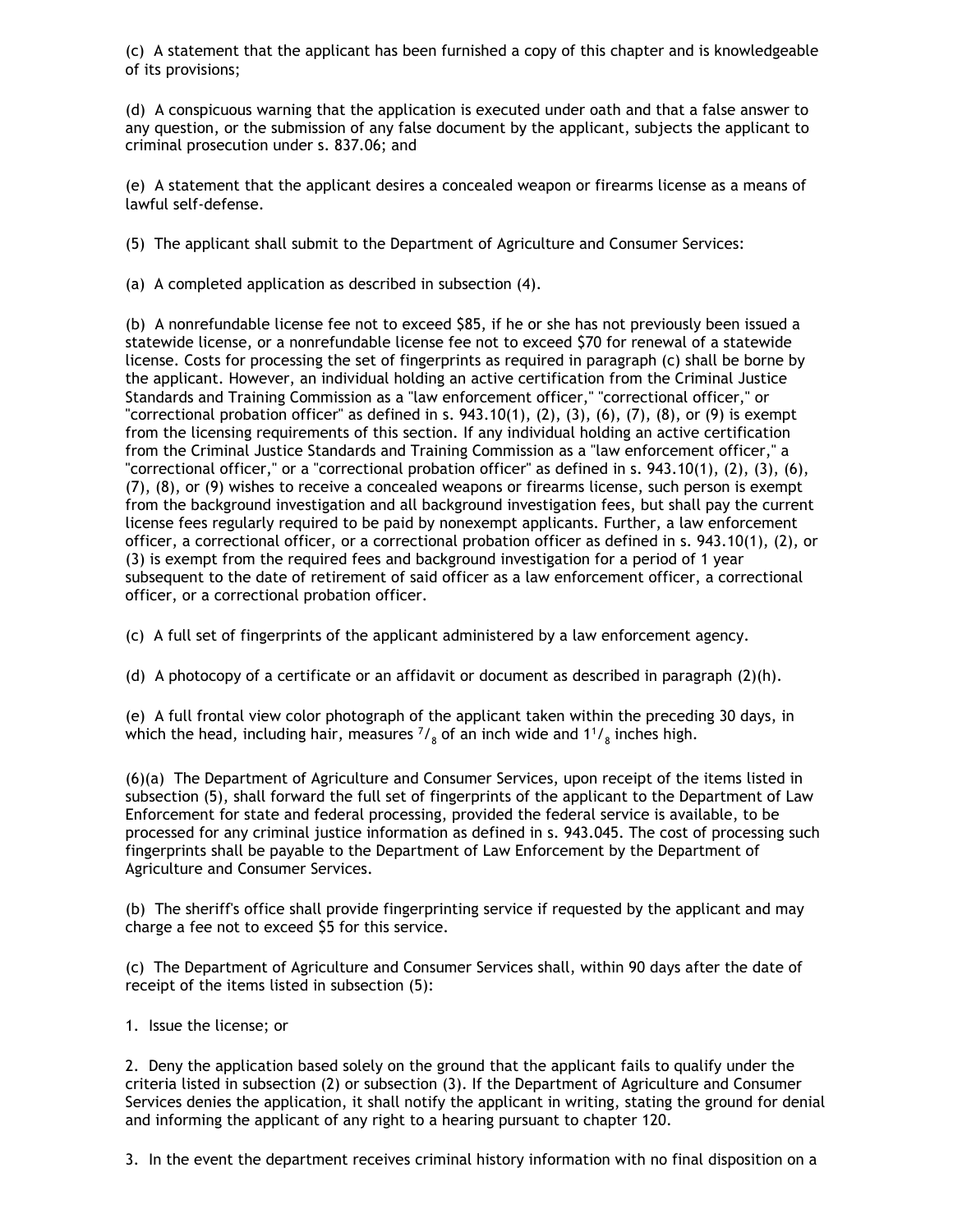(c) A statement that the applicant has been furnished a copy of this chapter and is knowledgeable of its provisions;

(d) A conspicuous warning that the application is executed under oath and that a false answer to any question, or the submission of any false document by the applicant, subjects the applicant to criminal prosecution under s. 837.06; and

(e) A statement that the applicant desires a concealed weapon or firearms license as a means of lawful self-defense.

(5) The applicant shall submit to the Department of Agriculture and Consumer Services:

(a) A completed application as described in subsection (4).

(b) A nonrefundable license fee not to exceed $85, if he or she has not previously been issued a statewide license, or a nonrefundable license fee not to exceed $70 for renewal of a statewide license. Costs for processing the set of fingerprints as required in paragraph (c) shall be borne by the applicant. However, an individual holding an active certification from the Criminal Justice Standards and Training Commission as a "law enforcement officer," "correctional officer," or "correctional probation officer" as defined in s. 943.10(1), (2), (3), (6), (7), (8), or (9) is exempt from the licensing requirements of this section. If any individual holding an active certification from the Criminal Justice Standards and Training Commission as a "law enforcement officer," a "correctional officer," or a "correctional probation officer" as defined in s. 943.10(1), (2), (3), (6), (7), (8), or (9) wishes to receive a concealed weapons or firearms license, such person is exempt from the background investigation and all background investigation fees, but shall pay the current license fees regularly required to be paid by nonexempt applicants. Further, a law enforcement officer, a correctional officer, or a correctional probation officer as defined in s. 943.10(1), (2), or (3) is exempt from the required fees and background investigation for a period of 1 year subsequent to the date of retirement of said officer as a law enforcement officer, a correctional officer, or a correctional probation officer.

(c) A full set of fingerprints of the applicant administered by a law enforcement agency.

(d) A photocopy of a certificate or an affidavit or document as described in paragraph (2)(h).

(e) A full frontal view color photograph of the applicant taken within the preceding 30 days, in which the head, including hair, measures $^7/_8$ of an inch wide and $1^1/_8$ inches high.

(6)(a) The Department of Agriculture and Consumer Services, upon receipt of the items listed in subsection (5), shall forward the full set of fingerprints of the applicant to the Department of Law Enforcement for state and federal processing, provided the federal service is available, to be processed for any criminal justice information as defined in s. 943.045. The cost of processing such fingerprints shall be payable to the Department of Law Enforcement by the Department of Agriculture and Consumer Services.

(b) The sheriff's office shall provide fingerprinting service if requested by the applicant and may charge a fee not to exceed $5 for this service.

(c) The Department of Agriculture and Consumer Services shall, within 90 days after the date of receipt of the items listed in subsection (5):

1. Issue the license; or

2. Deny the application based solely on the ground that the applicant fails to qualify under the criteria listed in subsection (2) or subsection (3). If the Department of Agriculture and Consumer Services denies the application, it shall notify the applicant in writing, stating the ground for denial and informing the applicant of any right to a hearing pursuant to chapter 120.

3. In the event the department receives criminal history information with no final disposition on a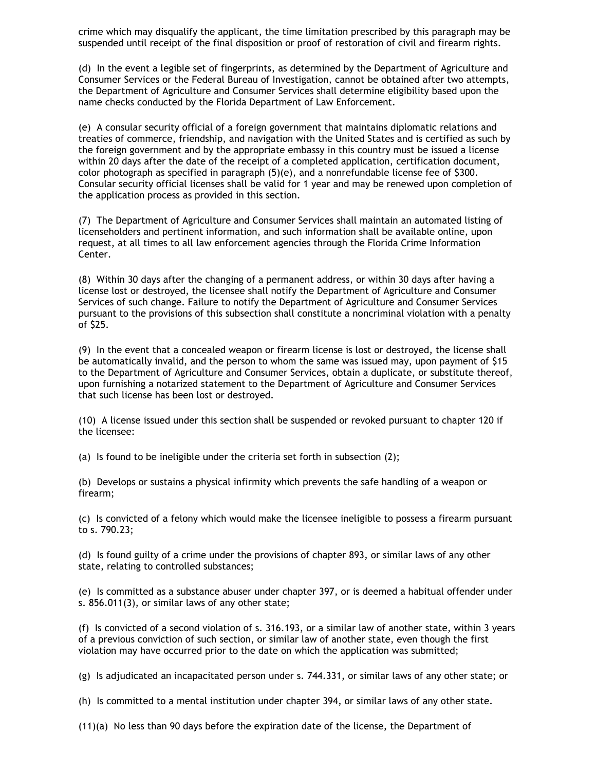crime which may disqualify the applicant, the time limitation prescribed by this paragraph may be suspended until receipt of the final disposition or proof of restoration of civil and firearm rights.

(d) In the event a legible set of fingerprints, as determined by the Department of Agriculture and Consumer Services or the Federal Bureau of Investigation, cannot be obtained after two attempts, the Department of Agriculture and Consumer Services shall determine eligibility based upon the name checks conducted by the Florida Department of Law Enforcement.

(e) A consular security official of a foreign government that maintains diplomatic relations and treaties of commerce, friendship, and navigation with the United States and is certified as such by the foreign government and by the appropriate embassy in this country must be issued a license within 20 days after the date of the receipt of a completed application, certification document, color photograph as specified in paragraph (5)(e), and a nonrefundable license fee of $300. Consular security official licenses shall be valid for 1 year and may be renewed upon completion of the application process as provided in this section.

(7) The Department of Agriculture and Consumer Services shall maintain an automated listing of licenseholders and pertinent information, and such information shall be available online, upon request, at all times to all law enforcement agencies through the Florida Crime Information Center.

(8) Within 30 days after the changing of a permanent address, or within 30 days after having a license lost or destroyed, the licensee shall notify the Department of Agriculture and Consumer Services of such change. Failure to notify the Department of Agriculture and Consumer Services pursuant to the provisions of this subsection shall constitute a noncriminal violation with a penalty of $25.

(9) In the event that a concealed weapon or firearm license is lost or destroyed, the license shall be automatically invalid, and the person to whom the same was issued may, upon payment of $15 to the Department of Agriculture and Consumer Services, obtain a duplicate, or substitute thereof, upon furnishing a notarized statement to the Department of Agriculture and Consumer Services that such license has been lost or destroyed.

(10) A license issued under this section shall be suspended or revoked pursuant to chapter 120 if the licensee:

(a) Is found to be ineligible under the criteria set forth in subsection (2);

(b) Develops or sustains a physical infirmity which prevents the safe handling of a weapon or firearm;

(c) Is convicted of a felony which would make the licensee ineligible to possess a firearm pursuant to s. 790.23;

(d) Is found guilty of a crime under the provisions of chapter 893, or similar laws of any other state, relating to controlled substances;

(e) Is committed as a substance abuser under chapter 397, or is deemed a habitual offender under s. 856.011(3), or similar laws of any other state;

(f) Is convicted of a second violation of s. 316.193, or a similar law of another state, within 3 years of a previous conviction of such section, or similar law of another state, even though the first violation may have occurred prior to the date on which the application was submitted;

(g) Is adjudicated an incapacitated person under s. 744.331, or similar laws of any other state; or

(h) Is committed to a mental institution under chapter 394, or similar laws of any other state.

(11)(a) No less than 90 days before the expiration date of the license, the Department of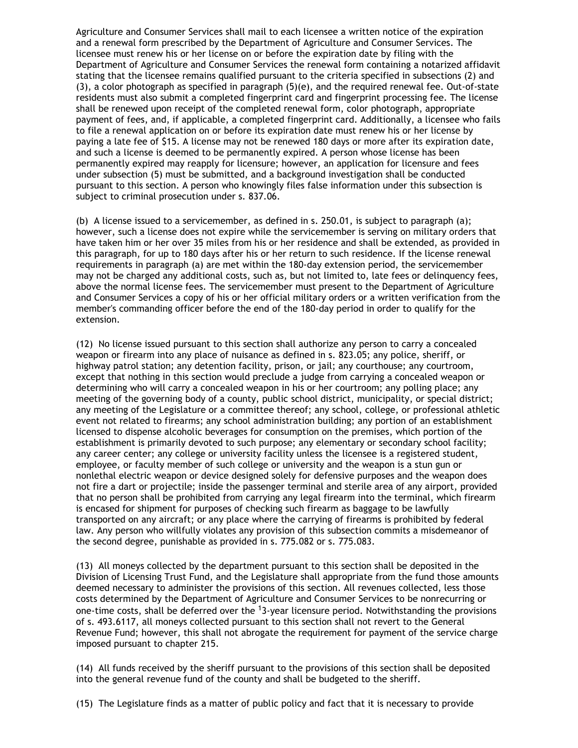Agriculture and Consumer Services shall mail to each licensee a written notice of the expiration and a renewal form prescribed by the Department of Agriculture and Consumer Services. The licensee must renew his or her license on or before the expiration date by filing with the Department of Agriculture and Consumer Services the renewal form containing a notarized affidavit stating that the licensee remains qualified pursuant to the criteria specified in subsections (2) and (3), a color photograph as specified in paragraph (5)(e), and the required renewal fee. Out-of-state residents must also submit a completed fingerprint card and fingerprint processing fee. The license shall be renewed upon receipt of the completed renewal form, color photograph, appropriate payment of fees, and, if applicable, a completed fingerprint card. Additionally, a licensee who fails to file a renewal application on or before its expiration date must renew his or her license by paying a late fee of $15. A license may not be renewed 180 days or more after its expiration date, and such a license is deemed to be permanently expired. A person whose license has been permanently expired may reapply for licensure; however, an application for licensure and fees under subsection (5) must be submitted, and a background investigation shall be conducted pursuant to this section. A person who knowingly files false information under this subsection is subject to criminal prosecution under s. 837.06.

(b) A license issued to a servicemember, as defined in s. 250.01, is subject to paragraph (a); however, such a license does not expire while the servicemember is serving on military orders that have taken him or her over 35 miles from his or her residence and shall be extended, as provided in this paragraph, for up to 180 days after his or her return to such residence. If the license renewal requirements in paragraph (a) are met within the 180-day extension period, the servicemember may not be charged any additional costs, such as, but not limited to, late fees or delinquency fees, above the normal license fees. The servicemember must present to the Department of Agriculture and Consumer Services a copy of his or her official military orders or a written verification from the member's commanding officer before the end of the 180-day period in order to qualify for the extension.

(12) No license issued pursuant to this section shall authorize any person to carry a concealed weapon or firearm into any place of nuisance as defined in s. 823.05; any police, sheriff, or highway patrol station; any detention facility, prison, or jail; any courthouse; any courtroom, except that nothing in this section would preclude a judge from carrying a concealed weapon or determining who will carry a concealed weapon in his or her courtroom; any polling place; any meeting of the governing body of a county, public school district, municipality, or special district; any meeting of the Legislature or a committee thereof; any school, college, or professional athletic event not related to firearms; any school administration building; any portion of an establishment licensed to dispense alcoholic beverages for consumption on the premises, which portion of the establishment is primarily devoted to such purpose; any elementary or secondary school facility; any career center; any college or university facility unless the licensee is a registered student, employee, or faculty member of such college or university and the weapon is a stun gun or nonlethal electric weapon or device designed solely for defensive purposes and the weapon does not fire a dart or projectile; inside the passenger terminal and sterile area of any airport, provided that no person shall be prohibited from carrying any legal firearm into the terminal, which firearm is encased for shipment for purposes of checking such firearm as baggage to be lawfully transported on any aircraft; or any place where the carrying of firearms is prohibited by federal law. Any person who willfully violates any provision of this subsection commits a misdemeanor of the second degree, punishable as provided in s. 775.082 or s. 775.083.

(13) All moneys collected by the department pursuant to this section shall be deposited in the Division of Licensing Trust Fund, and the Legislature shall appropriate from the fund those amounts deemed necessary to administer the provisions of this section. All revenues collected, less those costs determined by the Department of Agriculture and Consumer Services to be nonrecurring or one-time costs, shall be deferred over the [1]3-year licensure period. Notwithstanding the provisions of s. 493.6117, all moneys collected pursuant to this section shall not revert to the General Revenue Fund; however, this shall not abrogate the requirement for payment of the service charge imposed pursuant to chapter 215.

(14) All funds received by the sheriff pursuant to the provisions of this section shall be deposited into the general revenue fund of the county and shall be budgeted to the sheriff.

(15) The Legislature finds as a matter of public policy and fact that it is necessary to provide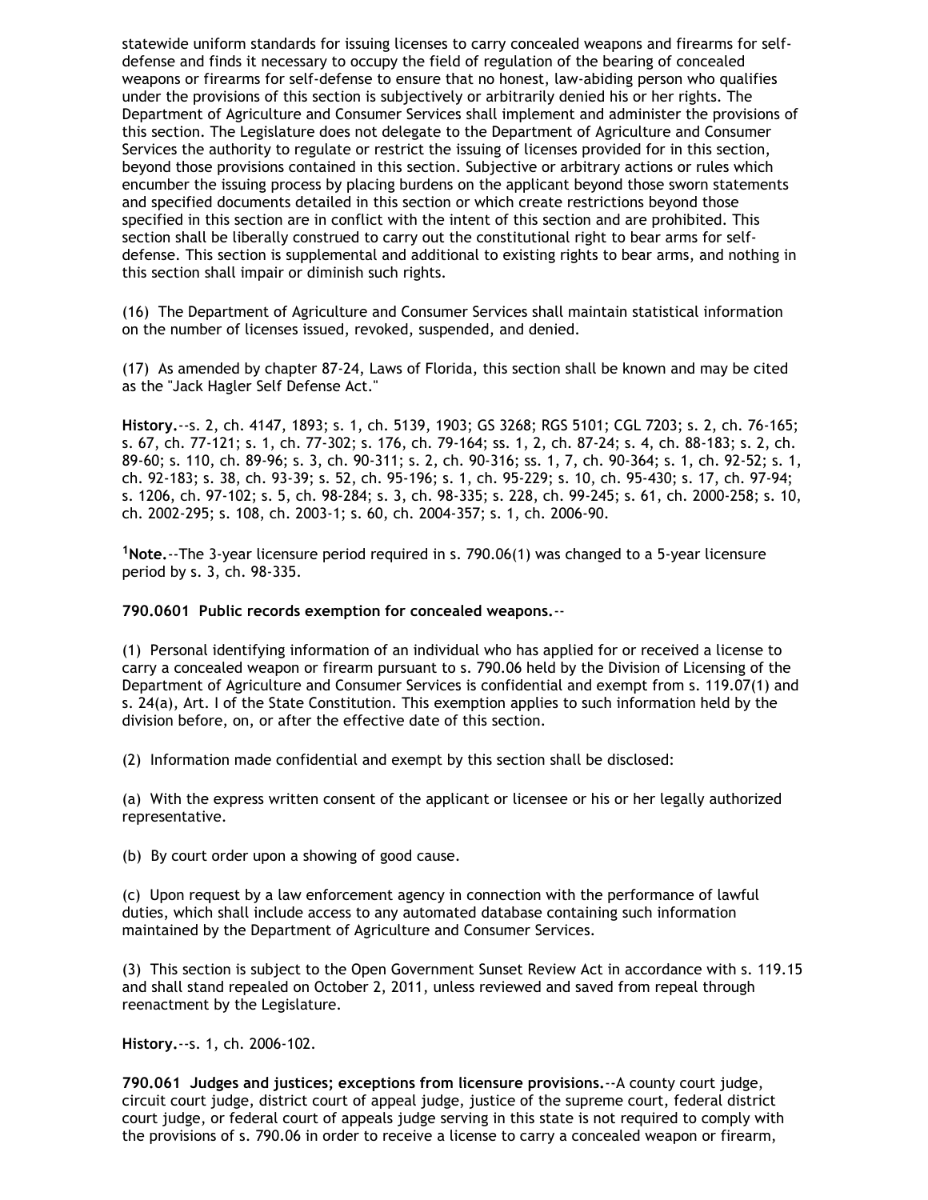statewide uniform standards for issuing licenses to carry concealed weapons and firearms for self-defense and finds it necessary to occupy the field of regulation of the bearing of concealed weapons or firearms for self-defense to ensure that no honest, law-abiding person who qualifies under the provisions of this section is subjectively or arbitrarily denied his or her rights. The Department of Agriculture and Consumer Services shall implement and administer the provisions of this section. The Legislature does not delegate to the Department of Agriculture and Consumer Services the authority to regulate or restrict the issuing of licenses provided for in this section, beyond those provisions contained in this section. Subjective or arbitrary actions or rules which encumber the issuing process by placing burdens on the applicant beyond those sworn statements and specified documents detailed in this section or which create restrictions beyond those specified in this section are in conflict with the intent of this section and are prohibited. This section shall be liberally construed to carry out the constitutional right to bear arms for self-defense. This section is supplemental and additional to existing rights to bear arms, and nothing in this section shall impair or diminish such rights.

(16) The Department of Agriculture and Consumer Services shall maintain statistical information on the number of licenses issued, revoked, suspended, and denied.

(17) As amended by chapter 87-24, Laws of Florida, this section shall be known and may be cited as the "Jack Hagler Self Defense Act."

**History.**--s. 2, ch. 4147, 1893; s. 1, ch. 5139, 1903; GS 3268; RGS 5101; CGL 7203; s. 2, ch. 76-165; s. 67, ch. 77-121; s. 1, ch. 77-302; s. 176, ch. 79-164; ss. 1, 2, ch. 87-24; s. 4, ch. 88-183; s. 2, ch. 89-60; s. 110, ch. 89-96; s. 3, ch. 90-311; s. 2, ch. 90-316; ss. 1, 7, ch. 90-364; s. 1, ch. 92-52; s. 1, ch. 92-183; s. 38, ch. 93-39; s. 52, ch. 95-196; s. 1, ch. 95-229; s. 10, ch. 95-430; s. 17, ch. 97-94; s. 1206, ch. 97-102; s. 5, ch. 98-284; s. 3, ch. 98-335; s. 228, ch. 99-245; s. 61, ch. 2000-258; s. 10, ch. 2002-295; s. 108, ch. 2003-1; s. 60, ch. 2004-357; s. 1, ch. 2006-90.

[1]**Note.**--The 3-year licensure period required in s. 790.06(1) was changed to a 5-year licensure period by s. 3, ch. 98-335.

**790.0601 Public records exemption for concealed weapons.**--

(1) Personal identifying information of an individual who has applied for or received a license to carry a concealed weapon or firearm pursuant to s. 790.06 held by the Division of Licensing of the Department of Agriculture and Consumer Services is confidential and exempt from s. 119.07(1) and s. 24(a), Art. I of the State Constitution. This exemption applies to such information held by the division before, on, or after the effective date of this section.

(2) Information made confidential and exempt by this section shall be disclosed:

(a) With the express written consent of the applicant or licensee or his or her legally authorized representative.

(b) By court order upon a showing of good cause.

(c) Upon request by a law enforcement agency in connection with the performance of lawful duties, which shall include access to any automated database containing such information maintained by the Department of Agriculture and Consumer Services.

(3) This section is subject to the Open Government Sunset Review Act in accordance with s. 119.15 and shall stand repealed on October 2, 2011, unless reviewed and saved from repeal through reenactment by the Legislature.

**History.**--s. 1, ch. 2006-102.

**790.061 Judges and justices; exceptions from licensure provisions.**--A county court judge, circuit court judge, district court of appeal judge, justice of the supreme court, federal district court judge, or federal court of appeals judge serving in this state is not required to comply with the provisions of s. 790.06 in order to receive a license to carry a concealed weapon or firearm,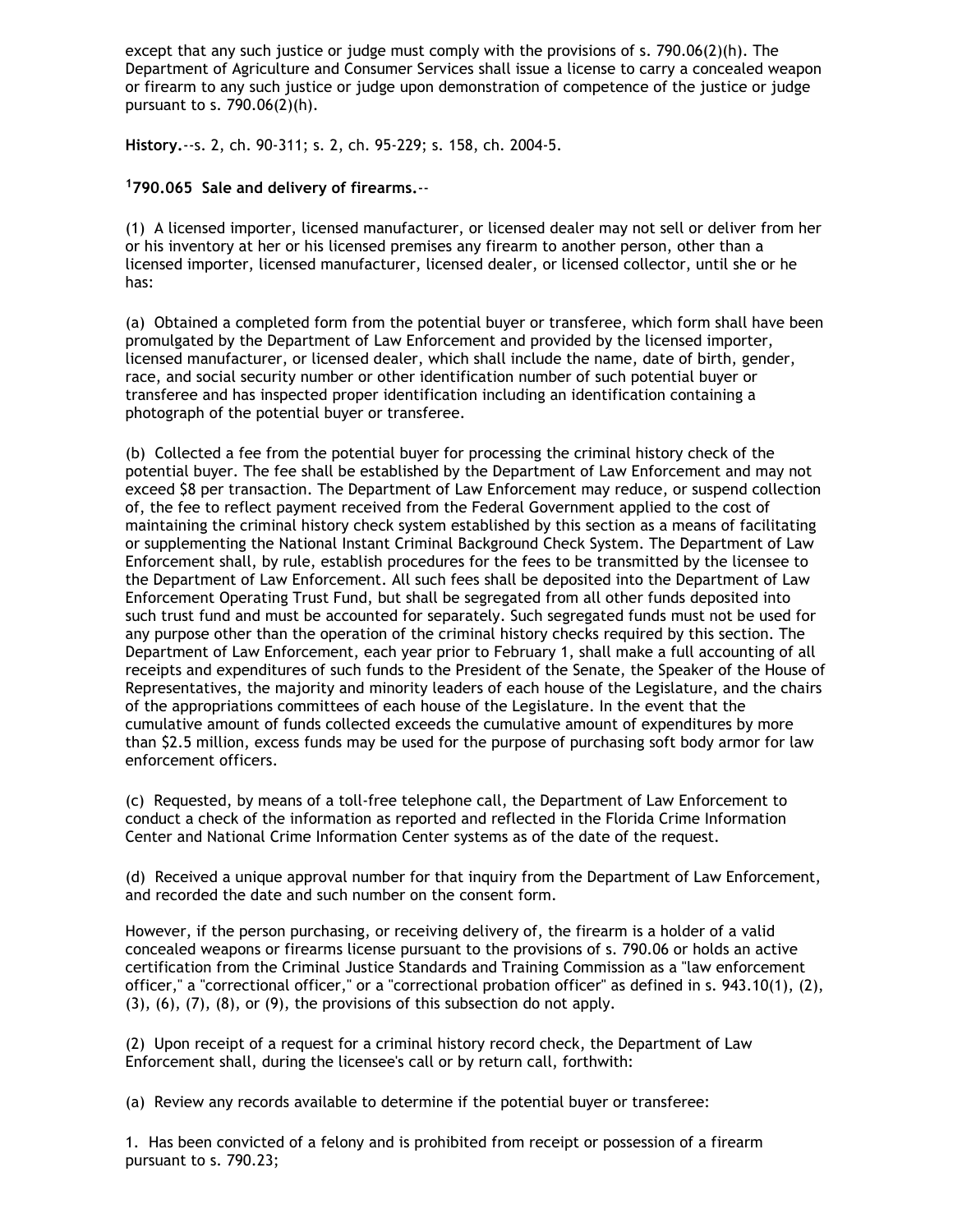except that any such justice or judge must comply with the provisions of s. 790.06(2)(h). The Department of Agriculture and Consumer Services shall issue a license to carry a concealed weapon or firearm to any such justice or judge upon demonstration of competence of the justice or judge pursuant to s. 790.06(2)(h).

**History.**--s. 2, ch. 90-311; s. 2, ch. 95-229; s. 158, ch. 2004-5.

**[1]790.065 Sale and delivery of firearms.**--

(1) A licensed importer, licensed manufacturer, or licensed dealer may not sell or deliver from her or his inventory at her or his licensed premises any firearm to another person, other than a licensed importer, licensed manufacturer, licensed dealer, or licensed collector, until she or he has:

(a) Obtained a completed form from the potential buyer or transferee, which form shall have been promulgated by the Department of Law Enforcement and provided by the licensed importer, licensed manufacturer, or licensed dealer, which shall include the name, date of birth, gender, race, and social security number or other identification number of such potential buyer or transferee and has inspected proper identification including an identification containing a photograph of the potential buyer or transferee.

(b) Collected a fee from the potential buyer for processing the criminal history check of the potential buyer. The fee shall be established by the Department of Law Enforcement and may not exceed $8 per transaction. The Department of Law Enforcement may reduce, or suspend collection of, the fee to reflect payment received from the Federal Government applied to the cost of maintaining the criminal history check system established by this section as a means of facilitating or supplementing the National Instant Criminal Background Check System. The Department of Law Enforcement shall, by rule, establish procedures for the fees to be transmitted by the licensee to the Department of Law Enforcement. All such fees shall be deposited into the Department of Law Enforcement Operating Trust Fund, but shall be segregated from all other funds deposited into such trust fund and must be accounted for separately. Such segregated funds must not be used for any purpose other than the operation of the criminal history checks required by this section. The Department of Law Enforcement, each year prior to February 1, shall make a full accounting of all receipts and expenditures of such funds to the President of the Senate, the Speaker of the House of Representatives, the majority and minority leaders of each house of the Legislature, and the chairs of the appropriations committees of each house of the Legislature. In the event that the cumulative amount of funds collected exceeds the cumulative amount of expenditures by more than $2.5 million, excess funds may be used for the purpose of purchasing soft body armor for law enforcement officers.

(c) Requested, by means of a toll-free telephone call, the Department of Law Enforcement to conduct a check of the information as reported and reflected in the Florida Crime Information Center and National Crime Information Center systems as of the date of the request.

(d) Received a unique approval number for that inquiry from the Department of Law Enforcement, and recorded the date and such number on the consent form.

However, if the person purchasing, or receiving delivery of, the firearm is a holder of a valid concealed weapons or firearms license pursuant to the provisions of s. 790.06 or holds an active certification from the Criminal Justice Standards and Training Commission as a "law enforcement officer," a "correctional officer," or a "correctional probation officer" as defined in s. 943.10(1), (2), (3), (6), (7), (8), or (9), the provisions of this subsection do not apply.

(2) Upon receipt of a request for a criminal history record check, the Department of Law Enforcement shall, during the licensee's call or by return call, forthwith:

(a) Review any records available to determine if the potential buyer or transferee:

1. Has been convicted of a felony and is prohibited from receipt or possession of a firearm pursuant to s. 790.23;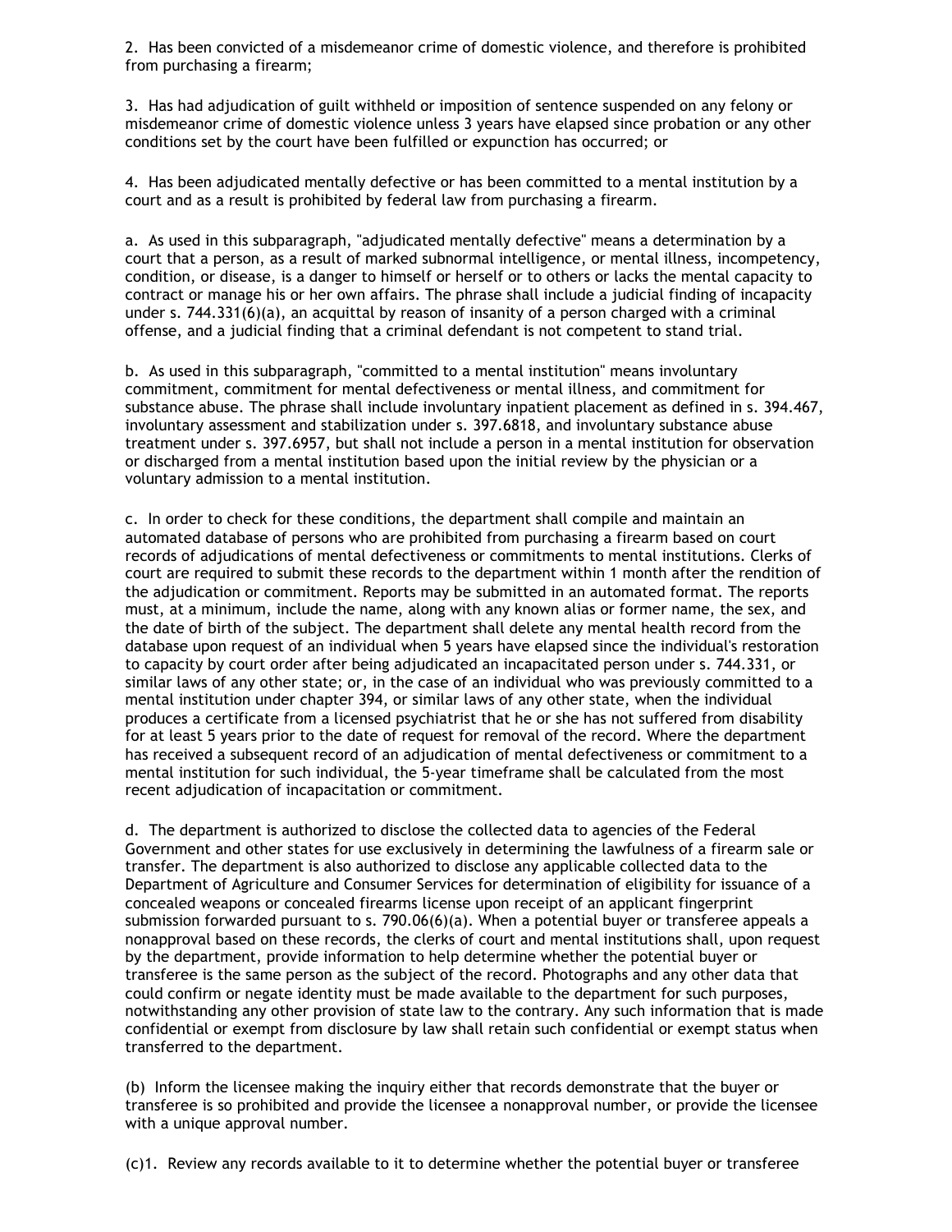2. Has been convicted of a misdemeanor crime of domestic violence, and therefore is prohibited from purchasing a firearm;

3. Has had adjudication of guilt withheld or imposition of sentence suspended on any felony or misdemeanor crime of domestic violence unless 3 years have elapsed since probation or any other conditions set by the court have been fulfilled or expunction has occurred; or

4. Has been adjudicated mentally defective or has been committed to a mental institution by a court and as a result is prohibited by federal law from purchasing a firearm.

a. As used in this subparagraph, "adjudicated mentally defective" means a determination by a court that a person, as a result of marked subnormal intelligence, or mental illness, incompetency, condition, or disease, is a danger to himself or herself or to others or lacks the mental capacity to contract or manage his or her own affairs. The phrase shall include a judicial finding of incapacity under s. 744.331(6)(a), an acquittal by reason of insanity of a person charged with a criminal offense, and a judicial finding that a criminal defendant is not competent to stand trial.

b. As used in this subparagraph, "committed to a mental institution" means involuntary commitment, commitment for mental defectiveness or mental illness, and commitment for substance abuse. The phrase shall include involuntary inpatient placement as defined in s. 394.467, involuntary assessment and stabilization under s. 397.6818, and involuntary substance abuse treatment under s. 397.6957, but shall not include a person in a mental institution for observation or discharged from a mental institution based upon the initial review by the physician or a voluntary admission to a mental institution.

c. In order to check for these conditions, the department shall compile and maintain an automated database of persons who are prohibited from purchasing a firearm based on court records of adjudications of mental defectiveness or commitments to mental institutions. Clerks of court are required to submit these records to the department within 1 month after the rendition of the adjudication or commitment. Reports may be submitted in an automated format. The reports must, at a minimum, include the name, along with any known alias or former name, the sex, and the date of birth of the subject. The department shall delete any mental health record from the database upon request of an individual when 5 years have elapsed since the individual's restoration to capacity by court order after being adjudicated an incapacitated person under s. 744.331, or similar laws of any other state; or, in the case of an individual who was previously committed to a mental institution under chapter 394, or similar laws of any other state, when the individual produces a certificate from a licensed psychiatrist that he or she has not suffered from disability for at least 5 years prior to the date of request for removal of the record. Where the department has received a subsequent record of an adjudication of mental defectiveness or commitment to a mental institution for such individual, the 5-year timeframe shall be calculated from the most recent adjudication of incapacitation or commitment.

d. The department is authorized to disclose the collected data to agencies of the Federal Government and other states for use exclusively in determining the lawfulness of a firearm sale or transfer. The department is also authorized to disclose any applicable collected data to the Department of Agriculture and Consumer Services for determination of eligibility for issuance of a concealed weapons or concealed firearms license upon receipt of an applicant fingerprint submission forwarded pursuant to s. 790.06(6)(a). When a potential buyer or transferee appeals a nonapproval based on these records, the clerks of court and mental institutions shall, upon request by the department, provide information to help determine whether the potential buyer or transferee is the same person as the subject of the record. Photographs and any other data that could confirm or negate identity must be made available to the department for such purposes, notwithstanding any other provision of state law to the contrary. Any such information that is made confidential or exempt from disclosure by law shall retain such confidential or exempt status when transferred to the department.

(b) Inform the licensee making the inquiry either that records demonstrate that the buyer or transferee is so prohibited and provide the licensee a nonapproval number, or provide the licensee with a unique approval number.

(c)1. Review any records available to it to determine whether the potential buyer or transferee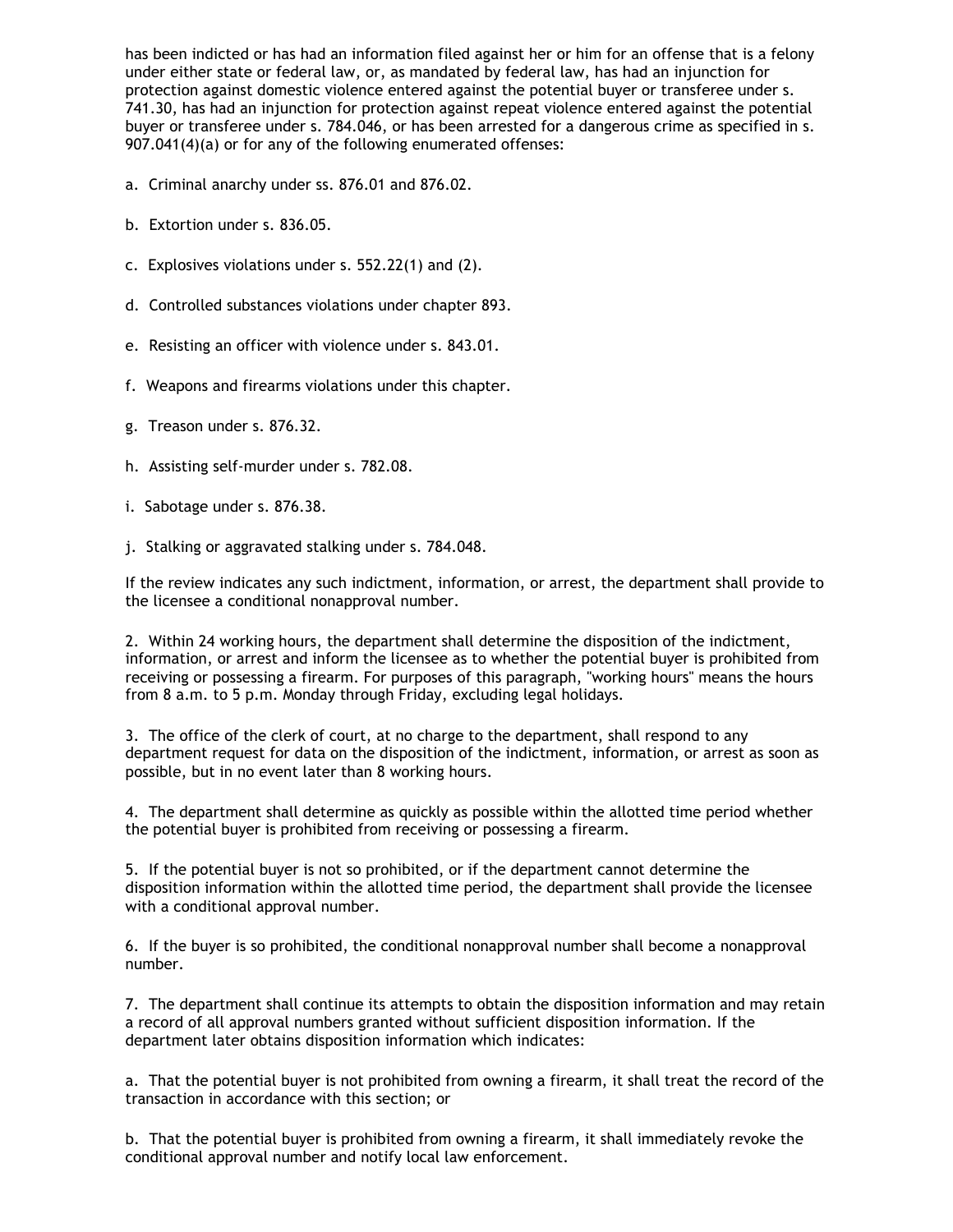has been indicted or has had an information filed against her or him for an offense that is a felony under either state or federal law, or, as mandated by federal law, has had an injunction for protection against domestic violence entered against the potential buyer or transferee under s. 741.30, has had an injunction for protection against repeat violence entered against the potential buyer or transferee under s. 784.046, or has been arrested for a dangerous crime as specified in s. 907.041(4)(a) or for any of the following enumerated offenses:

a. Criminal anarchy under ss. 876.01 and 876.02.

b. Extortion under s. 836.05.

c. Explosives violations under s. 552.22(1) and (2).

d. Controlled substances violations under chapter 893.

e. Resisting an officer with violence under s. 843.01.

f. Weapons and firearms violations under this chapter.

g. Treason under s. 876.32.

h. Assisting self-murder under s. 782.08.

i. Sabotage under s. 876.38.

j. Stalking or aggravated stalking under s. 784.048.

If the review indicates any such indictment, information, or arrest, the department shall provide to the licensee a conditional nonapproval number.

2. Within 24 working hours, the department shall determine the disposition of the indictment, information, or arrest and inform the licensee as to whether the potential buyer is prohibited from receiving or possessing a firearm. For purposes of this paragraph, "working hours" means the hours from 8 a.m. to 5 p.m. Monday through Friday, excluding legal holidays.

3. The office of the clerk of court, at no charge to the department, shall respond to any department request for data on the disposition of the indictment, information, or arrest as soon as possible, but in no event later than 8 working hours.

4. The department shall determine as quickly as possible within the allotted time period whether the potential buyer is prohibited from receiving or possessing a firearm.

5. If the potential buyer is not so prohibited, or if the department cannot determine the disposition information within the allotted time period, the department shall provide the licensee with a conditional approval number.

6. If the buyer is so prohibited, the conditional nonapproval number shall become a nonapproval number.

7. The department shall continue its attempts to obtain the disposition information and may retain a record of all approval numbers granted without sufficient disposition information. If the department later obtains disposition information which indicates:

a. That the potential buyer is not prohibited from owning a firearm, it shall treat the record of the transaction in accordance with this section; or

b. That the potential buyer is prohibited from owning a firearm, it shall immediately revoke the conditional approval number and notify local law enforcement.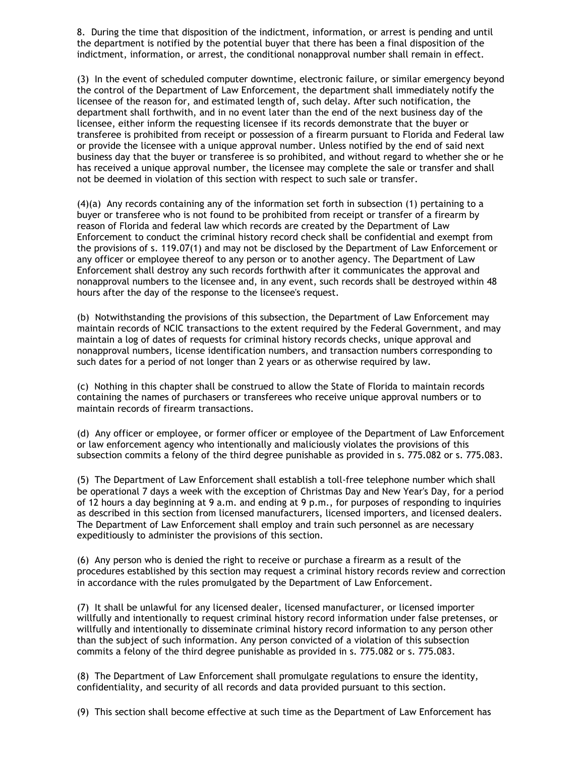8. During the time that disposition of the indictment, information, or arrest is pending and until the department is notified by the potential buyer that there has been a final disposition of the indictment, information, or arrest, the conditional nonapproval number shall remain in effect.

(3) In the event of scheduled computer downtime, electronic failure, or similar emergency beyond the control of the Department of Law Enforcement, the department shall immediately notify the licensee of the reason for, and estimated length of, such delay. After such notification, the department shall forthwith, and in no event later than the end of the next business day of the licensee, either inform the requesting licensee if its records demonstrate that the buyer or transferee is prohibited from receipt or possession of a firearm pursuant to Florida and Federal law or provide the licensee with a unique approval number. Unless notified by the end of said next business day that the buyer or transferee is so prohibited, and without regard to whether she or he has received a unique approval number, the licensee may complete the sale or transfer and shall not be deemed in violation of this section with respect to such sale or transfer.

(4)(a) Any records containing any of the information set forth in subsection (1) pertaining to a buyer or transferee who is not found to be prohibited from receipt or transfer of a firearm by reason of Florida and federal law which records are created by the Department of Law Enforcement to conduct the criminal history record check shall be confidential and exempt from the provisions of s. 119.07(1) and may not be disclosed by the Department of Law Enforcement or any officer or employee thereof to any person or to another agency. The Department of Law Enforcement shall destroy any such records forthwith after it communicates the approval and nonapproval numbers to the licensee and, in any event, such records shall be destroyed within 48 hours after the day of the response to the licensee's request.

(b) Notwithstanding the provisions of this subsection, the Department of Law Enforcement may maintain records of NCIC transactions to the extent required by the Federal Government, and may maintain a log of dates of requests for criminal history records checks, unique approval and nonapproval numbers, license identification numbers, and transaction numbers corresponding to such dates for a period of not longer than 2 years or as otherwise required by law.

(c) Nothing in this chapter shall be construed to allow the State of Florida to maintain records containing the names of purchasers or transferees who receive unique approval numbers or to maintain records of firearm transactions.

(d) Any officer or employee, or former officer or employee of the Department of Law Enforcement or law enforcement agency who intentionally and maliciously violates the provisions of this subsection commits a felony of the third degree punishable as provided in s. 775.082 or s. 775.083.

(5) The Department of Law Enforcement shall establish a toll-free telephone number which shall be operational 7 days a week with the exception of Christmas Day and New Year's Day, for a period of 12 hours a day beginning at 9 a.m. and ending at 9 p.m., for purposes of responding to inquiries as described in this section from licensed manufacturers, licensed importers, and licensed dealers. The Department of Law Enforcement shall employ and train such personnel as are necessary expeditiously to administer the provisions of this section.

(6) Any person who is denied the right to receive or purchase a firearm as a result of the procedures established by this section may request a criminal history records review and correction in accordance with the rules promulgated by the Department of Law Enforcement.

(7) It shall be unlawful for any licensed dealer, licensed manufacturer, or licensed importer willfully and intentionally to request criminal history record information under false pretenses, or willfully and intentionally to disseminate criminal history record information to any person other than the subject of such information. Any person convicted of a violation of this subsection commits a felony of the third degree punishable as provided in s. 775.082 or s. 775.083.

(8) The Department of Law Enforcement shall promulgate regulations to ensure the identity, confidentiality, and security of all records and data provided pursuant to this section.

(9) This section shall become effective at such time as the Department of Law Enforcement has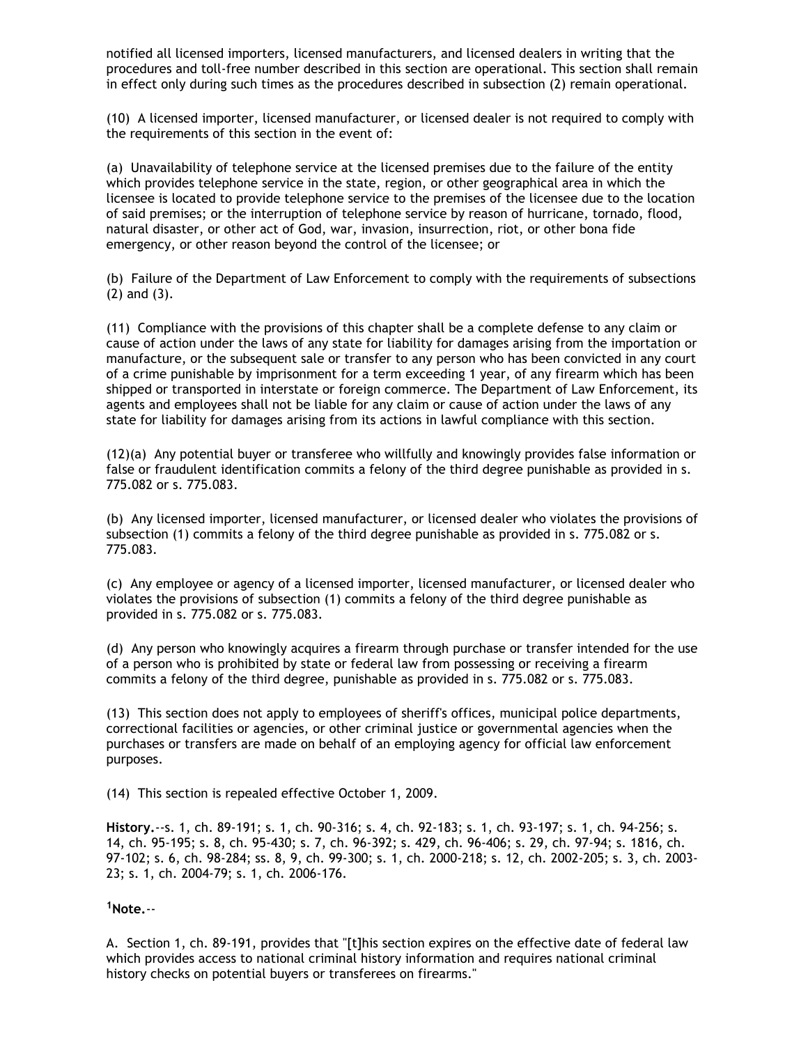notified all licensed importers, licensed manufacturers, and licensed dealers in writing that the procedures and toll-free number described in this section are operational. This section shall remain in effect only during such times as the procedures described in subsection (2) remain operational.

(10) A licensed importer, licensed manufacturer, or licensed dealer is not required to comply with the requirements of this section in the event of:

(a) Unavailability of telephone service at the licensed premises due to the failure of the entity which provides telephone service in the state, region, or other geographical area in which the licensee is located to provide telephone service to the premises of the licensee due to the location of said premises; or the interruption of telephone service by reason of hurricane, tornado, flood, natural disaster, or other act of God, war, invasion, insurrection, riot, or other bona fide emergency, or other reason beyond the control of the licensee; or

(b) Failure of the Department of Law Enforcement to comply with the requirements of subsections (2) and (3).

(11) Compliance with the provisions of this chapter shall be a complete defense to any claim or cause of action under the laws of any state for liability for damages arising from the importation or manufacture, or the subsequent sale or transfer to any person who has been convicted in any court of a crime punishable by imprisonment for a term exceeding 1 year, of any firearm which has been shipped or transported in interstate or foreign commerce. The Department of Law Enforcement, its agents and employees shall not be liable for any claim or cause of action under the laws of any state for liability for damages arising from its actions in lawful compliance with this section.

(12)(a) Any potential buyer or transferee who willfully and knowingly provides false information or false or fraudulent identification commits a felony of the third degree punishable as provided in s. 775.082 or s. 775.083.

(b) Any licensed importer, licensed manufacturer, or licensed dealer who violates the provisions of subsection (1) commits a felony of the third degree punishable as provided in s. 775.082 or s. 775.083.

(c) Any employee or agency of a licensed importer, licensed manufacturer, or licensed dealer who violates the provisions of subsection (1) commits a felony of the third degree punishable as provided in s. 775.082 or s. 775.083.

(d) Any person who knowingly acquires a firearm through purchase or transfer intended for the use of a person who is prohibited by state or federal law from possessing or receiving a firearm commits a felony of the third degree, punishable as provided in s. 775.082 or s. 775.083.

(13) This section does not apply to employees of sheriff's offices, municipal police departments, correctional facilities or agencies, or other criminal justice or governmental agencies when the purchases or transfers are made on behalf of an employing agency for official law enforcement purposes.

(14) This section is repealed effective October 1, 2009.

**History.**--s. 1, ch. 89-191; s. 1, ch. 90-316; s. 4, ch. 92-183; s. 1, ch. 93-197; s. 1, ch. 94-256; s. 14, ch. 95-195; s. 8, ch. 95-430; s. 7, ch. 96-392; s. 429, ch. 96-406; s. 29, ch. 97-94; s. 1816, ch. 97-102; s. 6, ch. 98-284; ss. 8, 9, ch. 99-300; s. 1, ch. 2000-218; s. 12, ch. 2002-205; s. 3, ch. 2003-23; s. 1, ch. 2004-79; s. 1, ch. 2006-176.

**[1]Note.**--

A. Section 1, ch. 89-191, provides that "[t]his section expires on the effective date of federal law which provides access to national criminal history information and requires national criminal history checks on potential buyers or transferees on firearms."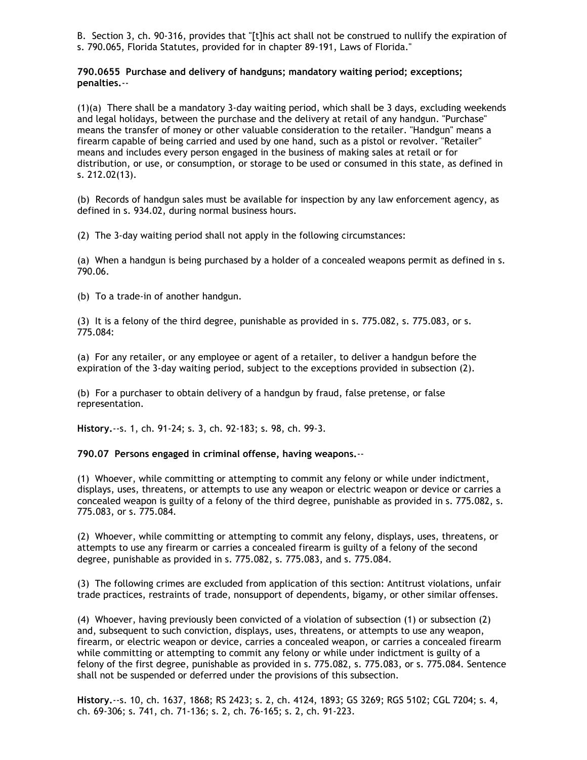B. Section 3, ch. 90-316, provides that "[t]his act shall not be construed to nullify the expiration of s. 790.065, Florida Statutes, provided for in chapter 89-191, Laws of Florida."

**790.0655 Purchase and delivery of handguns; mandatory waiting period; exceptions; penalties.**--

(1)(a) There shall be a mandatory 3-day waiting period, which shall be 3 days, excluding weekends and legal holidays, between the purchase and the delivery at retail of any handgun. "Purchase" means the transfer of money or other valuable consideration to the retailer. "Handgun" means a firearm capable of being carried and used by one hand, such as a pistol or revolver. "Retailer" means and includes every person engaged in the business of making sales at retail or for distribution, or use, or consumption, or storage to be used or consumed in this state, as defined in s. 212.02(13).

(b) Records of handgun sales must be available for inspection by any law enforcement agency, as defined in s. 934.02, during normal business hours.

(2) The 3-day waiting period shall not apply in the following circumstances:

(a) When a handgun is being purchased by a holder of a concealed weapons permit as defined in s. 790.06.

(b) To a trade-in of another handgun.

(3) It is a felony of the third degree, punishable as provided in s. 775.082, s. 775.083, or s. 775.084:

(a) For any retailer, or any employee or agent of a retailer, to deliver a handgun before the expiration of the 3-day waiting period, subject to the exceptions provided in subsection (2).

(b) For a purchaser to obtain delivery of a handgun by fraud, false pretense, or false representation.

**History.**--s. 1, ch. 91-24; s. 3, ch. 92-183; s. 98, ch. 99-3.

**790.07 Persons engaged in criminal offense, having weapons.**--

(1) Whoever, while committing or attempting to commit any felony or while under indictment, displays, uses, threatens, or attempts to use any weapon or electric weapon or device or carries a concealed weapon is guilty of a felony of the third degree, punishable as provided in s. 775.082, s. 775.083, or s. 775.084.

(2) Whoever, while committing or attempting to commit any felony, displays, uses, threatens, or attempts to use any firearm or carries a concealed firearm is guilty of a felony of the second degree, punishable as provided in s. 775.082, s. 775.083, and s. 775.084.

(3) The following crimes are excluded from application of this section: Antitrust violations, unfair trade practices, restraints of trade, nonsupport of dependents, bigamy, or other similar offenses.

(4) Whoever, having previously been convicted of a violation of subsection (1) or subsection (2) and, subsequent to such conviction, displays, uses, threatens, or attempts to use any weapon, firearm, or electric weapon or device, carries a concealed weapon, or carries a concealed firearm while committing or attempting to commit any felony or while under indictment is guilty of a felony of the first degree, punishable as provided in s. 775.082, s. 775.083, or s. 775.084. Sentence shall not be suspended or deferred under the provisions of this subsection.

**History.**--s. 10, ch. 1637, 1868; RS 2423; s. 2, ch. 4124, 1893; GS 3269; RGS 5102; CGL 7204; s. 4, ch. 69-306; s. 741, ch. 71-136; s. 2, ch. 76-165; s. 2, ch. 91-223.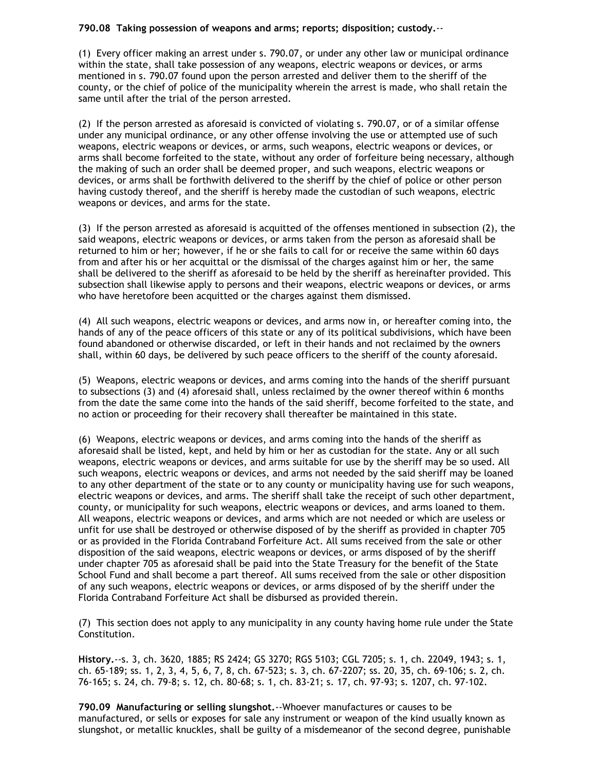**790.08 Taking possession of weapons and arms; reports; disposition; custody.**--

(1) Every officer making an arrest under s. 790.07, or under any other law or municipal ordinance within the state, shall take possession of any weapons, electric weapons or devices, or arms mentioned in s. 790.07 found upon the person arrested and deliver them to the sheriff of the county, or the chief of police of the municipality wherein the arrest is made, who shall retain the same until after the trial of the person arrested.

(2) If the person arrested as aforesaid is convicted of violating s. 790.07, or of a similar offense under any municipal ordinance, or any other offense involving the use or attempted use of such weapons, electric weapons or devices, or arms, such weapons, electric weapons or devices, or arms shall become forfeited to the state, without any order of forfeiture being necessary, although the making of such an order shall be deemed proper, and such weapons, electric weapons or devices, or arms shall be forthwith delivered to the sheriff by the chief of police or other person having custody thereof, and the sheriff is hereby made the custodian of such weapons, electric weapons or devices, and arms for the state.

(3) If the person arrested as aforesaid is acquitted of the offenses mentioned in subsection (2), the said weapons, electric weapons or devices, or arms taken from the person as aforesaid shall be returned to him or her; however, if he or she fails to call for or receive the same within 60 days from and after his or her acquittal or the dismissal of the charges against him or her, the same shall be delivered to the sheriff as aforesaid to be held by the sheriff as hereinafter provided. This subsection shall likewise apply to persons and their weapons, electric weapons or devices, or arms who have heretofore been acquitted or the charges against them dismissed.

(4) All such weapons, electric weapons or devices, and arms now in, or hereafter coming into, the hands of any of the peace officers of this state or any of its political subdivisions, which have been found abandoned or otherwise discarded, or left in their hands and not reclaimed by the owners shall, within 60 days, be delivered by such peace officers to the sheriff of the county aforesaid.

(5) Weapons, electric weapons or devices, and arms coming into the hands of the sheriff pursuant to subsections (3) and (4) aforesaid shall, unless reclaimed by the owner thereof within 6 months from the date the same come into the hands of the said sheriff, become forfeited to the state, and no action or proceeding for their recovery shall thereafter be maintained in this state.

(6) Weapons, electric weapons or devices, and arms coming into the hands of the sheriff as aforesaid shall be listed, kept, and held by him or her as custodian for the state. Any or all such weapons, electric weapons or devices, and arms suitable for use by the sheriff may be so used. All such weapons, electric weapons or devices, and arms not needed by the said sheriff may be loaned to any other department of the state or to any county or municipality having use for such weapons, electric weapons or devices, and arms. The sheriff shall take the receipt of such other department, county, or municipality for such weapons, electric weapons or devices, and arms loaned to them. All weapons, electric weapons or devices, and arms which are not needed or which are useless or unfit for use shall be destroyed or otherwise disposed of by the sheriff as provided in chapter 705 or as provided in the Florida Contraband Forfeiture Act. All sums received from the sale or other disposition of the said weapons, electric weapons or devices, or arms disposed of by the sheriff under chapter 705 as aforesaid shall be paid into the State Treasury for the benefit of the State School Fund and shall become a part thereof. All sums received from the sale or other disposition of any such weapons, electric weapons or devices, or arms disposed of by the sheriff under the Florida Contraband Forfeiture Act shall be disbursed as provided therein.

(7) This section does not apply to any municipality in any county having home rule under the State Constitution.

**History.**--s. 3, ch. 3620, 1885; RS 2424; GS 3270; RGS 5103; CGL 7205; s. 1, ch. 22049, 1943; s. 1, ch. 65-189; ss. 1, 2, 3, 4, 5, 6, 7, 8, ch. 67-523; s. 3, ch. 67-2207; ss. 20, 35, ch. 69-106; s. 2, ch. 76-165; s. 24, ch. 79-8; s. 12, ch. 80-68; s. 1, ch. 83-21; s. 17, ch. 97-93; s. 1207, ch. 97-102.

**790.09 Manufacturing or selling slungshot.**--Whoever manufactures or causes to be manufactured, or sells or exposes for sale any instrument or weapon of the kind usually known as slungshot, or metallic knuckles, shall be guilty of a misdemeanor of the second degree, punishable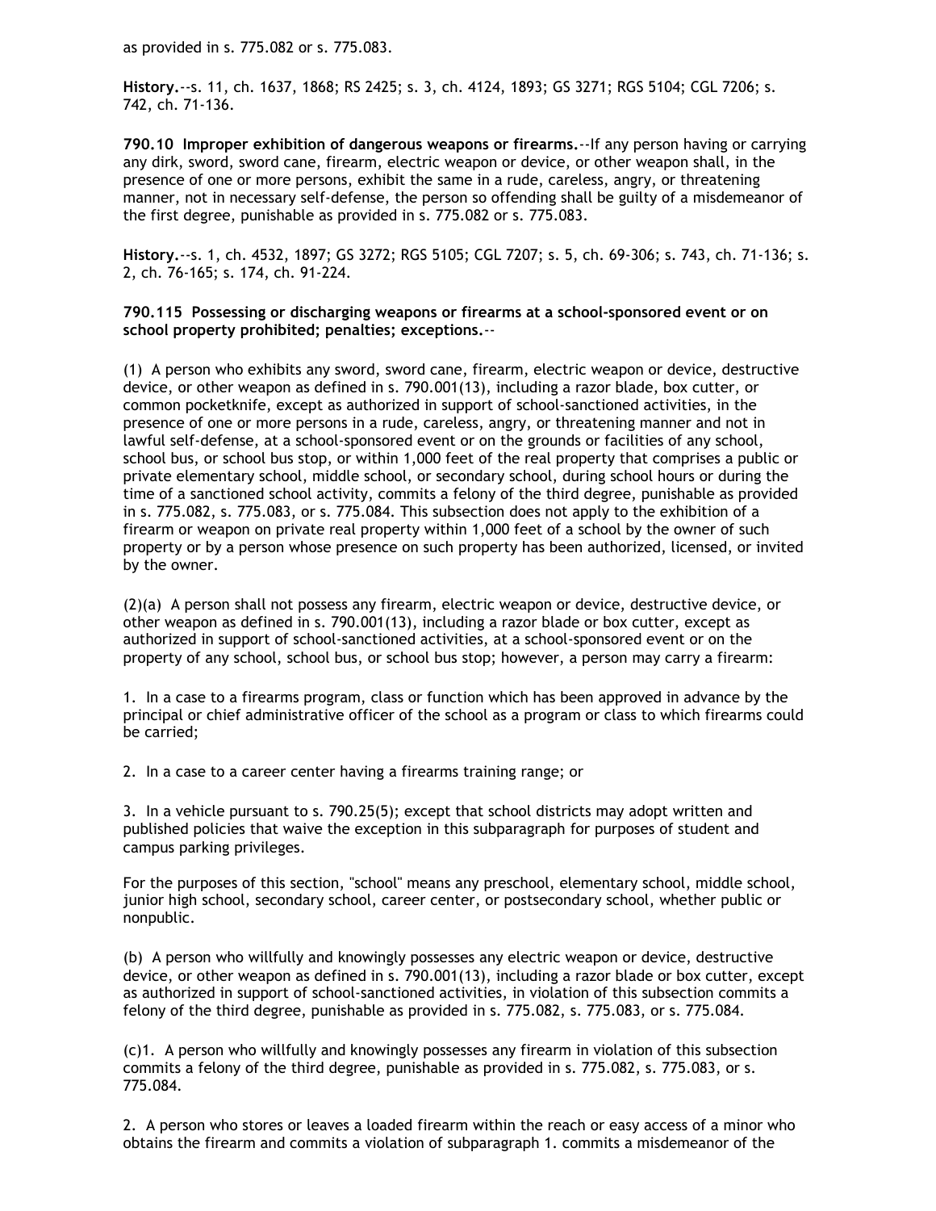as provided in s. 775.082 or s. 775.083.

**History.**--s. 11, ch. 1637, 1868; RS 2425; s. 3, ch. 4124, 1893; GS 3271; RGS 5104; CGL 7206; s. 742, ch. 71-136.

**790.10 Improper exhibition of dangerous weapons or firearms.**--If any person having or carrying any dirk, sword, sword cane, firearm, electric weapon or device, or other weapon shall, in the presence of one or more persons, exhibit the same in a rude, careless, angry, or threatening manner, not in necessary self-defense, the person so offending shall be guilty of a misdemeanor of the first degree, punishable as provided in s. 775.082 or s. 775.083.

**History.**--s. 1, ch. 4532, 1897; GS 3272; RGS 5105; CGL 7207; s. 5, ch. 69-306; s. 743, ch. 71-136; s. 2, ch. 76-165; s. 174, ch. 91-224.

**790.115 Possessing or discharging weapons or firearms at a school-sponsored event or on school property prohibited; penalties; exceptions.**--

(1) A person who exhibits any sword, sword cane, firearm, electric weapon or device, destructive device, or other weapon as defined in s. 790.001(13), including a razor blade, box cutter, or common pocketknife, except as authorized in support of school-sanctioned activities, in the presence of one or more persons in a rude, careless, angry, or threatening manner and not in lawful self-defense, at a school-sponsored event or on the grounds or facilities of any school, school bus, or school bus stop, or within 1,000 feet of the real property that comprises a public or private elementary school, middle school, or secondary school, during school hours or during the time of a sanctioned school activity, commits a felony of the third degree, punishable as provided in s. 775.082, s. 775.083, or s. 775.084. This subsection does not apply to the exhibition of a firearm or weapon on private real property within 1,000 feet of a school by the owner of such property or by a person whose presence on such property has been authorized, licensed, or invited by the owner.

(2)(a) A person shall not possess any firearm, electric weapon or device, destructive device, or other weapon as defined in s. 790.001(13), including a razor blade or box cutter, except as authorized in support of school-sanctioned activities, at a school-sponsored event or on the property of any school, school bus, or school bus stop; however, a person may carry a firearm:

1. In a case to a firearms program, class or function which has been approved in advance by the principal or chief administrative officer of the school as a program or class to which firearms could be carried;

2. In a case to a career center having a firearms training range; or

3. In a vehicle pursuant to s. 790.25(5); except that school districts may adopt written and published policies that waive the exception in this subparagraph for purposes of student and campus parking privileges.

For the purposes of this section, "school" means any preschool, elementary school, middle school, junior high school, secondary school, career center, or postsecondary school, whether public or nonpublic.

(b) A person who willfully and knowingly possesses any electric weapon or device, destructive device, or other weapon as defined in s. 790.001(13), including a razor blade or box cutter, except as authorized in support of school-sanctioned activities, in violation of this subsection commits a felony of the third degree, punishable as provided in s. 775.082, s. 775.083, or s. 775.084.

(c)1. A person who willfully and knowingly possesses any firearm in violation of this subsection commits a felony of the third degree, punishable as provided in s. 775.082, s. 775.083, or s. 775.084.

2. A person who stores or leaves a loaded firearm within the reach or easy access of a minor who obtains the firearm and commits a violation of subparagraph 1. commits a misdemeanor of the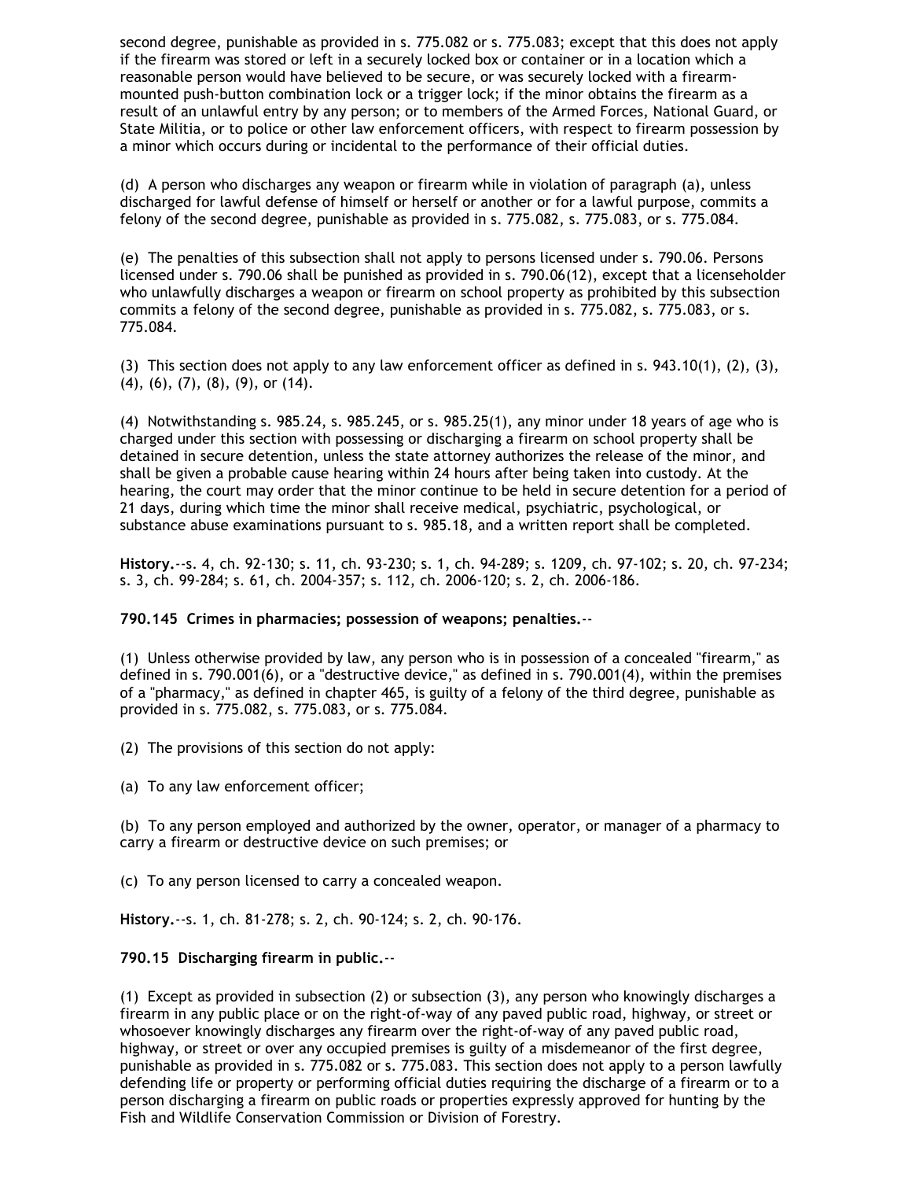second degree, punishable as provided in s. 775.082 or s. 775.083; except that this does not apply if the firearm was stored or left in a securely locked box or container or in a location which a reasonable person would have believed to be secure, or was securely locked with a firearm-mounted push-button combination lock or a trigger lock; if the minor obtains the firearm as a result of an unlawful entry by any person; or to members of the Armed Forces, National Guard, or State Militia, or to police or other law enforcement officers, with respect to firearm possession by a minor which occurs during or incidental to the performance of their official duties.

(d) A person who discharges any weapon or firearm while in violation of paragraph (a), unless discharged for lawful defense of himself or herself or another or for a lawful purpose, commits a felony of the second degree, punishable as provided in s. 775.082, s. 775.083, or s. 775.084.

(e) The penalties of this subsection shall not apply to persons licensed under s. 790.06. Persons licensed under s. 790.06 shall be punished as provided in s. 790.06(12), except that a licenseholder who unlawfully discharges a weapon or firearm on school property as prohibited by this subsection commits a felony of the second degree, punishable as provided in s. 775.082, s. 775.083, or s. 775.084.

(3) This section does not apply to any law enforcement officer as defined in s. 943.10(1), (2), (3), (4), (6), (7), (8), (9), or (14).

(4) Notwithstanding s. 985.24, s. 985.245, or s. 985.25(1), any minor under 18 years of age who is charged under this section with possessing or discharging a firearm on school property shall be detained in secure detention, unless the state attorney authorizes the release of the minor, and shall be given a probable cause hearing within 24 hours after being taken into custody. At the hearing, the court may order that the minor continue to be held in secure detention for a period of 21 days, during which time the minor shall receive medical, psychiatric, psychological, or substance abuse examinations pursuant to s. 985.18, and a written report shall be completed.

**History.**--s. 4, ch. 92-130; s. 11, ch. 93-230; s. 1, ch. 94-289; s. 1209, ch. 97-102; s. 20, ch. 97-234; s. 3, ch. 99-284; s. 61, ch. 2004-357; s. 112, ch. 2006-120; s. 2, ch. 2006-186.

**790.145 Crimes in pharmacies; possession of weapons; penalties.**--

(1) Unless otherwise provided by law, any person who is in possession of a concealed "firearm," as defined in s. 790.001(6), or a "destructive device," as defined in s. 790.001(4), within the premises of a "pharmacy," as defined in chapter 465, is guilty of a felony of the third degree, punishable as provided in s. 775.082, s. 775.083, or s. 775.084.

(2) The provisions of this section do not apply:

(a) To any law enforcement officer;

(b) To any person employed and authorized by the owner, operator, or manager of a pharmacy to carry a firearm or destructive device on such premises; or

(c) To any person licensed to carry a concealed weapon.

**History.**--s. 1, ch. 81-278; s. 2, ch. 90-124; s. 2, ch. 90-176.

**790.15 Discharging firearm in public.**--

(1) Except as provided in subsection (2) or subsection (3), any person who knowingly discharges a firearm in any public place or on the right-of-way of any paved public road, highway, or street or whosoever knowingly discharges any firearm over the right-of-way of any paved public road, highway, or street or over any occupied premises is guilty of a misdemeanor of the first degree, punishable as provided in s. 775.082 or s. 775.083. This section does not apply to a person lawfully defending life or property or performing official duties requiring the discharge of a firearm or to a person discharging a firearm on public roads or properties expressly approved for hunting by the Fish and Wildlife Conservation Commission or Division of Forestry.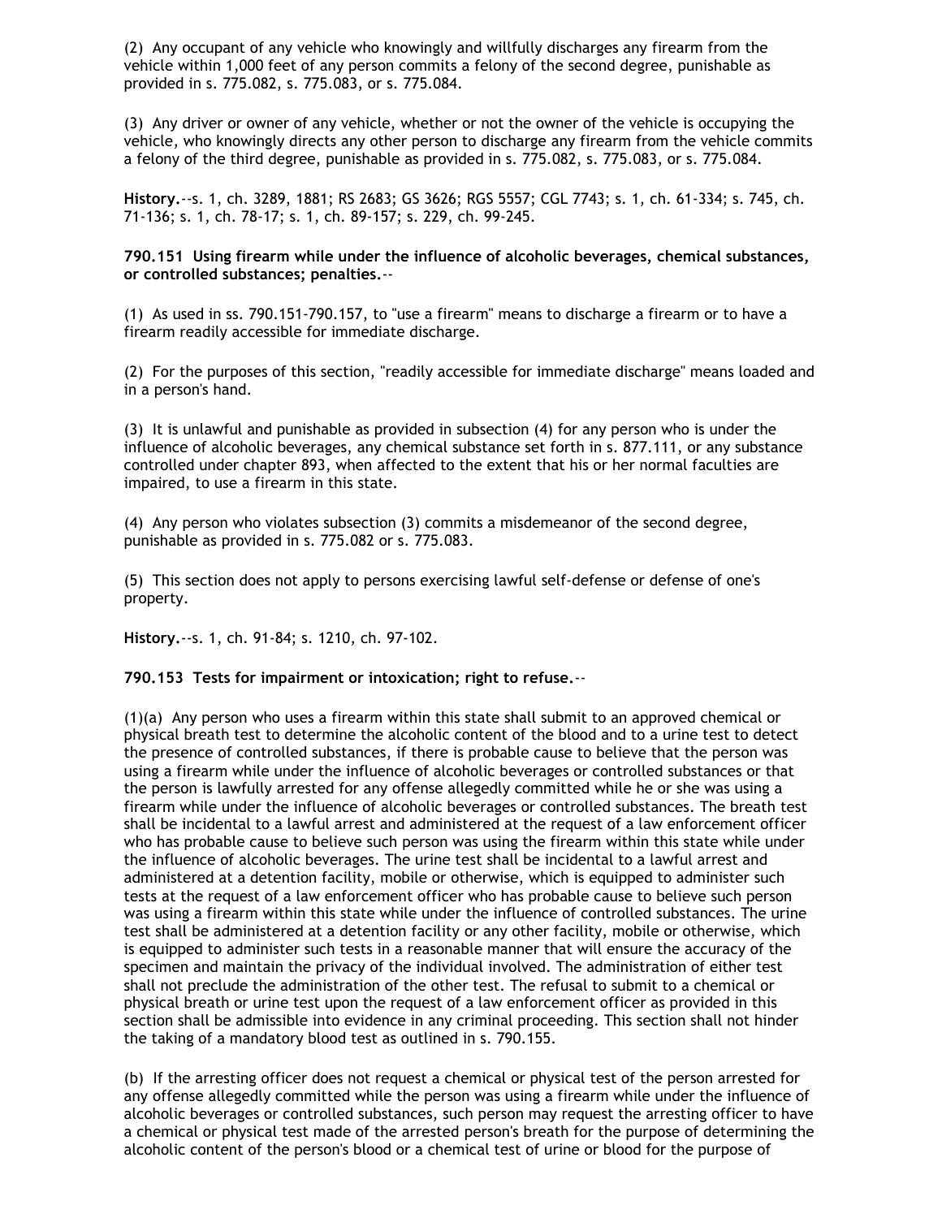(2) Any occupant of any vehicle who knowingly and willfully discharges any firearm from the vehicle within 1,000 feet of any person commits a felony of the second degree, punishable as provided in s. 775.082, s. 775.083, or s. 775.084.

(3) Any driver or owner of any vehicle, whether or not the owner of the vehicle is occupying the vehicle, who knowingly directs any other person to discharge any firearm from the vehicle commits a felony of the third degree, punishable as provided in s. 775.082, s. 775.083, or s. 775.084.

**History.**--s. 1, ch. 3289, 1881; RS 2683; GS 3626; RGS 5557; CGL 7743; s. 1, ch. 61-334; s. 745, ch. 71-136; s. 1, ch. 78-17; s. 1, ch. 89-157; s. 229, ch. 99-245.

**790.151 Using firearm while under the influence of alcoholic beverages, chemical substances, or controlled substances; penalties.**--

(1) As used in ss. 790.151-790.157, to "use a firearm" means to discharge a firearm or to have a firearm readily accessible for immediate discharge.

(2) For the purposes of this section, "readily accessible for immediate discharge" means loaded and in a person's hand.

(3) It is unlawful and punishable as provided in subsection (4) for any person who is under the influence of alcoholic beverages, any chemical substance set forth in s. 877.111, or any substance controlled under chapter 893, when affected to the extent that his or her normal faculties are impaired, to use a firearm in this state.

(4) Any person who violates subsection (3) commits a misdemeanor of the second degree, punishable as provided in s. 775.082 or s. 775.083.

(5) This section does not apply to persons exercising lawful self-defense or defense of one's property.

**History.**--s. 1, ch. 91-84; s. 1210, ch. 97-102.

**790.153 Tests for impairment or intoxication; right to refuse.**--

(1)(a) Any person who uses a firearm within this state shall submit to an approved chemical or physical breath test to determine the alcoholic content of the blood and to a urine test to detect the presence of controlled substances, if there is probable cause to believe that the person was using a firearm while under the influence of alcoholic beverages or controlled substances or that the person is lawfully arrested for any offense allegedly committed while he or she was using a firearm while under the influence of alcoholic beverages or controlled substances. The breath test shall be incidental to a lawful arrest and administered at the request of a law enforcement officer who has probable cause to believe such person was using the firearm within this state while under the influence of alcoholic beverages. The urine test shall be incidental to a lawful arrest and administered at a detention facility, mobile or otherwise, which is equipped to administer such tests at the request of a law enforcement officer who has probable cause to believe such person was using a firearm within this state while under the influence of controlled substances. The urine test shall be administered at a detention facility or any other facility, mobile or otherwise, which is equipped to administer such tests in a reasonable manner that will ensure the accuracy of the specimen and maintain the privacy of the individual involved. The administration of either test shall not preclude the administration of the other test. The refusal to submit to a chemical or physical breath or urine test upon the request of a law enforcement officer as provided in this section shall be admissible into evidence in any criminal proceeding. This section shall not hinder the taking of a mandatory blood test as outlined in s. 790.155.

(b) If the arresting officer does not request a chemical or physical test of the person arrested for any offense allegedly committed while the person was using a firearm while under the influence of alcoholic beverages or controlled substances, such person may request the arresting officer to have a chemical or physical test made of the arrested person's breath for the purpose of determining the alcoholic content of the person's blood or a chemical test of urine or blood for the purpose of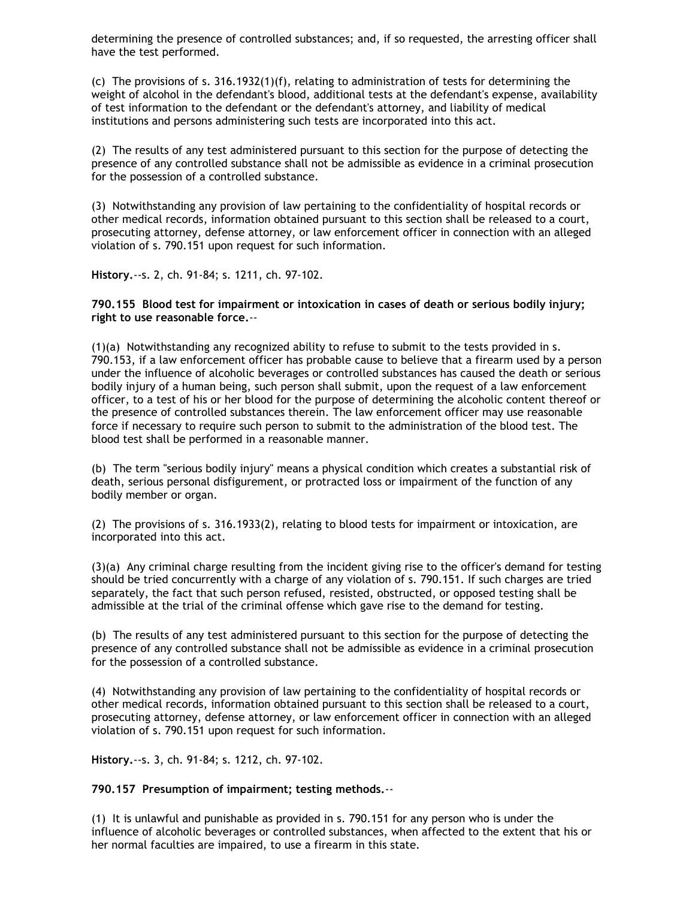determining the presence of controlled substances; and, if so requested, the arresting officer shall have the test performed.

(c) The provisions of s. 316.1932(1)(f), relating to administration of tests for determining the weight of alcohol in the defendant's blood, additional tests at the defendant's expense, availability of test information to the defendant or the defendant's attorney, and liability of medical institutions and persons administering such tests are incorporated into this act.

(2) The results of any test administered pursuant to this section for the purpose of detecting the presence of any controlled substance shall not be admissible as evidence in a criminal prosecution for the possession of a controlled substance.

(3) Notwithstanding any provision of law pertaining to the confidentiality of hospital records or other medical records, information obtained pursuant to this section shall be released to a court, prosecuting attorney, defense attorney, or law enforcement officer in connection with an alleged violation of s. 790.151 upon request for such information.

**History.**--s. 2, ch. 91-84; s. 1211, ch. 97-102.

**790.155 Blood test for impairment or intoxication in cases of death or serious bodily injury; right to use reasonable force.**--

(1)(a) Notwithstanding any recognized ability to refuse to submit to the tests provided in s. 790.153, if a law enforcement officer has probable cause to believe that a firearm used by a person under the influence of alcoholic beverages or controlled substances has caused the death or serious bodily injury of a human being, such person shall submit, upon the request of a law enforcement officer, to a test of his or her blood for the purpose of determining the alcoholic content thereof or the presence of controlled substances therein. The law enforcement officer may use reasonable force if necessary to require such person to submit to the administration of the blood test. The blood test shall be performed in a reasonable manner.

(b) The term "serious bodily injury" means a physical condition which creates a substantial risk of death, serious personal disfigurement, or protracted loss or impairment of the function of any bodily member or organ.

(2) The provisions of s. 316.1933(2), relating to blood tests for impairment or intoxication, are incorporated into this act.

(3)(a) Any criminal charge resulting from the incident giving rise to the officer's demand for testing should be tried concurrently with a charge of any violation of s. 790.151. If such charges are tried separately, the fact that such person refused, resisted, obstructed, or opposed testing shall be admissible at the trial of the criminal offense which gave rise to the demand for testing.

(b) The results of any test administered pursuant to this section for the purpose of detecting the presence of any controlled substance shall not be admissible as evidence in a criminal prosecution for the possession of a controlled substance.

(4) Notwithstanding any provision of law pertaining to the confidentiality of hospital records or other medical records, information obtained pursuant to this section shall be released to a court, prosecuting attorney, defense attorney, or law enforcement officer in connection with an alleged violation of s. 790.151 upon request for such information.

**History.**--s. 3, ch. 91-84; s. 1212, ch. 97-102.

**790.157 Presumption of impairment; testing methods.**--

(1) It is unlawful and punishable as provided in s. 790.151 for any person who is under the influence of alcoholic beverages or controlled substances, when affected to the extent that his or her normal faculties are impaired, to use a firearm in this state.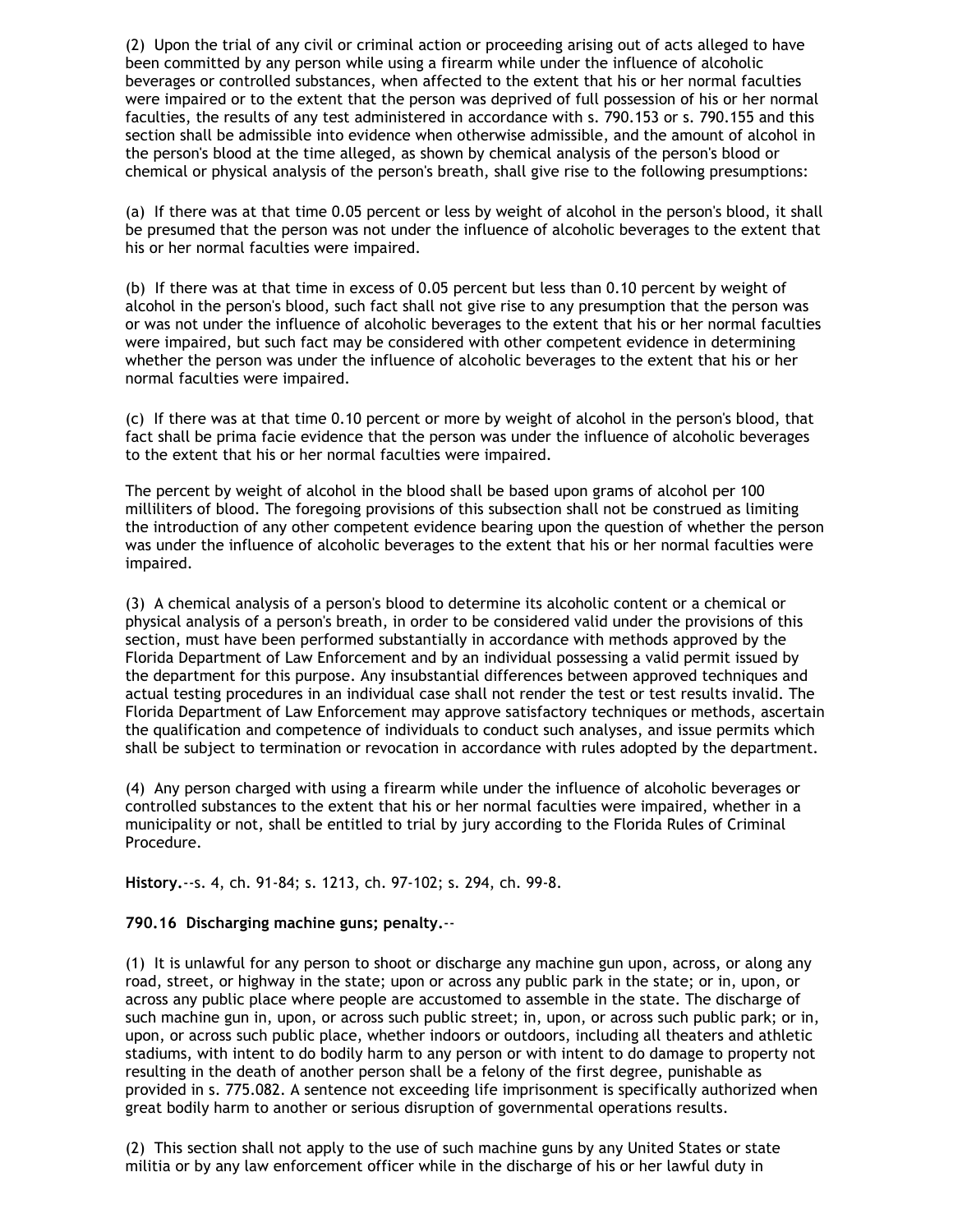(2) Upon the trial of any civil or criminal action or proceeding arising out of acts alleged to have been committed by any person while using a firearm while under the influence of alcoholic beverages or controlled substances, when affected to the extent that his or her normal faculties were impaired or to the extent that the person was deprived of full possession of his or her normal faculties, the results of any test administered in accordance with s. 790.153 or s. 790.155 and this section shall be admissible into evidence when otherwise admissible, and the amount of alcohol in the person's blood at the time alleged, as shown by chemical analysis of the person's blood or chemical or physical analysis of the person's breath, shall give rise to the following presumptions:

(a) If there was at that time 0.05 percent or less by weight of alcohol in the person's blood, it shall be presumed that the person was not under the influence of alcoholic beverages to the extent that his or her normal faculties were impaired.

(b) If there was at that time in excess of 0.05 percent but less than 0.10 percent by weight of alcohol in the person's blood, such fact shall not give rise to any presumption that the person was or was not under the influence of alcoholic beverages to the extent that his or her normal faculties were impaired, but such fact may be considered with other competent evidence in determining whether the person was under the influence of alcoholic beverages to the extent that his or her normal faculties were impaired.

(c) If there was at that time 0.10 percent or more by weight of alcohol in the person's blood, that fact shall be prima facie evidence that the person was under the influence of alcoholic beverages to the extent that his or her normal faculties were impaired.

The percent by weight of alcohol in the blood shall be based upon grams of alcohol per 100 milliliters of blood. The foregoing provisions of this subsection shall not be construed as limiting the introduction of any other competent evidence bearing upon the question of whether the person was under the influence of alcoholic beverages to the extent that his or her normal faculties were impaired.

(3) A chemical analysis of a person's blood to determine its alcoholic content or a chemical or physical analysis of a person's breath, in order to be considered valid under the provisions of this section, must have been performed substantially in accordance with methods approved by the Florida Department of Law Enforcement and by an individual possessing a valid permit issued by the department for this purpose. Any insubstantial differences between approved techniques and actual testing procedures in an individual case shall not render the test or test results invalid. The Florida Department of Law Enforcement may approve satisfactory techniques or methods, ascertain the qualification and competence of individuals to conduct such analyses, and issue permits which shall be subject to termination or revocation in accordance with rules adopted by the department.

(4) Any person charged with using a firearm while under the influence of alcoholic beverages or controlled substances to the extent that his or her normal faculties were impaired, whether in a municipality or not, shall be entitled to trial by jury according to the Florida Rules of Criminal Procedure.

**History.**--s. 4, ch. 91-84; s. 1213, ch. 97-102; s. 294, ch. 99-8.

**790.16 Discharging machine guns; penalty.**--

(1) It is unlawful for any person to shoot or discharge any machine gun upon, across, or along any road, street, or highway in the state; upon or across any public park in the state; or in, upon, or across any public place where people are accustomed to assemble in the state. The discharge of such machine gun in, upon, or across such public street; in, upon, or across such public park; or in, upon, or across such public place, whether indoors or outdoors, including all theaters and athletic stadiums, with intent to do bodily harm to any person or with intent to do damage to property not resulting in the death of another person shall be a felony of the first degree, punishable as provided in s. 775.082. A sentence not exceeding life imprisonment is specifically authorized when great bodily harm to another or serious disruption of governmental operations results.

(2) This section shall not apply to the use of such machine guns by any United States or state militia or by any law enforcement officer while in the discharge of his or her lawful duty in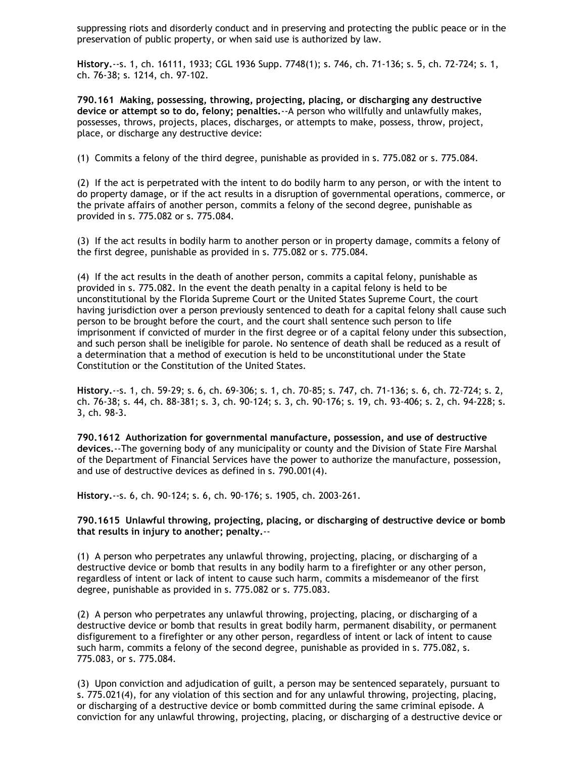suppressing riots and disorderly conduct and in preserving and protecting the public peace or in the preservation of public property, or when said use is authorized by law.

**History.**--s. 1, ch. 16111, 1933; CGL 1936 Supp. 7748(1); s. 746, ch. 71-136; s. 5, ch. 72-724; s. 1, ch. 76-38; s. 1214, ch. 97-102.

**790.161 Making, possessing, throwing, projecting, placing, or discharging any destructive device or attempt so to do, felony; penalties.**--A person who willfully and unlawfully makes, possesses, throws, projects, places, discharges, or attempts to make, possess, throw, project, place, or discharge any destructive device:

(1) Commits a felony of the third degree, punishable as provided in s. 775.082 or s. 775.084.

(2) If the act is perpetrated with the intent to do bodily harm to any person, or with the intent to do property damage, or if the act results in a disruption of governmental operations, commerce, or the private affairs of another person, commits a felony of the second degree, punishable as provided in s. 775.082 or s. 775.084.

(3) If the act results in bodily harm to another person or in property damage, commits a felony of the first degree, punishable as provided in s. 775.082 or s. 775.084.

(4) If the act results in the death of another person, commits a capital felony, punishable as provided in s. 775.082. In the event the death penalty in a capital felony is held to be unconstitutional by the Florida Supreme Court or the United States Supreme Court, the court having jurisdiction over a person previously sentenced to death for a capital felony shall cause such person to be brought before the court, and the court shall sentence such person to life imprisonment if convicted of murder in the first degree or of a capital felony under this subsection, and such person shall be ineligible for parole. No sentence of death shall be reduced as a result of a determination that a method of execution is held to be unconstitutional under the State Constitution or the Constitution of the United States.

**History.**--s. 1, ch. 59-29; s. 6, ch. 69-306; s. 1, ch. 70-85; s. 747, ch. 71-136; s. 6, ch. 72-724; s. 2, ch. 76-38; s. 44, ch. 88-381; s. 3, ch. 90-124; s. 3, ch. 90-176; s. 19, ch. 93-406; s. 2, ch. 94-228; s. 3, ch. 98-3.

**790.1612 Authorization for governmental manufacture, possession, and use of destructive devices.**--The governing body of any municipality or county and the Division of State Fire Marshal of the Department of Financial Services have the power to authorize the manufacture, possession, and use of destructive devices as defined in s. 790.001(4).

**History.**--s. 6, ch. 90-124; s. 6, ch. 90-176; s. 1905, ch. 2003-261.

**790.1615 Unlawful throwing, projecting, placing, or discharging of destructive device or bomb that results in injury to another; penalty.**--

(1) A person who perpetrates any unlawful throwing, projecting, placing, or discharging of a destructive device or bomb that results in any bodily harm to a firefighter or any other person, regardless of intent or lack of intent to cause such harm, commits a misdemeanor of the first degree, punishable as provided in s. 775.082 or s. 775.083.

(2) A person who perpetrates any unlawful throwing, projecting, placing, or discharging of a destructive device or bomb that results in great bodily harm, permanent disability, or permanent disfigurement to a firefighter or any other person, regardless of intent or lack of intent to cause such harm, commits a felony of the second degree, punishable as provided in s. 775.082, s. 775.083, or s. 775.084.

(3) Upon conviction and adjudication of guilt, a person may be sentenced separately, pursuant to s. 775.021(4), for any violation of this section and for any unlawful throwing, projecting, placing, or discharging of a destructive device or bomb committed during the same criminal episode. A conviction for any unlawful throwing, projecting, placing, or discharging of a destructive device or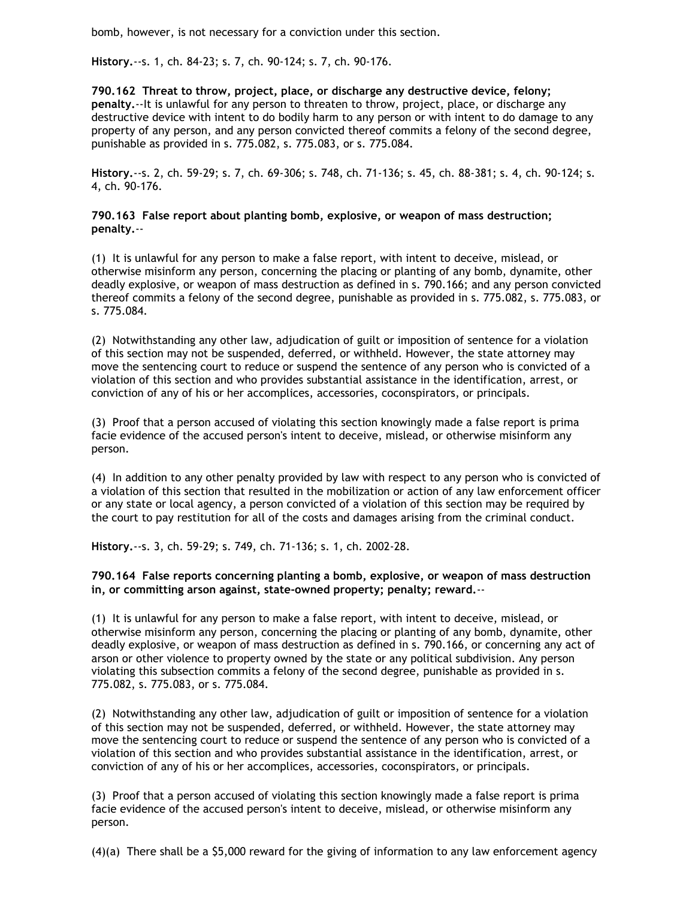bomb, however, is not necessary for a conviction under this section.

**History.**--s. 1, ch. 84-23; s. 7, ch. 90-124; s. 7, ch. 90-176.

**790.162 Threat to throw, project, place, or discharge any destructive device, felony; penalty.**--It is unlawful for any person to threaten to throw, project, place, or discharge any destructive device with intent to do bodily harm to any person or with intent to do damage to any property of any person, and any person convicted thereof commits a felony of the second degree, punishable as provided in s. 775.082, s. 775.083, or s. 775.084.

**History.**--s. 2, ch. 59-29; s. 7, ch. 69-306; s. 748, ch. 71-136; s. 45, ch. 88-381; s. 4, ch. 90-124; s. 4, ch. 90-176.

**790.163 False report about planting bomb, explosive, or weapon of mass destruction; penalty.**--

(1) It is unlawful for any person to make a false report, with intent to deceive, mislead, or otherwise misinform any person, concerning the placing or planting of any bomb, dynamite, other deadly explosive, or weapon of mass destruction as defined in s. 790.166; and any person convicted thereof commits a felony of the second degree, punishable as provided in s. 775.082, s. 775.083, or s. 775.084.

(2) Notwithstanding any other law, adjudication of guilt or imposition of sentence for a violation of this section may not be suspended, deferred, or withheld. However, the state attorney may move the sentencing court to reduce or suspend the sentence of any person who is convicted of a violation of this section and who provides substantial assistance in the identification, arrest, or conviction of any of his or her accomplices, accessories, coconspirators, or principals.

(3) Proof that a person accused of violating this section knowingly made a false report is prima facie evidence of the accused person's intent to deceive, mislead, or otherwise misinform any person.

(4) In addition to any other penalty provided by law with respect to any person who is convicted of a violation of this section that resulted in the mobilization or action of any law enforcement officer or any state or local agency, a person convicted of a violation of this section may be required by the court to pay restitution for all of the costs and damages arising from the criminal conduct.

**History.**--s. 3, ch. 59-29; s. 749, ch. 71-136; s. 1, ch. 2002-28.

**790.164 False reports concerning planting a bomb, explosive, or weapon of mass destruction in, or committing arson against, state-owned property; penalty; reward.**--

(1) It is unlawful for any person to make a false report, with intent to deceive, mislead, or otherwise misinform any person, concerning the placing or planting of any bomb, dynamite, other deadly explosive, or weapon of mass destruction as defined in s. 790.166, or concerning any act of arson or other violence to property owned by the state or any political subdivision. Any person violating this subsection commits a felony of the second degree, punishable as provided in s. 775.082, s. 775.083, or s. 775.084.

(2) Notwithstanding any other law, adjudication of guilt or imposition of sentence for a violation of this section may not be suspended, deferred, or withheld. However, the state attorney may move the sentencing court to reduce or suspend the sentence of any person who is convicted of a violation of this section and who provides substantial assistance in the identification, arrest, or conviction of any of his or her accomplices, accessories, coconspirators, or principals.

(3) Proof that a person accused of violating this section knowingly made a false report is prima facie evidence of the accused person's intent to deceive, mislead, or otherwise misinform any person.

(4)(a) There shall be a $5,000 reward for the giving of information to any law enforcement agency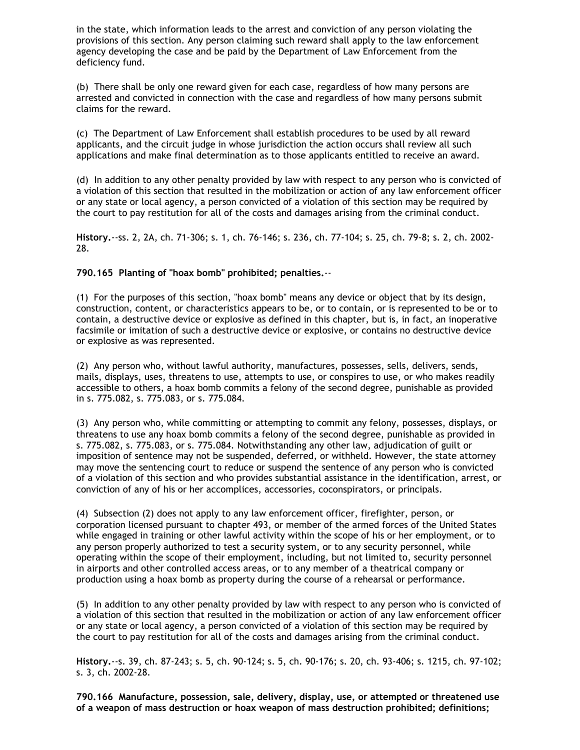in the state, which information leads to the arrest and conviction of any person violating the provisions of this section. Any person claiming such reward shall apply to the law enforcement agency developing the case and be paid by the Department of Law Enforcement from the deficiency fund.

(b) There shall be only one reward given for each case, regardless of how many persons are arrested and convicted in connection with the case and regardless of how many persons submit claims for the reward.

(c) The Department of Law Enforcement shall establish procedures to be used by all reward applicants, and the circuit judge in whose jurisdiction the action occurs shall review all such applications and make final determination as to those applicants entitled to receive an award.

(d) In addition to any other penalty provided by law with respect to any person who is convicted of a violation of this section that resulted in the mobilization or action of any law enforcement officer or any state or local agency, a person convicted of a violation of this section may be required by the court to pay restitution for all of the costs and damages arising from the criminal conduct.

**History.**--ss. 2, 2A, ch. 71-306; s. 1, ch. 76-146; s. 236, ch. 77-104; s. 25, ch. 79-8; s. 2, ch. 2002-28.

**790.165 Planting of "hoax bomb" prohibited; penalties.**--

(1) For the purposes of this section, "hoax bomb" means any device or object that by its design, construction, content, or characteristics appears to be, or to contain, or is represented to be or to contain, a destructive device or explosive as defined in this chapter, but is, in fact, an inoperative facsimile or imitation of such a destructive device or explosive, or contains no destructive device or explosive as was represented.

(2) Any person who, without lawful authority, manufactures, possesses, sells, delivers, sends, mails, displays, uses, threatens to use, attempts to use, or conspires to use, or who makes readily accessible to others, a hoax bomb commits a felony of the second degree, punishable as provided in s. 775.082, s. 775.083, or s. 775.084.

(3) Any person who, while committing or attempting to commit any felony, possesses, displays, or threatens to use any hoax bomb commits a felony of the second degree, punishable as provided in s. 775.082, s. 775.083, or s. 775.084. Notwithstanding any other law, adjudication of guilt or imposition of sentence may not be suspended, deferred, or withheld. However, the state attorney may move the sentencing court to reduce or suspend the sentence of any person who is convicted of a violation of this section and who provides substantial assistance in the identification, arrest, or conviction of any of his or her accomplices, accessories, coconspirators, or principals.

(4) Subsection (2) does not apply to any law enforcement officer, firefighter, person, or corporation licensed pursuant to chapter 493, or member of the armed forces of the United States while engaged in training or other lawful activity within the scope of his or her employment, or to any person properly authorized to test a security system, or to any security personnel, while operating within the scope of their employment, including, but not limited to, security personnel in airports and other controlled access areas, or to any member of a theatrical company or production using a hoax bomb as property during the course of a rehearsal or performance.

(5) In addition to any other penalty provided by law with respect to any person who is convicted of a violation of this section that resulted in the mobilization or action of any law enforcement officer or any state or local agency, a person convicted of a violation of this section may be required by the court to pay restitution for all of the costs and damages arising from the criminal conduct.

**History.**--s. 39, ch. 87-243; s. 5, ch. 90-124; s. 5, ch. 90-176; s. 20, ch. 93-406; s. 1215, ch. 97-102; s. 3, ch. 2002-28.

**790.166 Manufacture, possession, sale, delivery, display, use, or attempted or threatened use of a weapon of mass destruction or hoax weapon of mass destruction prohibited; definitions;**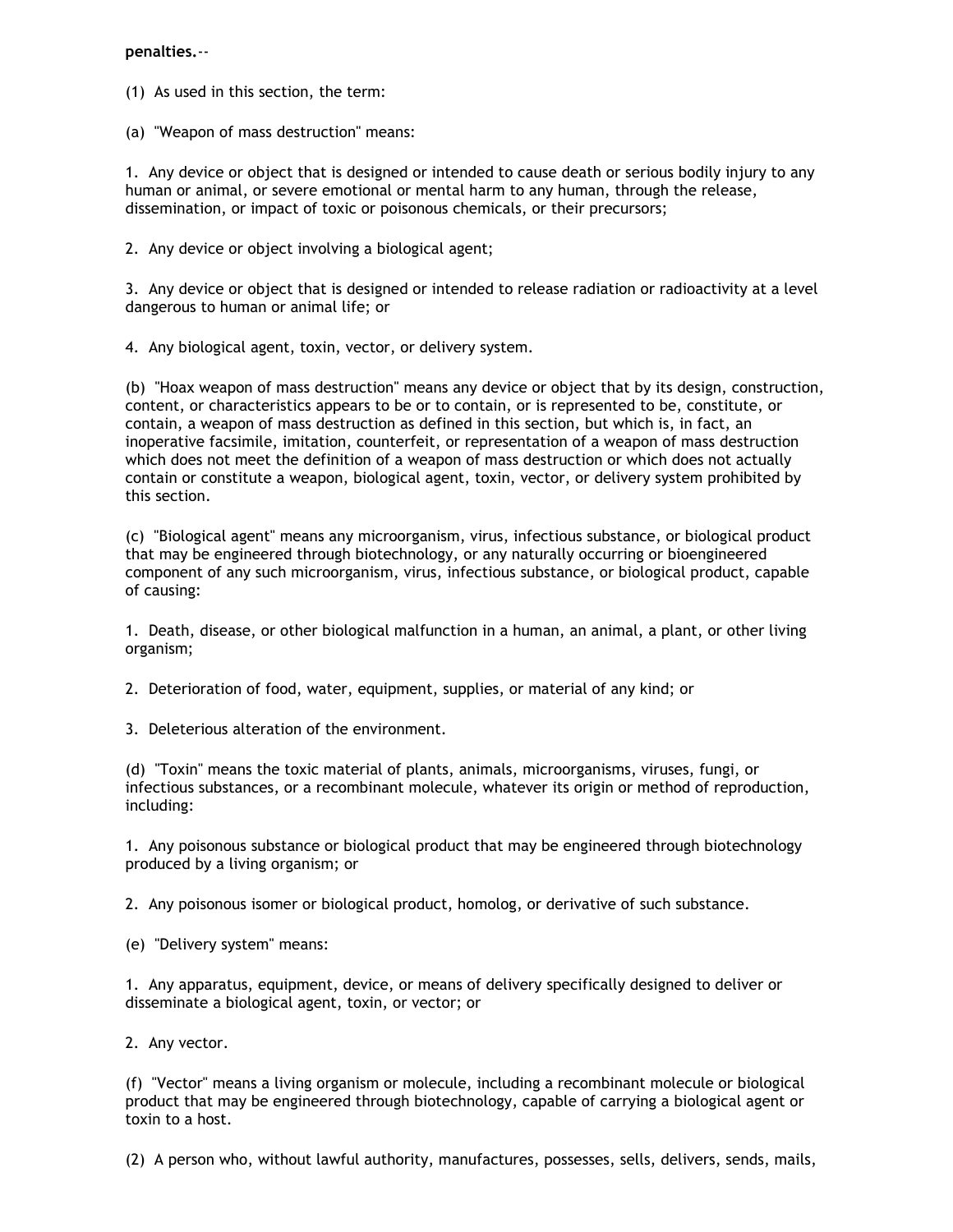**penalties.**--

(1) As used in this section, the term:

(a) "Weapon of mass destruction" means:

1. Any device or object that is designed or intended to cause death or serious bodily injury to any human or animal, or severe emotional or mental harm to any human, through the release, dissemination, or impact of toxic or poisonous chemicals, or their precursors;

2. Any device or object involving a biological agent;

3. Any device or object that is designed or intended to release radiation or radioactivity at a level dangerous to human or animal life; or

4. Any biological agent, toxin, vector, or delivery system.

(b) "Hoax weapon of mass destruction" means any device or object that by its design, construction, content, or characteristics appears to be or to contain, or is represented to be, constitute, or contain, a weapon of mass destruction as defined in this section, but which is, in fact, an inoperative facsimile, imitation, counterfeit, or representation of a weapon of mass destruction which does not meet the definition of a weapon of mass destruction or which does not actually contain or constitute a weapon, biological agent, toxin, vector, or delivery system prohibited by this section.

(c) "Biological agent" means any microorganism, virus, infectious substance, or biological product that may be engineered through biotechnology, or any naturally occurring or bioengineered component of any such microorganism, virus, infectious substance, or biological product, capable of causing:

1. Death, disease, or other biological malfunction in a human, an animal, a plant, or other living organism;

2. Deterioration of food, water, equipment, supplies, or material of any kind; or

3. Deleterious alteration of the environment.

(d) "Toxin" means the toxic material of plants, animals, microorganisms, viruses, fungi, or infectious substances, or a recombinant molecule, whatever its origin or method of reproduction, including:

1. Any poisonous substance or biological product that may be engineered through biotechnology produced by a living organism; or

2. Any poisonous isomer or biological product, homolog, or derivative of such substance.

(e) "Delivery system" means:

1. Any apparatus, equipment, device, or means of delivery specifically designed to deliver or disseminate a biological agent, toxin, or vector; or

2. Any vector.

(f) "Vector" means a living organism or molecule, including a recombinant molecule or biological product that may be engineered through biotechnology, capable of carrying a biological agent or toxin to a host.

(2) A person who, without lawful authority, manufactures, possesses, sells, delivers, sends, mails,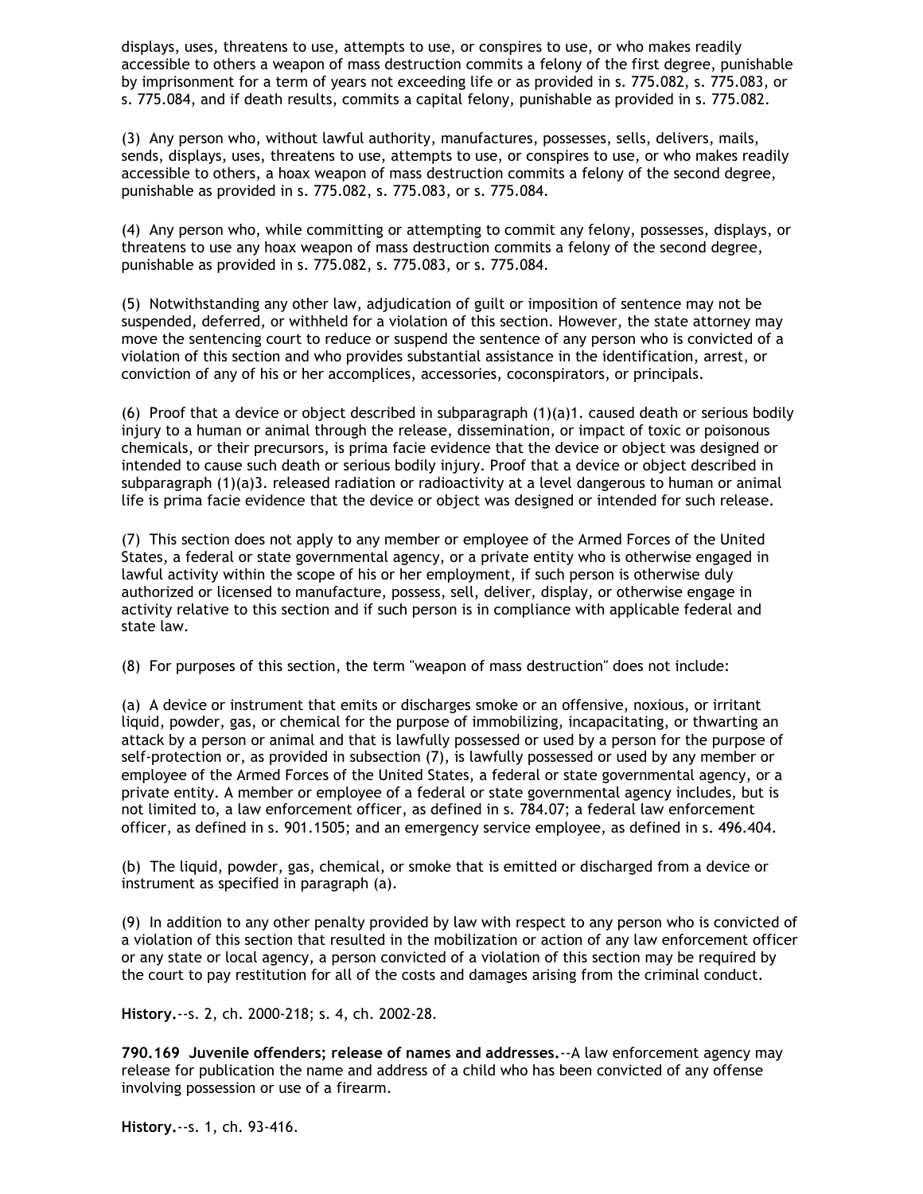displays, uses, threatens to use, attempts to use, or conspires to use, or who makes readily accessible to others a weapon of mass destruction commits a felony of the first degree, punishable by imprisonment for a term of years not exceeding life or as provided in s. 775.082, s. 775.083, or s. 775.084, and if death results, commits a capital felony, punishable as provided in s. 775.082.

(3) Any person who, without lawful authority, manufactures, possesses, sells, delivers, mails, sends, displays, uses, threatens to use, attempts to use, or conspires to use, or who makes readily accessible to others, a hoax weapon of mass destruction commits a felony of the second degree, punishable as provided in s. 775.082, s. 775.083, or s. 775.084.

(4) Any person who, while committing or attempting to commit any felony, possesses, displays, or threatens to use any hoax weapon of mass destruction commits a felony of the second degree, punishable as provided in s. 775.082, s. 775.083, or s. 775.084.

(5) Notwithstanding any other law, adjudication of guilt or imposition of sentence may not be suspended, deferred, or withheld for a violation of this section. However, the state attorney may move the sentencing court to reduce or suspend the sentence of any person who is convicted of a violation of this section and who provides substantial assistance in the identification, arrest, or conviction of any of his or her accomplices, accessories, coconspirators, or principals.

(6) Proof that a device or object described in subparagraph (1)(a)1. caused death or serious bodily injury to a human or animal through the release, dissemination, or impact of toxic or poisonous chemicals, or their precursors, is prima facie evidence that the device or object was designed or intended to cause such death or serious bodily injury. Proof that a device or object described in subparagraph (1)(a)3. released radiation or radioactivity at a level dangerous to human or animal life is prima facie evidence that the device or object was designed or intended for such release.

(7) This section does not apply to any member or employee of the Armed Forces of the United States, a federal or state governmental agency, or a private entity who is otherwise engaged in lawful activity within the scope of his or her employment, if such person is otherwise duly authorized or licensed to manufacture, possess, sell, deliver, display, or otherwise engage in activity relative to this section and if such person is in compliance with applicable federal and state law.

(8) For purposes of this section, the term "weapon of mass destruction" does not include:

(a) A device or instrument that emits or discharges smoke or an offensive, noxious, or irritant liquid, powder, gas, or chemical for the purpose of immobilizing, incapacitating, or thwarting an attack by a person or animal and that is lawfully possessed or used by a person for the purpose of self-protection or, as provided in subsection (7), is lawfully possessed or used by any member or employee of the Armed Forces of the United States, a federal or state governmental agency, or a private entity. A member or employee of a federal or state governmental agency includes, but is not limited to, a law enforcement officer, as defined in s. 784.07; a federal law enforcement officer, as defined in s. 901.1505; and an emergency service employee, as defined in s. 496.404.

(b) The liquid, powder, gas, chemical, or smoke that is emitted or discharged from a device or instrument as specified in paragraph (a).

(9) In addition to any other penalty provided by law with respect to any person who is convicted of a violation of this section that resulted in the mobilization or action of any law enforcement officer or any state or local agency, a person convicted of a violation of this section may be required by the court to pay restitution for all of the costs and damages arising from the criminal conduct.

**History.**--s. 2, ch. 2000-218; s. 4, ch. 2002-28.

**790.169 Juvenile offenders; release of names and addresses.**--A law enforcement agency may release for publication the name and address of a child who has been convicted of any offense involving possession or use of a firearm.

**History.**--s. 1, ch. 93-416.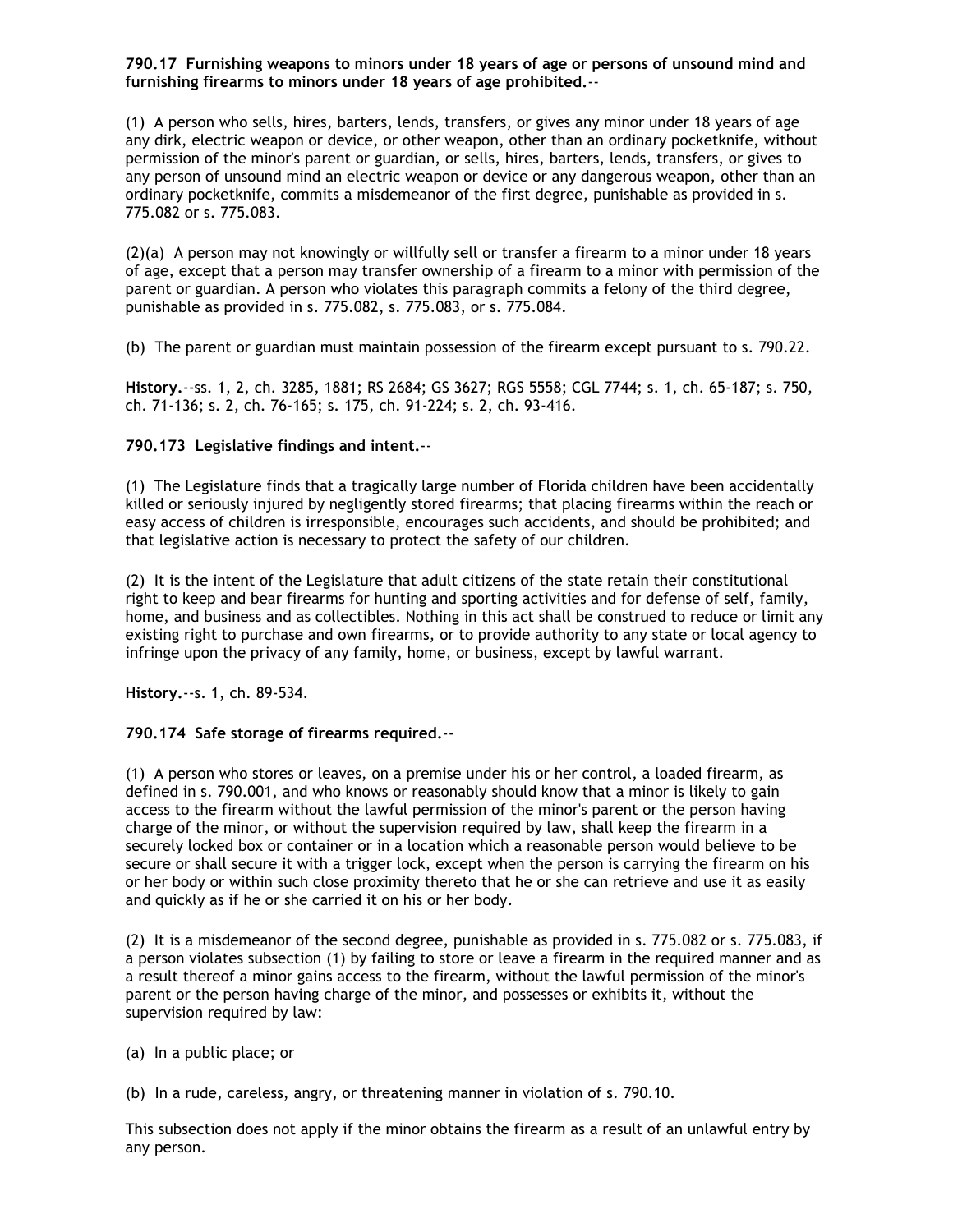**790.17 Furnishing weapons to minors under 18 years of age or persons of unsound mind and furnishing firearms to minors under 18 years of age prohibited.**--

(1) A person who sells, hires, barters, lends, transfers, or gives any minor under 18 years of age any dirk, electric weapon or device, or other weapon, other than an ordinary pocketknife, without permission of the minor's parent or guardian, or sells, hires, barters, lends, transfers, or gives to any person of unsound mind an electric weapon or device or any dangerous weapon, other than an ordinary pocketknife, commits a misdemeanor of the first degree, punishable as provided in s. 775.082 or s. 775.083.

(2)(a) A person may not knowingly or willfully sell or transfer a firearm to a minor under 18 years of age, except that a person may transfer ownership of a firearm to a minor with permission of the parent or guardian. A person who violates this paragraph commits a felony of the third degree, punishable as provided in s. 775.082, s. 775.083, or s. 775.084.

(b) The parent or guardian must maintain possession of the firearm except pursuant to s. 790.22.

**History.**--ss. 1, 2, ch. 3285, 1881; RS 2684; GS 3627; RGS 5558; CGL 7744; s. 1, ch. 65-187; s. 750, ch. 71-136; s. 2, ch. 76-165; s. 175, ch. 91-224; s. 2, ch. 93-416.

**790.173 Legislative findings and intent.**--

(1) The Legislature finds that a tragically large number of Florida children have been accidentally killed or seriously injured by negligently stored firearms; that placing firearms within the reach or easy access of children is irresponsible, encourages such accidents, and should be prohibited; and that legislative action is necessary to protect the safety of our children.

(2) It is the intent of the Legislature that adult citizens of the state retain their constitutional right to keep and bear firearms for hunting and sporting activities and for defense of self, family, home, and business and as collectibles. Nothing in this act shall be construed to reduce or limit any existing right to purchase and own firearms, or to provide authority to any state or local agency to infringe upon the privacy of any family, home, or business, except by lawful warrant.

**History.**--s. 1, ch. 89-534.

**790.174 Safe storage of firearms required.**--

(1) A person who stores or leaves, on a premise under his or her control, a loaded firearm, as defined in s. 790.001, and who knows or reasonably should know that a minor is likely to gain access to the firearm without the lawful permission of the minor's parent or the person having charge of the minor, or without the supervision required by law, shall keep the firearm in a securely locked box or container or in a location which a reasonable person would believe to be secure or shall secure it with a trigger lock, except when the person is carrying the firearm on his or her body or within such close proximity thereto that he or she can retrieve and use it as easily and quickly as if he or she carried it on his or her body.

(2) It is a misdemeanor of the second degree, punishable as provided in s. 775.082 or s. 775.083, if a person violates subsection (1) by failing to store or leave a firearm in the required manner and as a result thereof a minor gains access to the firearm, without the lawful permission of the minor's parent or the person having charge of the minor, and possesses or exhibits it, without the supervision required by law:

(a) In a public place; or

(b) In a rude, careless, angry, or threatening manner in violation of s. 790.10.

This subsection does not apply if the minor obtains the firearm as a result of an unlawful entry by any person.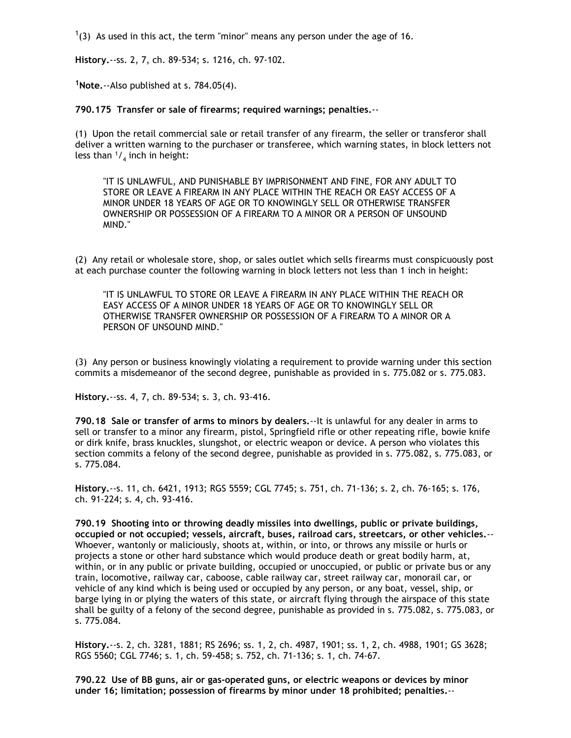[1](3) As used in this act, the term "minor" means any person under the age of 16.

**History.**--ss. 2, 7, ch. 89-534; s. 1216, ch. 97-102.

**[1]Note.**--Also published at s. 784.05(4).

**790.175 Transfer or sale of firearms; required warnings; penalties.**--

(1) Upon the retail commercial sale or retail transfer of any firearm, the seller or transferor shall deliver a written warning to the purchaser or transferee, which warning states, in block letters not less than $^1/_4$ inch in height:

> "IT IS UNLAWFUL, AND PUNISHABLE BY IMPRISONMENT AND FINE, FOR ANY ADULT TO STORE OR LEAVE A FIREARM IN ANY PLACE WITHIN THE REACH OR EASY ACCESS OF A MINOR UNDER 18 YEARS OF AGE OR TO KNOWINGLY SELL OR OTHERWISE TRANSFER OWNERSHIP OR POSSESSION OF A FIREARM TO A MINOR OR A PERSON OF UNSOUND MIND."

(2) Any retail or wholesale store, shop, or sales outlet which sells firearms must conspicuously post at each purchase counter the following warning in block letters not less than 1 inch in height:

> "IT IS UNLAWFUL TO STORE OR LEAVE A FIREARM IN ANY PLACE WITHIN THE REACH OR EASY ACCESS OF A MINOR UNDER 18 YEARS OF AGE OR TO KNOWINGLY SELL OR OTHERWISE TRANSFER OWNERSHIP OR POSSESSION OF A FIREARM TO A MINOR OR A PERSON OF UNSOUND MIND."

(3) Any person or business knowingly violating a requirement to provide warning under this section commits a misdemeanor of the second degree, punishable as provided in s. 775.082 or s. 775.083.

**History.**--ss. 4, 7, ch. 89-534; s. 3, ch. 93-416.

**790.18 Sale or transfer of arms to minors by dealers.**--It is unlawful for any dealer in arms to sell or transfer to a minor any firearm, pistol, Springfield rifle or other repeating rifle, bowie knife or dirk knife, brass knuckles, slungshot, or electric weapon or device. A person who violates this section commits a felony of the second degree, punishable as provided in s. 775.082, s. 775.083, or s. 775.084.

**History.**--s. 11, ch. 6421, 1913; RGS 5559; CGL 7745; s. 751, ch. 71-136; s. 2, ch. 76-165; s. 176, ch. 91-224; s. 4, ch. 93-416.

**790.19 Shooting into or throwing deadly missiles into dwellings, public or private buildings, occupied or not occupied; vessels, aircraft, buses, railroad cars, streetcars, or other vehicles.**--Whoever, wantonly or maliciously, shoots at, within, or into, or throws any missile or hurls or projects a stone or other hard substance which would produce death or great bodily harm, at, within, or in any public or private building, occupied or unoccupied, or public or private bus or any train, locomotive, railway car, caboose, cable railway car, street railway car, monorail car, or vehicle of any kind which is being used or occupied by any person, or any boat, vessel, ship, or barge lying in or plying the waters of this state, or aircraft flying through the airspace of this state shall be guilty of a felony of the second degree, punishable as provided in s. 775.082, s. 775.083, or s. 775.084.

**History.**--s. 2, ch. 3281, 1881; RS 2696; ss. 1, 2, ch. 4987, 1901; ss. 1, 2, ch. 4988, 1901; GS 3628; RGS 5560; CGL 7746; s. 1, ch. 59-458; s. 752, ch. 71-136; s. 1, ch. 74-67.

**790.22 Use of BB guns, air or gas-operated guns, or electric weapons or devices by minor under 16; limitation; possession of firearms by minor under 18 prohibited; penalties.**--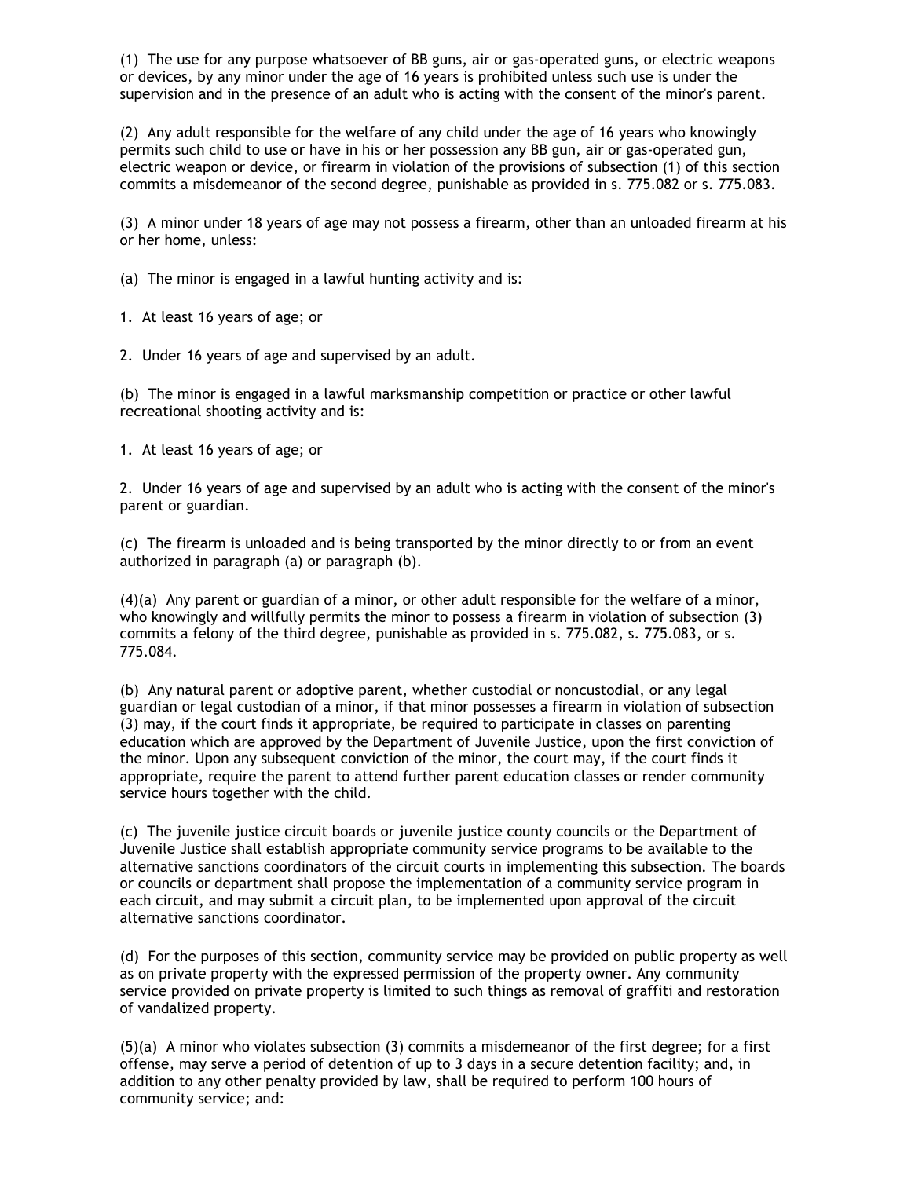(1) The use for any purpose whatsoever of BB guns, air or gas-operated guns, or electric weapons or devices, by any minor under the age of 16 years is prohibited unless such use is under the supervision and in the presence of an adult who is acting with the consent of the minor's parent.

(2) Any adult responsible for the welfare of any child under the age of 16 years who knowingly permits such child to use or have in his or her possession any BB gun, air or gas-operated gun, electric weapon or device, or firearm in violation of the provisions of subsection (1) of this section commits a misdemeanor of the second degree, punishable as provided in s. 775.082 or s. 775.083.

(3) A minor under 18 years of age may not possess a firearm, other than an unloaded firearm at his or her home, unless:

(a) The minor is engaged in a lawful hunting activity and is:

1. At least 16 years of age; or

2. Under 16 years of age and supervised by an adult.

(b) The minor is engaged in a lawful marksmanship competition or practice or other lawful recreational shooting activity and is:

1. At least 16 years of age; or

2. Under 16 years of age and supervised by an adult who is acting with the consent of the minor's parent or guardian.

(c) The firearm is unloaded and is being transported by the minor directly to or from an event authorized in paragraph (a) or paragraph (b).

(4)(a) Any parent or guardian of a minor, or other adult responsible for the welfare of a minor, who knowingly and willfully permits the minor to possess a firearm in violation of subsection (3) commits a felony of the third degree, punishable as provided in s. 775.082, s. 775.083, or s. 775.084.

(b) Any natural parent or adoptive parent, whether custodial or noncustodial, or any legal guardian or legal custodian of a minor, if that minor possesses a firearm in violation of subsection (3) may, if the court finds it appropriate, be required to participate in classes on parenting education which are approved by the Department of Juvenile Justice, upon the first conviction of the minor. Upon any subsequent conviction of the minor, the court may, if the court finds it appropriate, require the parent to attend further parent education classes or render community service hours together with the child.

(c) The juvenile justice circuit boards or juvenile justice county councils or the Department of Juvenile Justice shall establish appropriate community service programs to be available to the alternative sanctions coordinators of the circuit courts in implementing this subsection. The boards or councils or department shall propose the implementation of a community service program in each circuit, and may submit a circuit plan, to be implemented upon approval of the circuit alternative sanctions coordinator.

(d) For the purposes of this section, community service may be provided on public property as well as on private property with the expressed permission of the property owner. Any community service provided on private property is limited to such things as removal of graffiti and restoration of vandalized property.

(5)(a) A minor who violates subsection (3) commits a misdemeanor of the first degree; for a first offense, may serve a period of detention of up to 3 days in a secure detention facility; and, in addition to any other penalty provided by law, shall be required to perform 100 hours of community service; and: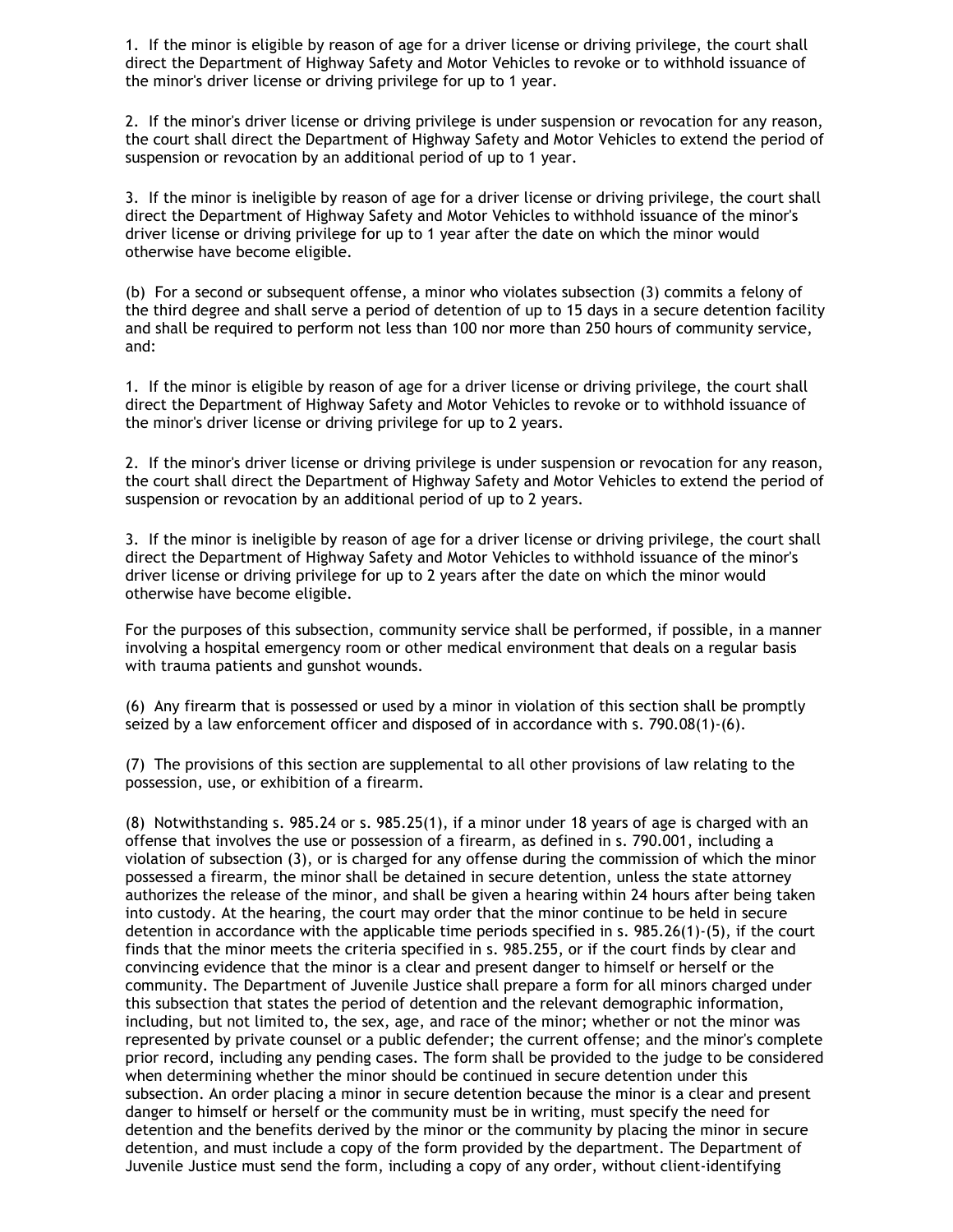1. If the minor is eligible by reason of age for a driver license or driving privilege, the court shall direct the Department of Highway Safety and Motor Vehicles to revoke or to withhold issuance of the minor's driver license or driving privilege for up to 1 year.

2. If the minor's driver license or driving privilege is under suspension or revocation for any reason, the court shall direct the Department of Highway Safety and Motor Vehicles to extend the period of suspension or revocation by an additional period of up to 1 year.

3. If the minor is ineligible by reason of age for a driver license or driving privilege, the court shall direct the Department of Highway Safety and Motor Vehicles to withhold issuance of the minor's driver license or driving privilege for up to 1 year after the date on which the minor would otherwise have become eligible.

(b) For a second or subsequent offense, a minor who violates subsection (3) commits a felony of the third degree and shall serve a period of detention of up to 15 days in a secure detention facility and shall be required to perform not less than 100 nor more than 250 hours of community service, and:

1. If the minor is eligible by reason of age for a driver license or driving privilege, the court shall direct the Department of Highway Safety and Motor Vehicles to revoke or to withhold issuance of the minor's driver license or driving privilege for up to 2 years.

2. If the minor's driver license or driving privilege is under suspension or revocation for any reason, the court shall direct the Department of Highway Safety and Motor Vehicles to extend the period of suspension or revocation by an additional period of up to 2 years.

3. If the minor is ineligible by reason of age for a driver license or driving privilege, the court shall direct the Department of Highway Safety and Motor Vehicles to withhold issuance of the minor's driver license or driving privilege for up to 2 years after the date on which the minor would otherwise have become eligible.

For the purposes of this subsection, community service shall be performed, if possible, in a manner involving a hospital emergency room or other medical environment that deals on a regular basis with trauma patients and gunshot wounds.

(6) Any firearm that is possessed or used by a minor in violation of this section shall be promptly seized by a law enforcement officer and disposed of in accordance with s. 790.08(1)-(6).

(7) The provisions of this section are supplemental to all other provisions of law relating to the possession, use, or exhibition of a firearm.

(8) Notwithstanding s. 985.24 or s. 985.25(1), if a minor under 18 years of age is charged with an offense that involves the use or possession of a firearm, as defined in s. 790.001, including a violation of subsection (3), or is charged for any offense during the commission of which the minor possessed a firearm, the minor shall be detained in secure detention, unless the state attorney authorizes the release of the minor, and shall be given a hearing within 24 hours after being taken into custody. At the hearing, the court may order that the minor continue to be held in secure detention in accordance with the applicable time periods specified in s. 985.26(1)-(5), if the court finds that the minor meets the criteria specified in s. 985.255, or if the court finds by clear and convincing evidence that the minor is a clear and present danger to himself or herself or the community. The Department of Juvenile Justice shall prepare a form for all minors charged under this subsection that states the period of detention and the relevant demographic information, including, but not limited to, the sex, age, and race of the minor; whether or not the minor was represented by private counsel or a public defender; the current offense; and the minor's complete prior record, including any pending cases. The form shall be provided to the judge to be considered when determining whether the minor should be continued in secure detention under this subsection. An order placing a minor in secure detention because the minor is a clear and present danger to himself or herself or the community must be in writing, must specify the need for detention and the benefits derived by the minor or the community by placing the minor in secure detention, and must include a copy of the form provided by the department. The Department of Juvenile Justice must send the form, including a copy of any order, without client-identifying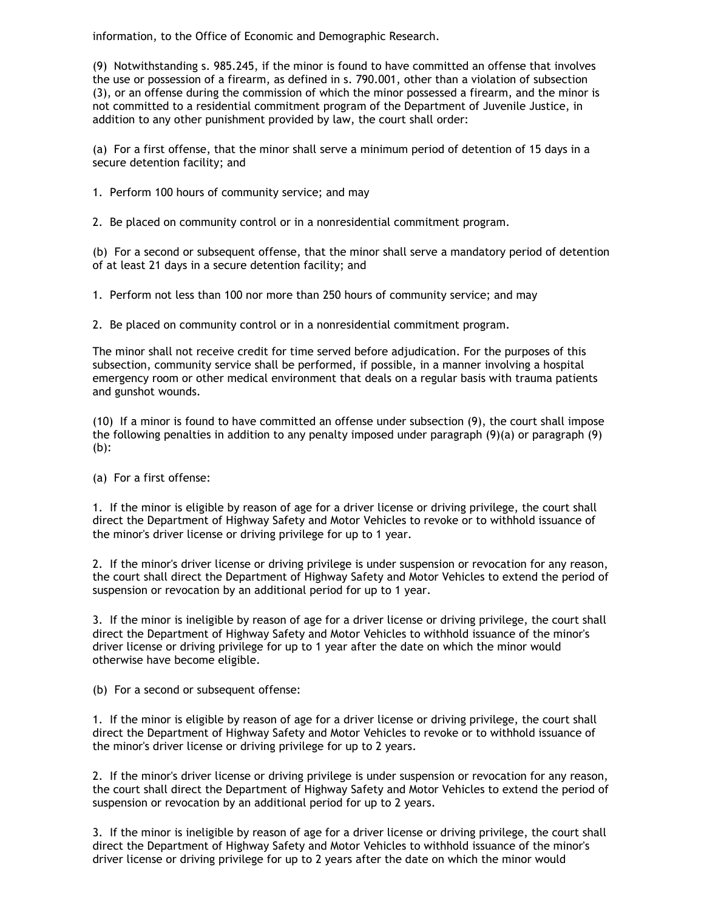information, to the Office of Economic and Demographic Research.

(9) Notwithstanding s. 985.245, if the minor is found to have committed an offense that involves the use or possession of a firearm, as defined in s. 790.001, other than a violation of subsection (3), or an offense during the commission of which the minor possessed a firearm, and the minor is not committed to a residential commitment program of the Department of Juvenile Justice, in addition to any other punishment provided by law, the court shall order:

(a) For a first offense, that the minor shall serve a minimum period of detention of 15 days in a secure detention facility; and

1. Perform 100 hours of community service; and may

2. Be placed on community control or in a nonresidential commitment program.

(b) For a second or subsequent offense, that the minor shall serve a mandatory period of detention of at least 21 days in a secure detention facility; and

1. Perform not less than 100 nor more than 250 hours of community service; and may

2. Be placed on community control or in a nonresidential commitment program.

The minor shall not receive credit for time served before adjudication. For the purposes of this subsection, community service shall be performed, if possible, in a manner involving a hospital emergency room or other medical environment that deals on a regular basis with trauma patients and gunshot wounds.

(10) If a minor is found to have committed an offense under subsection (9), the court shall impose the following penalties in addition to any penalty imposed under paragraph (9)(a) or paragraph (9)(b):

(a) For a first offense:

1. If the minor is eligible by reason of age for a driver license or driving privilege, the court shall direct the Department of Highway Safety and Motor Vehicles to revoke or to withhold issuance of the minor's driver license or driving privilege for up to 1 year.

2. If the minor's driver license or driving privilege is under suspension or revocation for any reason, the court shall direct the Department of Highway Safety and Motor Vehicles to extend the period of suspension or revocation by an additional period for up to 1 year.

3. If the minor is ineligible by reason of age for a driver license or driving privilege, the court shall direct the Department of Highway Safety and Motor Vehicles to withhold issuance of the minor's driver license or driving privilege for up to 1 year after the date on which the minor would otherwise have become eligible.

(b) For a second or subsequent offense:

1. If the minor is eligible by reason of age for a driver license or driving privilege, the court shall direct the Department of Highway Safety and Motor Vehicles to revoke or to withhold issuance of the minor's driver license or driving privilege for up to 2 years.

2. If the minor's driver license or driving privilege is under suspension or revocation for any reason, the court shall direct the Department of Highway Safety and Motor Vehicles to extend the period of suspension or revocation by an additional period for up to 2 years.

3. If the minor is ineligible by reason of age for a driver license or driving privilege, the court shall direct the Department of Highway Safety and Motor Vehicles to withhold issuance of the minor's driver license or driving privilege for up to 2 years after the date on which the minor would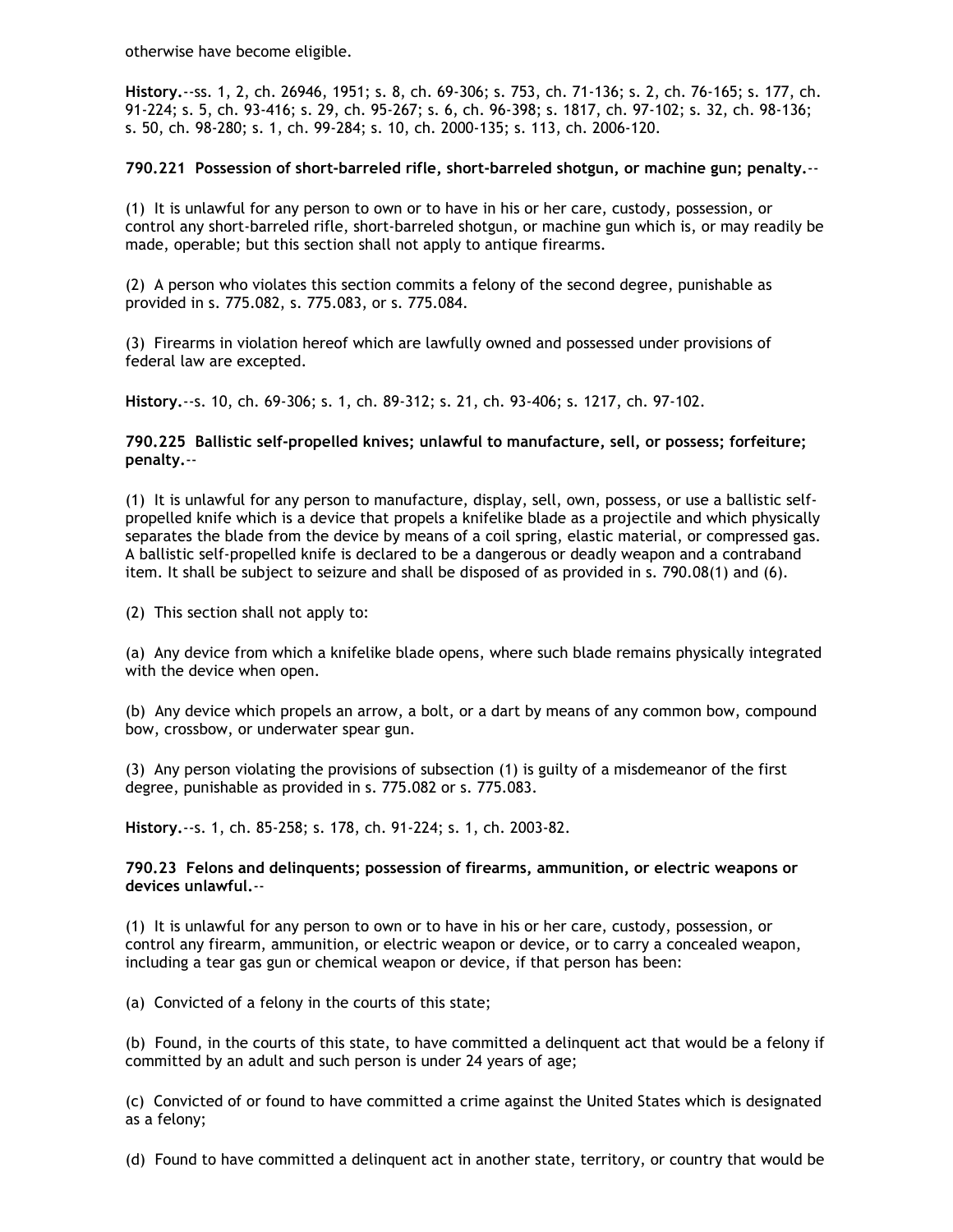otherwise have become eligible.

**History.**--ss. 1, 2, ch. 26946, 1951; s. 8, ch. 69-306; s. 753, ch. 71-136; s. 2, ch. 76-165; s. 177, ch. 91-224; s. 5, ch. 93-416; s. 29, ch. 95-267; s. 6, ch. 96-398; s. 1817, ch. 97-102; s. 32, ch. 98-136; s. 50, ch. 98-280; s. 1, ch. 99-284; s. 10, ch. 2000-135; s. 113, ch. 2006-120.

**790.221 Possession of short-barreled rifle, short-barreled shotgun, or machine gun; penalty.**--

(1) It is unlawful for any person to own or to have in his or her care, custody, possession, or control any short-barreled rifle, short-barreled shotgun, or machine gun which is, or may readily be made, operable; but this section shall not apply to antique firearms.

(2) A person who violates this section commits a felony of the second degree, punishable as provided in s. 775.082, s. 775.083, or s. 775.084.

(3) Firearms in violation hereof which are lawfully owned and possessed under provisions of federal law are excepted.

**History.**--s. 10, ch. 69-306; s. 1, ch. 89-312; s. 21, ch. 93-406; s. 1217, ch. 97-102.

**790.225 Ballistic self-propelled knives; unlawful to manufacture, sell, or possess; forfeiture; penalty.**--

(1) It is unlawful for any person to manufacture, display, sell, own, possess, or use a ballistic self-propelled knife which is a device that propels a knifelike blade as a projectile and which physically separates the blade from the device by means of a coil spring, elastic material, or compressed gas. A ballistic self-propelled knife is declared to be a dangerous or deadly weapon and a contraband item. It shall be subject to seizure and shall be disposed of as provided in s. 790.08(1) and (6).

(2) This section shall not apply to:

(a) Any device from which a knifelike blade opens, where such blade remains physically integrated with the device when open.

(b) Any device which propels an arrow, a bolt, or a dart by means of any common bow, compound bow, crossbow, or underwater spear gun.

(3) Any person violating the provisions of subsection (1) is guilty of a misdemeanor of the first degree, punishable as provided in s. 775.082 or s. 775.083.

**History.**--s. 1, ch. 85-258; s. 178, ch. 91-224; s. 1, ch. 2003-82.

**790.23 Felons and delinquents; possession of firearms, ammunition, or electric weapons or devices unlawful.**--

(1) It is unlawful for any person to own or to have in his or her care, custody, possession, or control any firearm, ammunition, or electric weapon or device, or to carry a concealed weapon, including a tear gas gun or chemical weapon or device, if that person has been:

(a) Convicted of a felony in the courts of this state;

(b) Found, in the courts of this state, to have committed a delinquent act that would be a felony if committed by an adult and such person is under 24 years of age;

(c) Convicted of or found to have committed a crime against the United States which is designated as a felony;

(d) Found to have committed a delinquent act in another state, territory, or country that would be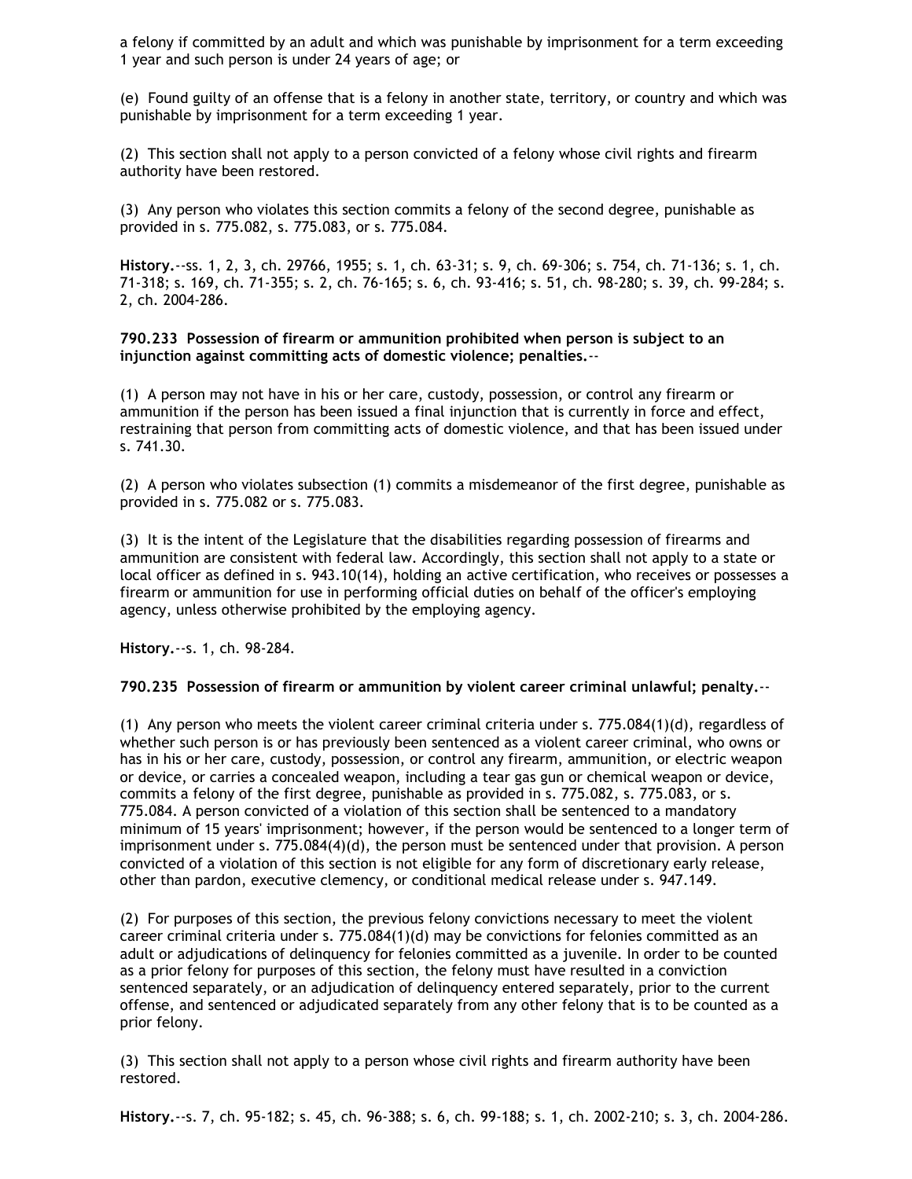a felony if committed by an adult and which was punishable by imprisonment for a term exceeding 1 year and such person is under 24 years of age; or

(e) Found guilty of an offense that is a felony in another state, territory, or country and which was punishable by imprisonment for a term exceeding 1 year.

(2) This section shall not apply to a person convicted of a felony whose civil rights and firearm authority have been restored.

(3) Any person who violates this section commits a felony of the second degree, punishable as provided in s. 775.082, s. 775.083, or s. 775.084.

**History.**--ss. 1, 2, 3, ch. 29766, 1955; s. 1, ch. 63-31; s. 9, ch. 69-306; s. 754, ch. 71-136; s. 1, ch. 71-318; s. 169, ch. 71-355; s. 2, ch. 76-165; s. 6, ch. 93-416; s. 51, ch. 98-280; s. 39, ch. 99-284; s. 2, ch. 2004-286.

**790.233 Possession of firearm or ammunition prohibited when person is subject to an injunction against committing acts of domestic violence; penalties.**--

(1) A person may not have in his or her care, custody, possession, or control any firearm or ammunition if the person has been issued a final injunction that is currently in force and effect, restraining that person from committing acts of domestic violence, and that has been issued under s. 741.30.

(2) A person who violates subsection (1) commits a misdemeanor of the first degree, punishable as provided in s. 775.082 or s. 775.083.

(3) It is the intent of the Legislature that the disabilities regarding possession of firearms and ammunition are consistent with federal law. Accordingly, this section shall not apply to a state or local officer as defined in s. 943.10(14), holding an active certification, who receives or possesses a firearm or ammunition for use in performing official duties on behalf of the officer's employing agency, unless otherwise prohibited by the employing agency.

**History.**--s. 1, ch. 98-284.

**790.235 Possession of firearm or ammunition by violent career criminal unlawful; penalty.**--

(1) Any person who meets the violent career criminal criteria under s. 775.084(1)(d), regardless of whether such person is or has previously been sentenced as a violent career criminal, who owns or has in his or her care, custody, possession, or control any firearm, ammunition, or electric weapon or device, or carries a concealed weapon, including a tear gas gun or chemical weapon or device, commits a felony of the first degree, punishable as provided in s. 775.082, s. 775.083, or s. 775.084. A person convicted of a violation of this section shall be sentenced to a mandatory minimum of 15 years' imprisonment; however, if the person would be sentenced to a longer term of imprisonment under s. 775.084(4)(d), the person must be sentenced under that provision. A person convicted of a violation of this section is not eligible for any form of discretionary early release, other than pardon, executive clemency, or conditional medical release under s. 947.149.

(2) For purposes of this section, the previous felony convictions necessary to meet the violent career criminal criteria under s. 775.084(1)(d) may be convictions for felonies committed as an adult or adjudications of delinquency for felonies committed as a juvenile. In order to be counted as a prior felony for purposes of this section, the felony must have resulted in a conviction sentenced separately, or an adjudication of delinquency entered separately, prior to the current offense, and sentenced or adjudicated separately from any other felony that is to be counted as a prior felony.

(3) This section shall not apply to a person whose civil rights and firearm authority have been restored.

**History.**--s. 7, ch. 95-182; s. 45, ch. 96-388; s. 6, ch. 99-188; s. 1, ch. 2002-210; s. 3, ch. 2004-286.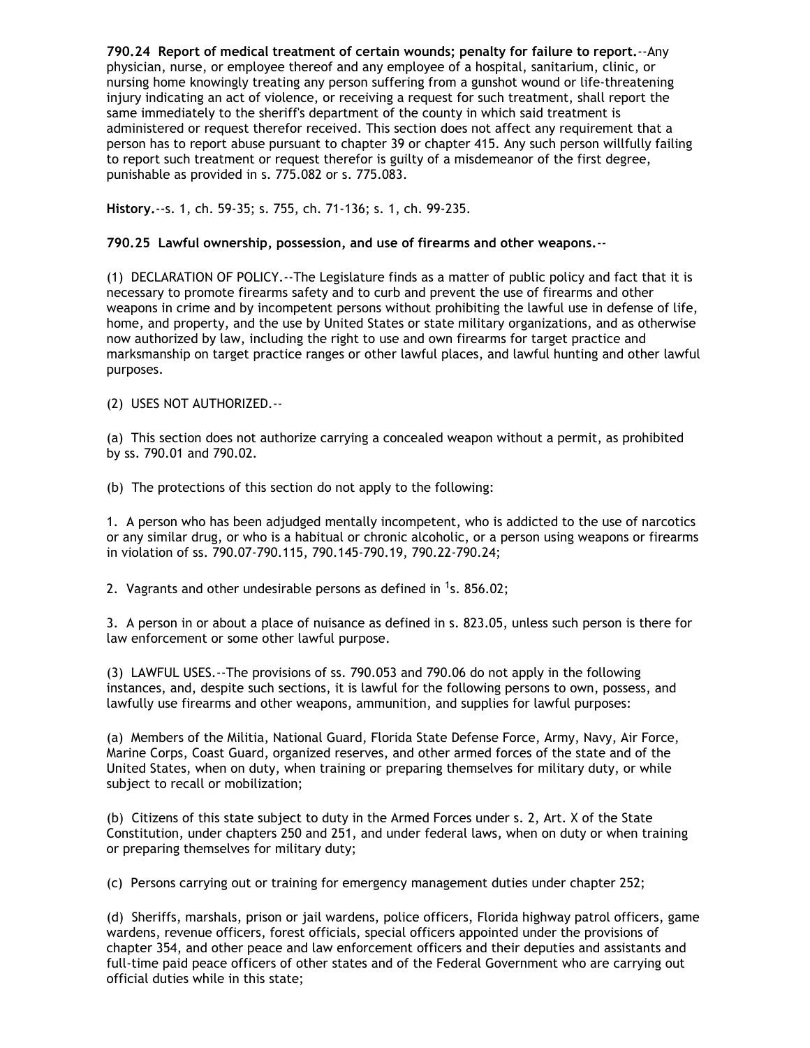**790.24 Report of medical treatment of certain wounds; penalty for failure to report.**--Any physician, nurse, or employee thereof and any employee of a hospital, sanitarium, clinic, or nursing home knowingly treating any person suffering from a gunshot wound or life-threatening injury indicating an act of violence, or receiving a request for such treatment, shall report the same immediately to the sheriff's department of the county in which said treatment is administered or request therefor received. This section does not affect any requirement that a person has to report abuse pursuant to chapter 39 or chapter 415. Any such person willfully failing to report such treatment or request therefor is guilty of a misdemeanor of the first degree, punishable as provided in s. 775.082 or s. 775.083.

**History.**--s. 1, ch. 59-35; s. 755, ch. 71-136; s. 1, ch. 99-235.

**790.25 Lawful ownership, possession, and use of firearms and other weapons.**--

(1) DECLARATION OF POLICY.--The Legislature finds as a matter of public policy and fact that it is necessary to promote firearms safety and to curb and prevent the use of firearms and other weapons in crime and by incompetent persons without prohibiting the lawful use in defense of life, home, and property, and the use by United States or state military organizations, and as otherwise now authorized by law, including the right to use and own firearms for target practice and marksmanship on target practice ranges or other lawful places, and lawful hunting and other lawful purposes.

(2) USES NOT AUTHORIZED.--

(a) This section does not authorize carrying a concealed weapon without a permit, as prohibited by ss. 790.01 and 790.02.

(b) The protections of this section do not apply to the following:

1. A person who has been adjudged mentally incompetent, who is addicted to the use of narcotics or any similar drug, or who is a habitual or chronic alcoholic, or a person using weapons or firearms in violation of ss. 790.07-790.115, 790.145-790.19, 790.22-790.24;

2. Vagrants and other undesirable persons as defined in [1]s. 856.02;

3. A person in or about a place of nuisance as defined in s. 823.05, unless such person is there for law enforcement or some other lawful purpose.

(3) LAWFUL USES.--The provisions of ss. 790.053 and 790.06 do not apply in the following instances, and, despite such sections, it is lawful for the following persons to own, possess, and lawfully use firearms and other weapons, ammunition, and supplies for lawful purposes:

(a) Members of the Militia, National Guard, Florida State Defense Force, Army, Navy, Air Force, Marine Corps, Coast Guard, organized reserves, and other armed forces of the state and of the United States, when on duty, when training or preparing themselves for military duty, or while subject to recall or mobilization;

(b) Citizens of this state subject to duty in the Armed Forces under s. 2, Art. X of the State Constitution, under chapters 250 and 251, and under federal laws, when on duty or when training or preparing themselves for military duty;

(c) Persons carrying out or training for emergency management duties under chapter 252;

(d) Sheriffs, marshals, prison or jail wardens, police officers, Florida highway patrol officers, game wardens, revenue officers, forest officials, special officers appointed under the provisions of chapter 354, and other peace and law enforcement officers and their deputies and assistants and full-time paid peace officers of other states and of the Federal Government who are carrying out official duties while in this state;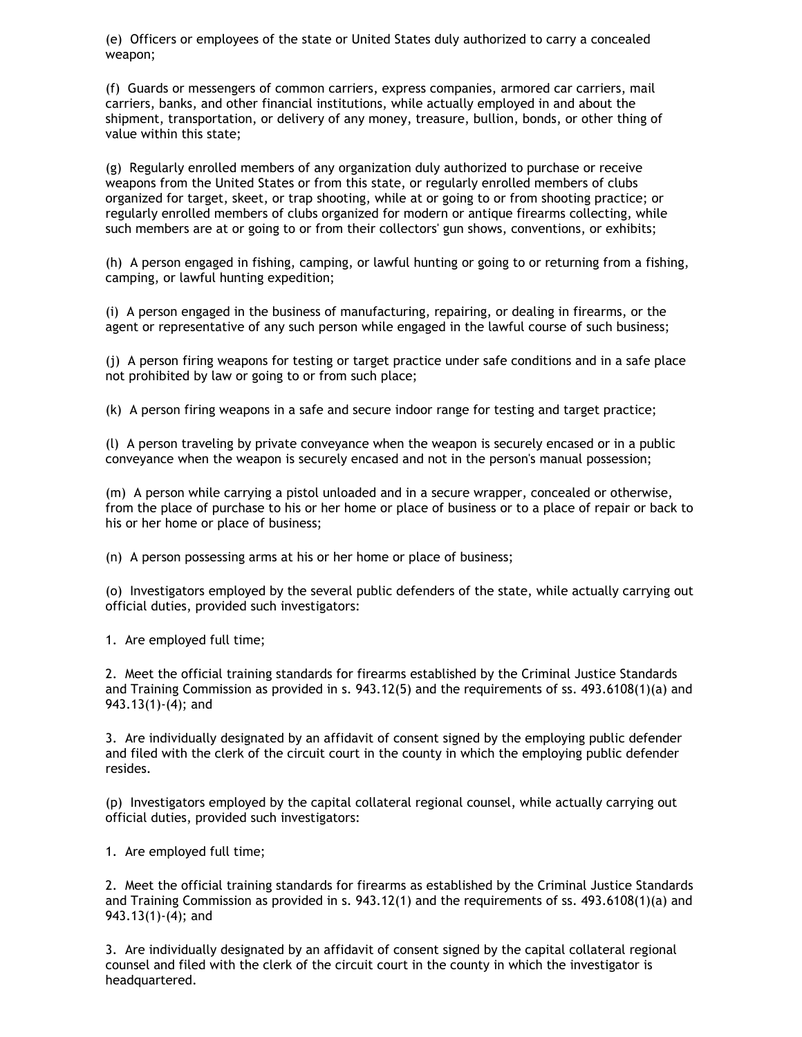(e) Officers or employees of the state or United States duly authorized to carry a concealed weapon;

(f) Guards or messengers of common carriers, express companies, armored car carriers, mail carriers, banks, and other financial institutions, while actually employed in and about the shipment, transportation, or delivery of any money, treasure, bullion, bonds, or other thing of value within this state;

(g) Regularly enrolled members of any organization duly authorized to purchase or receive weapons from the United States or from this state, or regularly enrolled members of clubs organized for target, skeet, or trap shooting, while at or going to or from shooting practice; or regularly enrolled members of clubs organized for modern or antique firearms collecting, while such members are at or going to or from their collectors' gun shows, conventions, or exhibits;

(h) A person engaged in fishing, camping, or lawful hunting or going to or returning from a fishing, camping, or lawful hunting expedition;

(i) A person engaged in the business of manufacturing, repairing, or dealing in firearms, or the agent or representative of any such person while engaged in the lawful course of such business;

(j) A person firing weapons for testing or target practice under safe conditions and in a safe place not prohibited by law or going to or from such place;

(k) A person firing weapons in a safe and secure indoor range for testing and target practice;

(l) A person traveling by private conveyance when the weapon is securely encased or in a public conveyance when the weapon is securely encased and not in the person's manual possession;

(m) A person while carrying a pistol unloaded and in a secure wrapper, concealed or otherwise, from the place of purchase to his or her home or place of business or to a place of repair or back to his or her home or place of business;

(n) A person possessing arms at his or her home or place of business;

(o) Investigators employed by the several public defenders of the state, while actually carrying out official duties, provided such investigators:

1. Are employed full time;

2. Meet the official training standards for firearms established by the Criminal Justice Standards and Training Commission as provided in s. 943.12(5) and the requirements of ss. 493.6108(1)(a) and 943.13(1)-(4); and

3. Are individually designated by an affidavit of consent signed by the employing public defender and filed with the clerk of the circuit court in the county in which the employing public defender resides.

(p) Investigators employed by the capital collateral regional counsel, while actually carrying out official duties, provided such investigators:

1. Are employed full time;

2. Meet the official training standards for firearms as established by the Criminal Justice Standards and Training Commission as provided in s. 943.12(1) and the requirements of ss. 493.6108(1)(a) and 943.13(1)-(4); and

3. Are individually designated by an affidavit of consent signed by the capital collateral regional counsel and filed with the clerk of the circuit court in the county in which the investigator is headquartered.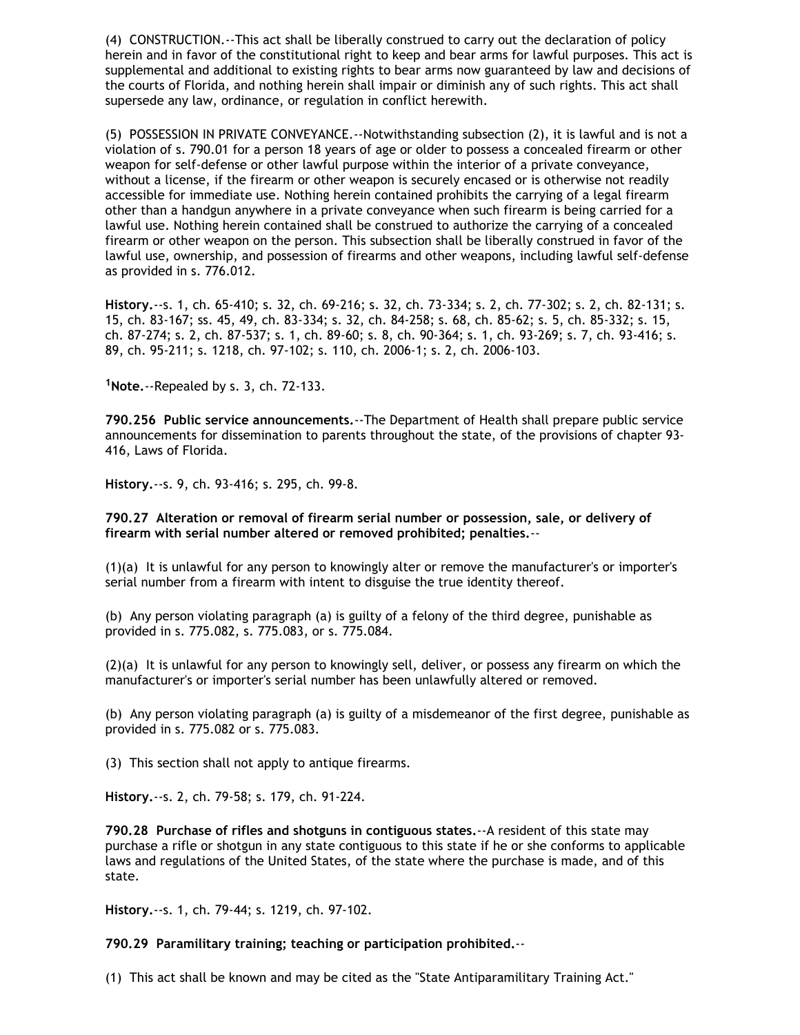(4) CONSTRUCTION.--This act shall be liberally construed to carry out the declaration of policy herein and in favor of the constitutional right to keep and bear arms for lawful purposes. This act is supplemental and additional to existing rights to bear arms now guaranteed by law and decisions of the courts of Florida, and nothing herein shall impair or diminish any of such rights. This act shall supersede any law, ordinance, or regulation in conflict herewith.

(5) POSSESSION IN PRIVATE CONVEYANCE.--Notwithstanding subsection (2), it is lawful and is not a violation of s. 790.01 for a person 18 years of age or older to possess a concealed firearm or other weapon for self-defense or other lawful purpose within the interior of a private conveyance, without a license, if the firearm or other weapon is securely encased or is otherwise not readily accessible for immediate use. Nothing herein contained prohibits the carrying of a legal firearm other than a handgun anywhere in a private conveyance when such firearm is being carried for a lawful use. Nothing herein contained shall be construed to authorize the carrying of a concealed firearm or other weapon on the person. This subsection shall be liberally construed in favor of the lawful use, ownership, and possession of firearms and other weapons, including lawful self-defense as provided in s. 776.012.

**History.**--s. 1, ch. 65-410; s. 32, ch. 69-216; s. 32, ch. 73-334; s. 2, ch. 77-302; s. 2, ch. 82-131; s. 15, ch. 83-167; ss. 45, 49, ch. 83-334; s. 32, ch. 84-258; s. 68, ch. 85-62; s. 5, ch. 85-332; s. 15, ch. 87-274; s. 2, ch. 87-537; s. 1, ch. 89-60; s. 8, ch. 90-364; s. 1, ch. 93-269; s. 7, ch. 93-416; s. 89, ch. 95-211; s. 1218, ch. 97-102; s. 110, ch. 2006-1; s. 2, ch. 2006-103.

[1]**Note.**--Repealed by s. 3, ch. 72-133.

**790.256 Public service announcements.**--The Department of Health shall prepare public service announcements for dissemination to parents throughout the state, of the provisions of chapter 93-416, Laws of Florida.

**History.**--s. 9, ch. 93-416; s. 295, ch. 99-8.

**790.27 Alteration or removal of firearm serial number or possession, sale, or delivery of firearm with serial number altered or removed prohibited; penalties.**--

(1)(a) It is unlawful for any person to knowingly alter or remove the manufacturer's or importer's serial number from a firearm with intent to disguise the true identity thereof.

(b) Any person violating paragraph (a) is guilty of a felony of the third degree, punishable as provided in s. 775.082, s. 775.083, or s. 775.084.

(2)(a) It is unlawful for any person to knowingly sell, deliver, or possess any firearm on which the manufacturer's or importer's serial number has been unlawfully altered or removed.

(b) Any person violating paragraph (a) is guilty of a misdemeanor of the first degree, punishable as provided in s. 775.082 or s. 775.083.

(3) This section shall not apply to antique firearms.

**History.**--s. 2, ch. 79-58; s. 179, ch. 91-224.

**790.28 Purchase of rifles and shotguns in contiguous states.**--A resident of this state may purchase a rifle or shotgun in any state contiguous to this state if he or she conforms to applicable laws and regulations of the United States, of the state where the purchase is made, and of this state.

**History.**--s. 1, ch. 79-44; s. 1219, ch. 97-102.

**790.29 Paramilitary training; teaching or participation prohibited.**--

(1) This act shall be known and may be cited as the "State Antiparamilitary Training Act."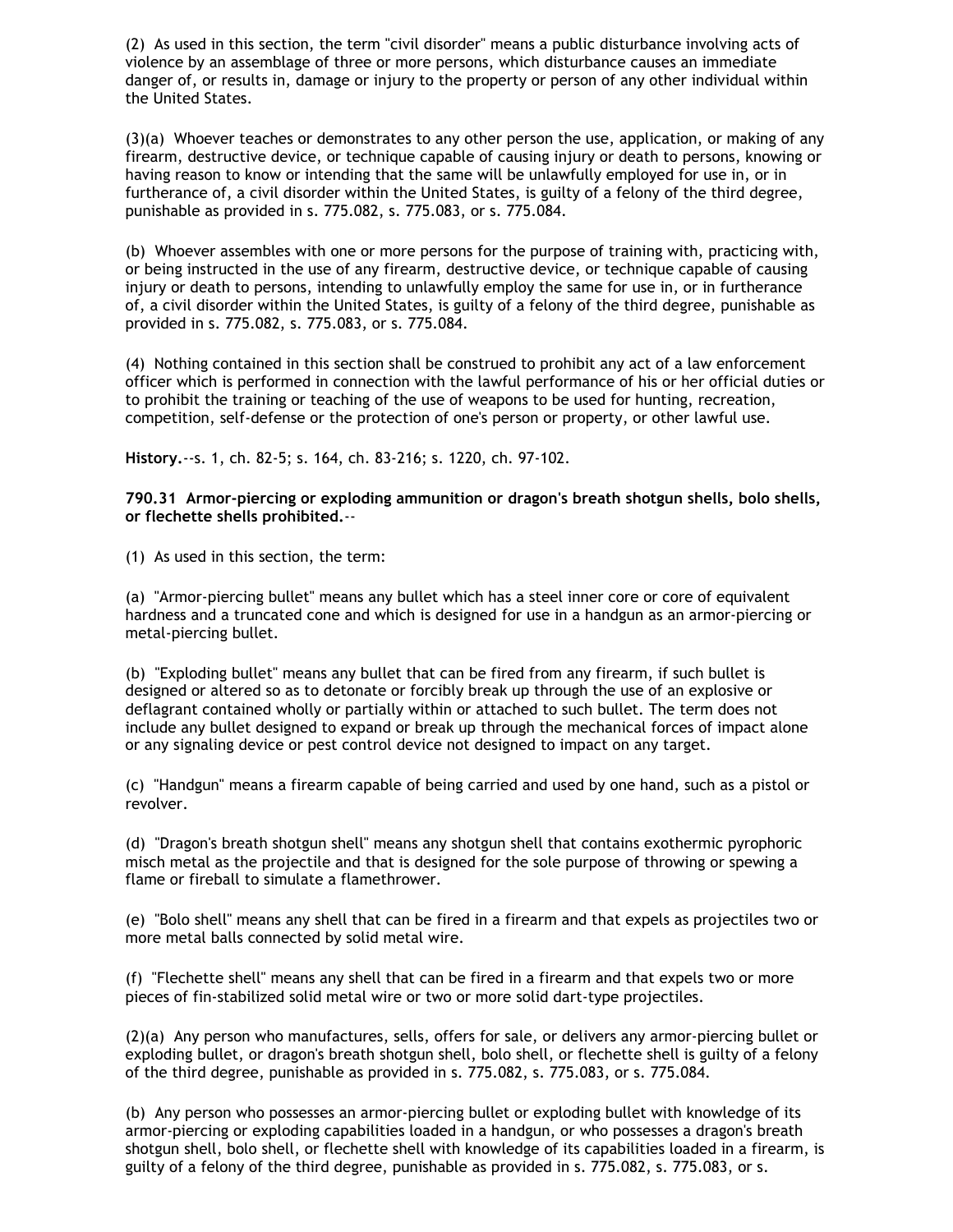(2) As used in this section, the term "civil disorder" means a public disturbance involving acts of violence by an assemblage of three or more persons, which disturbance causes an immediate danger of, or results in, damage or injury to the property or person of any other individual within the United States.

(3)(a) Whoever teaches or demonstrates to any other person the use, application, or making of any firearm, destructive device, or technique capable of causing injury or death to persons, knowing or having reason to know or intending that the same will be unlawfully employed for use in, or in furtherance of, a civil disorder within the United States, is guilty of a felony of the third degree, punishable as provided in s. 775.082, s. 775.083, or s. 775.084.

(b) Whoever assembles with one or more persons for the purpose of training with, practicing with, or being instructed in the use of any firearm, destructive device, or technique capable of causing injury or death to persons, intending to unlawfully employ the same for use in, or in furtherance of, a civil disorder within the United States, is guilty of a felony of the third degree, punishable as provided in s. 775.082, s. 775.083, or s. 775.084.

(4) Nothing contained in this section shall be construed to prohibit any act of a law enforcement officer which is performed in connection with the lawful performance of his or her official duties or to prohibit the training or teaching of the use of weapons to be used for hunting, recreation, competition, self-defense or the protection of one's person or property, or other lawful use.

**History.**--s. 1, ch. 82-5; s. 164, ch. 83-216; s. 1220, ch. 97-102.

**790.31 Armor-piercing or exploding ammunition or dragon's breath shotgun shells, bolo shells, or flechette shells prohibited.**--

(1) As used in this section, the term:

(a) "Armor-piercing bullet" means any bullet which has a steel inner core or core of equivalent hardness and a truncated cone and which is designed for use in a handgun as an armor-piercing or metal-piercing bullet.

(b) "Exploding bullet" means any bullet that can be fired from any firearm, if such bullet is designed or altered so as to detonate or forcibly break up through the use of an explosive or deflagrant contained wholly or partially within or attached to such bullet. The term does not include any bullet designed to expand or break up through the mechanical forces of impact alone or any signaling device or pest control device not designed to impact on any target.

(c) "Handgun" means a firearm capable of being carried and used by one hand, such as a pistol or revolver.

(d) "Dragon's breath shotgun shell" means any shotgun shell that contains exothermic pyrophoric misch metal as the projectile and that is designed for the sole purpose of throwing or spewing a flame or fireball to simulate a flamethrower.

(e) "Bolo shell" means any shell that can be fired in a firearm and that expels as projectiles two or more metal balls connected by solid metal wire.

(f) "Flechette shell" means any shell that can be fired in a firearm and that expels two or more pieces of fin-stabilized solid metal wire or two or more solid dart-type projectiles.

(2)(a) Any person who manufactures, sells, offers for sale, or delivers any armor-piercing bullet or exploding bullet, or dragon's breath shotgun shell, bolo shell, or flechette shell is guilty of a felony of the third degree, punishable as provided in s. 775.082, s. 775.083, or s. 775.084.

(b) Any person who possesses an armor-piercing bullet or exploding bullet with knowledge of its armor-piercing or exploding capabilities loaded in a handgun, or who possesses a dragon's breath shotgun shell, bolo shell, or flechette shell with knowledge of its capabilities loaded in a firearm, is guilty of a felony of the third degree, punishable as provided in s. 775.082, s. 775.083, or s.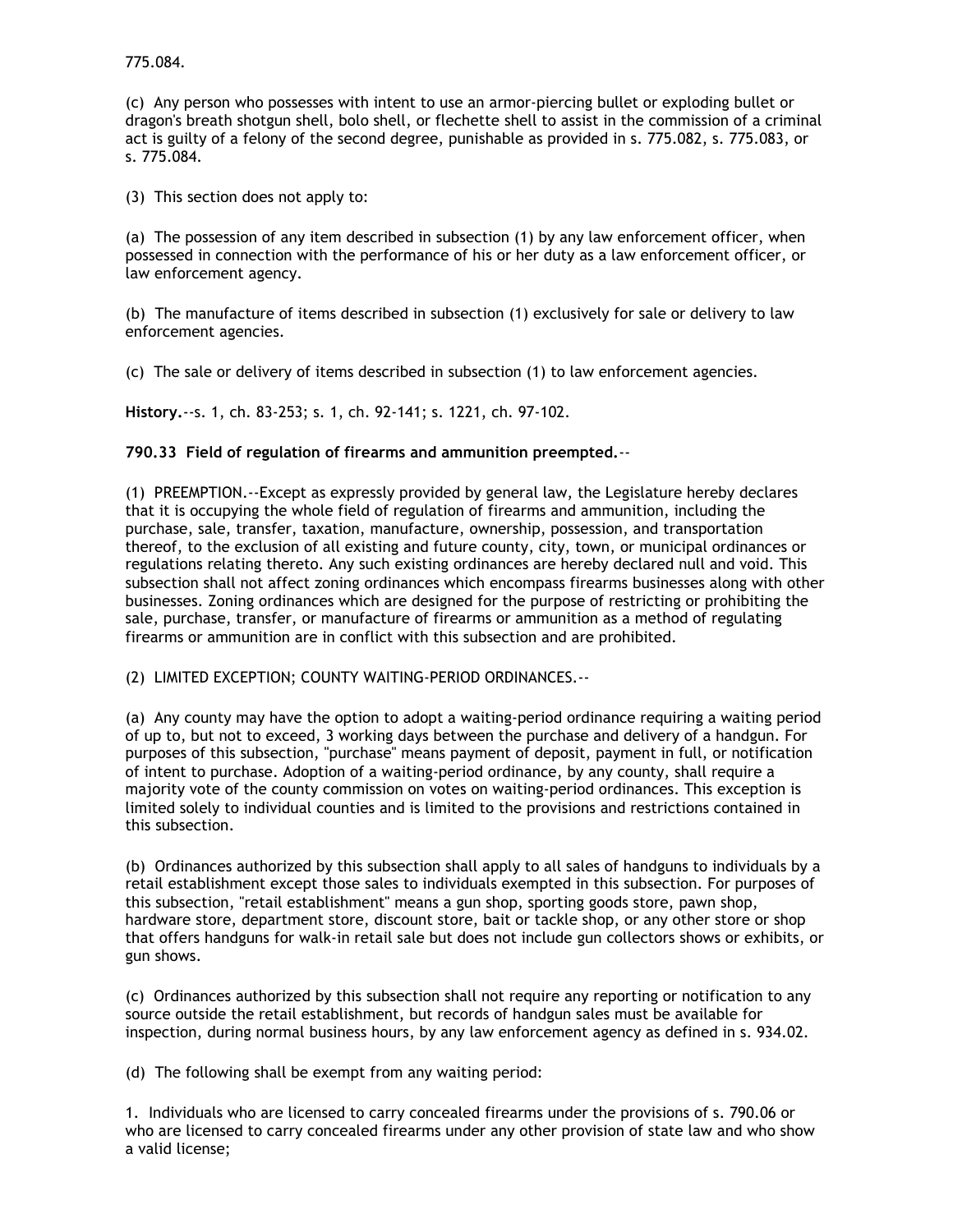775.084.

(c) Any person who possesses with intent to use an armor-piercing bullet or exploding bullet or dragon's breath shotgun shell, bolo shell, or flechette shell to assist in the commission of a criminal act is guilty of a felony of the second degree, punishable as provided in s. 775.082, s. 775.083, or s. 775.084.

(3) This section does not apply to:

(a) The possession of any item described in subsection (1) by any law enforcement officer, when possessed in connection with the performance of his or her duty as a law enforcement officer, or law enforcement agency.

(b) The manufacture of items described in subsection (1) exclusively for sale or delivery to law enforcement agencies.

(c) The sale or delivery of items described in subsection (1) to law enforcement agencies.

**History.**--s. 1, ch. 83-253; s. 1, ch. 92-141; s. 1221, ch. 97-102.

**790.33 Field of regulation of firearms and ammunition preempted.**--

(1) PREEMPTION.--Except as expressly provided by general law, the Legislature hereby declares that it is occupying the whole field of regulation of firearms and ammunition, including the purchase, sale, transfer, taxation, manufacture, ownership, possession, and transportation thereof, to the exclusion of all existing and future county, city, town, or municipal ordinances or regulations relating thereto. Any such existing ordinances are hereby declared null and void. This subsection shall not affect zoning ordinances which encompass firearms businesses along with other businesses. Zoning ordinances which are designed for the purpose of restricting or prohibiting the sale, purchase, transfer, or manufacture of firearms or ammunition as a method of regulating firearms or ammunition are in conflict with this subsection and are prohibited.

(2) LIMITED EXCEPTION; COUNTY WAITING-PERIOD ORDINANCES.--

(a) Any county may have the option to adopt a waiting-period ordinance requiring a waiting period of up to, but not to exceed, 3 working days between the purchase and delivery of a handgun. For purposes of this subsection, "purchase" means payment of deposit, payment in full, or notification of intent to purchase. Adoption of a waiting-period ordinance, by any county, shall require a majority vote of the county commission on votes on waiting-period ordinances. This exception is limited solely to individual counties and is limited to the provisions and restrictions contained in this subsection.

(b) Ordinances authorized by this subsection shall apply to all sales of handguns to individuals by a retail establishment except those sales to individuals exempted in this subsection. For purposes of this subsection, "retail establishment" means a gun shop, sporting goods store, pawn shop, hardware store, department store, discount store, bait or tackle shop, or any other store or shop that offers handguns for walk-in retail sale but does not include gun collectors shows or exhibits, or gun shows.

(c) Ordinances authorized by this subsection shall not require any reporting or notification to any source outside the retail establishment, but records of handgun sales must be available for inspection, during normal business hours, by any law enforcement agency as defined in s. 934.02.

(d) The following shall be exempt from any waiting period:

1. Individuals who are licensed to carry concealed firearms under the provisions of s. 790.06 or who are licensed to carry concealed firearms under any other provision of state law and who show a valid license;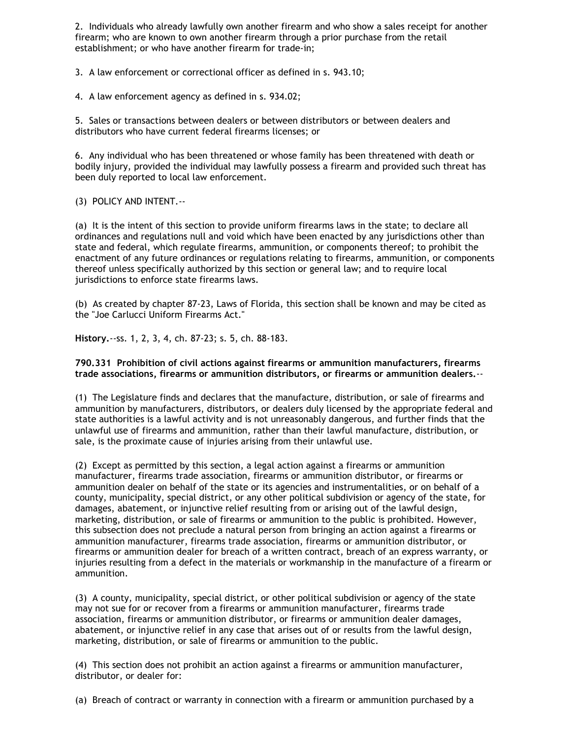2. Individuals who already lawfully own another firearm and who show a sales receipt for another firearm; who are known to own another firearm through a prior purchase from the retail establishment; or who have another firearm for trade-in;

3. A law enforcement or correctional officer as defined in s. 943.10;

4. A law enforcement agency as defined in s. 934.02;

5. Sales or transactions between dealers or between distributors or between dealers and distributors who have current federal firearms licenses; or

6. Any individual who has been threatened or whose family has been threatened with death or bodily injury, provided the individual may lawfully possess a firearm and provided such threat has been duly reported to local law enforcement.

(3) POLICY AND INTENT.--

(a) It is the intent of this section to provide uniform firearms laws in the state; to declare all ordinances and regulations null and void which have been enacted by any jurisdictions other than state and federal, which regulate firearms, ammunition, or components thereof; to prohibit the enactment of any future ordinances or regulations relating to firearms, ammunition, or components thereof unless specifically authorized by this section or general law; and to require local jurisdictions to enforce state firearms laws.

(b) As created by chapter 87-23, Laws of Florida, this section shall be known and may be cited as the "Joe Carlucci Uniform Firearms Act."

**History.**--ss. 1, 2, 3, 4, ch. 87-23; s. 5, ch. 88-183.

**790.331 Prohibition of civil actions against firearms or ammunition manufacturers, firearms trade associations, firearms or ammunition distributors, or firearms or ammunition dealers.**--

(1) The Legislature finds and declares that the manufacture, distribution, or sale of firearms and ammunition by manufacturers, distributors, or dealers duly licensed by the appropriate federal and state authorities is a lawful activity and is not unreasonably dangerous, and further finds that the unlawful use of firearms and ammunition, rather than their lawful manufacture, distribution, or sale, is the proximate cause of injuries arising from their unlawful use.

(2) Except as permitted by this section, a legal action against a firearms or ammunition manufacturer, firearms trade association, firearms or ammunition distributor, or firearms or ammunition dealer on behalf of the state or its agencies and instrumentalities, or on behalf of a county, municipality, special district, or any other political subdivision or agency of the state, for damages, abatement, or injunctive relief resulting from or arising out of the lawful design, marketing, distribution, or sale of firearms or ammunition to the public is prohibited. However, this subsection does not preclude a natural person from bringing an action against a firearms or ammunition manufacturer, firearms trade association, firearms or ammunition distributor, or firearms or ammunition dealer for breach of a written contract, breach of an express warranty, or injuries resulting from a defect in the materials or workmanship in the manufacture of a firearm or ammunition.

(3) A county, municipality, special district, or other political subdivision or agency of the state may not sue for or recover from a firearms or ammunition manufacturer, firearms trade association, firearms or ammunition distributor, or firearms or ammunition dealer damages, abatement, or injunctive relief in any case that arises out of or results from the lawful design, marketing, distribution, or sale of firearms or ammunition to the public.

(4) This section does not prohibit an action against a firearms or ammunition manufacturer, distributor, or dealer for:

(a) Breach of contract or warranty in connection with a firearm or ammunition purchased by a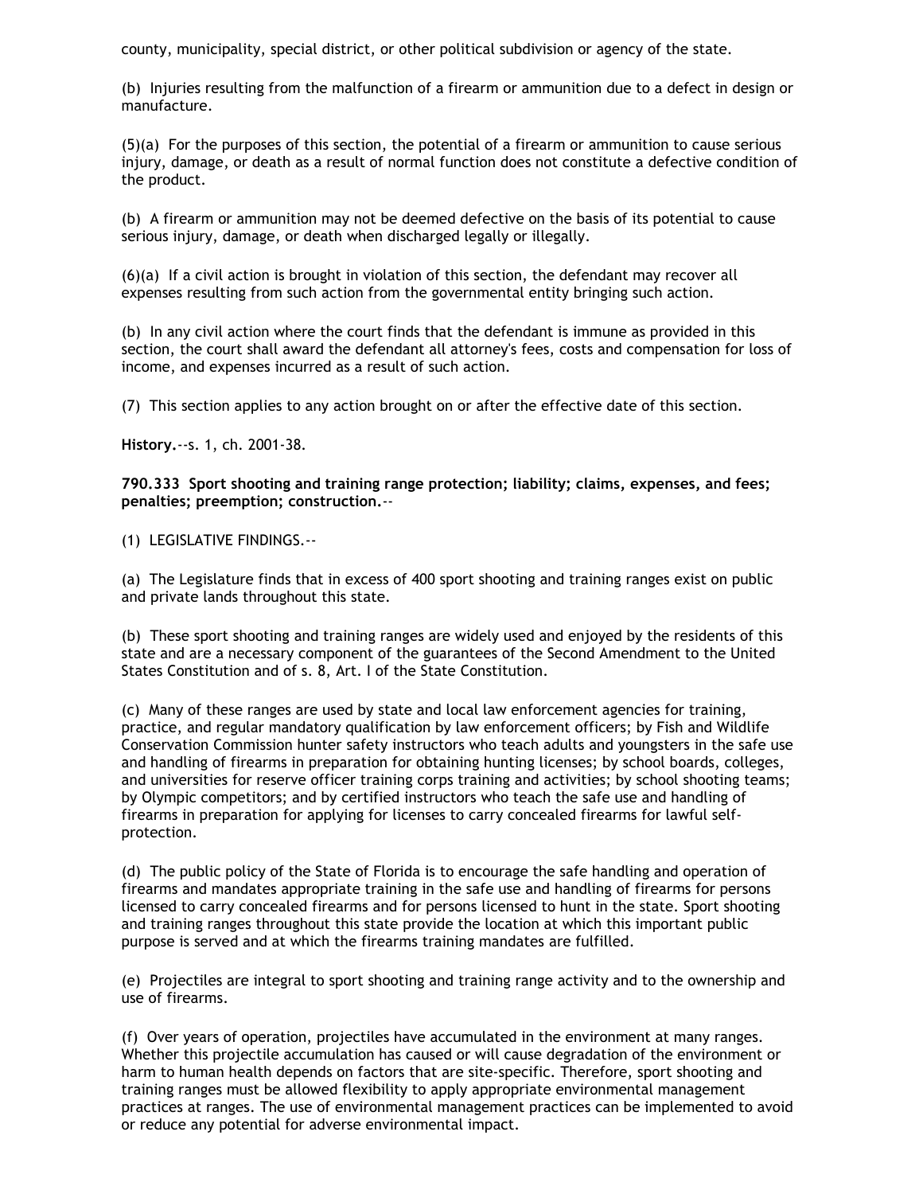county, municipality, special district, or other political subdivision or agency of the state.

(b) Injuries resulting from the malfunction of a firearm or ammunition due to a defect in design or manufacture.

(5)(a) For the purposes of this section, the potential of a firearm or ammunition to cause serious injury, damage, or death as a result of normal function does not constitute a defective condition of the product.

(b) A firearm or ammunition may not be deemed defective on the basis of its potential to cause serious injury, damage, or death when discharged legally or illegally.

(6)(a) If a civil action is brought in violation of this section, the defendant may recover all expenses resulting from such action from the governmental entity bringing such action.

(b) In any civil action where the court finds that the defendant is immune as provided in this section, the court shall award the defendant all attorney's fees, costs and compensation for loss of income, and expenses incurred as a result of such action.

(7) This section applies to any action brought on or after the effective date of this section.

**History.**--s. 1, ch. 2001-38.

**790.333 Sport shooting and training range protection; liability; claims, expenses, and fees; penalties; preemption; construction.**--

(1) LEGISLATIVE FINDINGS.--

(a) The Legislature finds that in excess of 400 sport shooting and training ranges exist on public and private lands throughout this state.

(b) These sport shooting and training ranges are widely used and enjoyed by the residents of this state and are a necessary component of the guarantees of the Second Amendment to the United States Constitution and of s. 8, Art. I of the State Constitution.

(c) Many of these ranges are used by state and local law enforcement agencies for training, practice, and regular mandatory qualification by law enforcement officers; by Fish and Wildlife Conservation Commission hunter safety instructors who teach adults and youngsters in the safe use and handling of firearms in preparation for obtaining hunting licenses; by school boards, colleges, and universities for reserve officer training corps training and activities; by school shooting teams; by Olympic competitors; and by certified instructors who teach the safe use and handling of firearms in preparation for applying for licenses to carry concealed firearms for lawful self-protection.

(d) The public policy of the State of Florida is to encourage the safe handling and operation of firearms and mandates appropriate training in the safe use and handling of firearms for persons licensed to carry concealed firearms and for persons licensed to hunt in the state. Sport shooting and training ranges throughout this state provide the location at which this important public purpose is served and at which the firearms training mandates are fulfilled.

(e) Projectiles are integral to sport shooting and training range activity and to the ownership and use of firearms.

(f) Over years of operation, projectiles have accumulated in the environment at many ranges. Whether this projectile accumulation has caused or will cause degradation of the environment or harm to human health depends on factors that are site-specific. Therefore, sport shooting and training ranges must be allowed flexibility to apply appropriate environmental management practices at ranges. The use of environmental management practices can be implemented to avoid or reduce any potential for adverse environmental impact.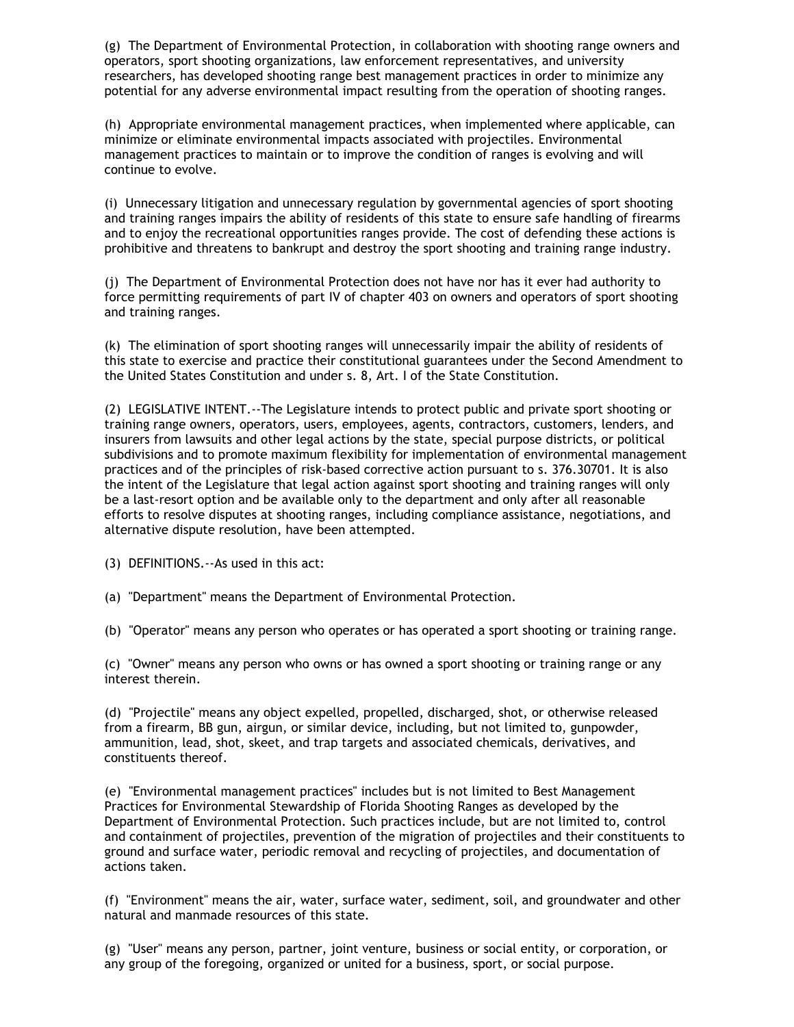(g) The Department of Environmental Protection, in collaboration with shooting range owners and operators, sport shooting organizations, law enforcement representatives, and university researchers, has developed shooting range best management practices in order to minimize any potential for any adverse environmental impact resulting from the operation of shooting ranges.

(h) Appropriate environmental management practices, when implemented where applicable, can minimize or eliminate environmental impacts associated with projectiles. Environmental management practices to maintain or to improve the condition of ranges is evolving and will continue to evolve.

(i) Unnecessary litigation and unnecessary regulation by governmental agencies of sport shooting and training ranges impairs the ability of residents of this state to ensure safe handling of firearms and to enjoy the recreational opportunities ranges provide. The cost of defending these actions is prohibitive and threatens to bankrupt and destroy the sport shooting and training range industry.

(j) The Department of Environmental Protection does not have nor has it ever had authority to force permitting requirements of part IV of chapter 403 on owners and operators of sport shooting and training ranges.

(k) The elimination of sport shooting ranges will unnecessarily impair the ability of residents of this state to exercise and practice their constitutional guarantees under the Second Amendment to the United States Constitution and under s. 8, Art. I of the State Constitution.

(2) LEGISLATIVE INTENT.--The Legislature intends to protect public and private sport shooting or training range owners, operators, users, employees, agents, contractors, customers, lenders, and insurers from lawsuits and other legal actions by the state, special purpose districts, or political subdivisions and to promote maximum flexibility for implementation of environmental management practices and of the principles of risk-based corrective action pursuant to s. 376.30701. It is also the intent of the Legislature that legal action against sport shooting and training ranges will only be a last-resort option and be available only to the department and only after all reasonable efforts to resolve disputes at shooting ranges, including compliance assistance, negotiations, and alternative dispute resolution, have been attempted.

(3) DEFINITIONS.--As used in this act:

(a) "Department" means the Department of Environmental Protection.

(b) "Operator" means any person who operates or has operated a sport shooting or training range.

(c) "Owner" means any person who owns or has owned a sport shooting or training range or any interest therein.

(d) "Projectile" means any object expelled, propelled, discharged, shot, or otherwise released from a firearm, BB gun, airgun, or similar device, including, but not limited to, gunpowder, ammunition, lead, shot, skeet, and trap targets and associated chemicals, derivatives, and constituents thereof.

(e) "Environmental management practices" includes but is not limited to Best Management Practices for Environmental Stewardship of Florida Shooting Ranges as developed by the Department of Environmental Protection. Such practices include, but are not limited to, control and containment of projectiles, prevention of the migration of projectiles and their constituents to ground and surface water, periodic removal and recycling of projectiles, and documentation of actions taken.

(f) "Environment" means the air, water, surface water, sediment, soil, and groundwater and other natural and manmade resources of this state.

(g) "User" means any person, partner, joint venture, business or social entity, or corporation, or any group of the foregoing, organized or united for a business, sport, or social purpose.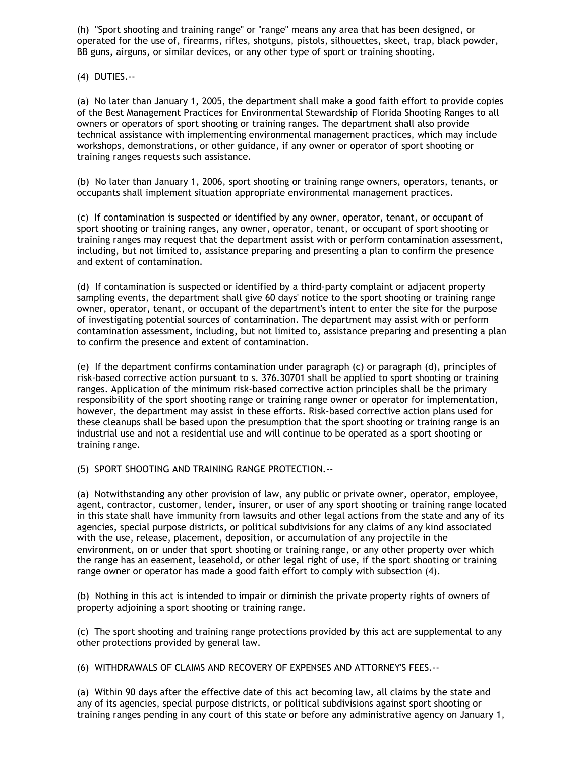(h) "Sport shooting and training range" or "range" means any area that has been designed, or operated for the use of, firearms, rifles, shotguns, pistols, silhouettes, skeet, trap, black powder, BB guns, airguns, or similar devices, or any other type of sport or training shooting.

(4) DUTIES.--

(a) No later than January 1, 2005, the department shall make a good faith effort to provide copies of the Best Management Practices for Environmental Stewardship of Florida Shooting Ranges to all owners or operators of sport shooting or training ranges. The department shall also provide technical assistance with implementing environmental management practices, which may include workshops, demonstrations, or other guidance, if any owner or operator of sport shooting or training ranges requests such assistance.

(b) No later than January 1, 2006, sport shooting or training range owners, operators, tenants, or occupants shall implement situation appropriate environmental management practices.

(c) If contamination is suspected or identified by any owner, operator, tenant, or occupant of sport shooting or training ranges, any owner, operator, tenant, or occupant of sport shooting or training ranges may request that the department assist with or perform contamination assessment, including, but not limited to, assistance preparing and presenting a plan to confirm the presence and extent of contamination.

(d) If contamination is suspected or identified by a third-party complaint or adjacent property sampling events, the department shall give 60 days' notice to the sport shooting or training range owner, operator, tenant, or occupant of the department's intent to enter the site for the purpose of investigating potential sources of contamination. The department may assist with or perform contamination assessment, including, but not limited to, assistance preparing and presenting a plan to confirm the presence and extent of contamination.

(e) If the department confirms contamination under paragraph (c) or paragraph (d), principles of risk-based corrective action pursuant to s. 376.30701 shall be applied to sport shooting or training ranges. Application of the minimum risk-based corrective action principles shall be the primary responsibility of the sport shooting range or training range owner or operator for implementation, however, the department may assist in these efforts. Risk-based corrective action plans used for these cleanups shall be based upon the presumption that the sport shooting or training range is an industrial use and not a residential use and will continue to be operated as a sport shooting or training range.

(5) SPORT SHOOTING AND TRAINING RANGE PROTECTION.--

(a) Notwithstanding any other provision of law, any public or private owner, operator, employee, agent, contractor, customer, lender, insurer, or user of any sport shooting or training range located in this state shall have immunity from lawsuits and other legal actions from the state and any of its agencies, special purpose districts, or political subdivisions for any claims of any kind associated with the use, release, placement, deposition, or accumulation of any projectile in the environment, on or under that sport shooting or training range, or any other property over which the range has an easement, leasehold, or other legal right of use, if the sport shooting or training range owner or operator has made a good faith effort to comply with subsection (4).

(b) Nothing in this act is intended to impair or diminish the private property rights of owners of property adjoining a sport shooting or training range.

(c) The sport shooting and training range protections provided by this act are supplemental to any other protections provided by general law.

(6) WITHDRAWALS OF CLAIMS AND RECOVERY OF EXPENSES AND ATTORNEY'S FEES.--

(a) Within 90 days after the effective date of this act becoming law, all claims by the state and any of its agencies, special purpose districts, or political subdivisions against sport shooting or training ranges pending in any court of this state or before any administrative agency on January 1,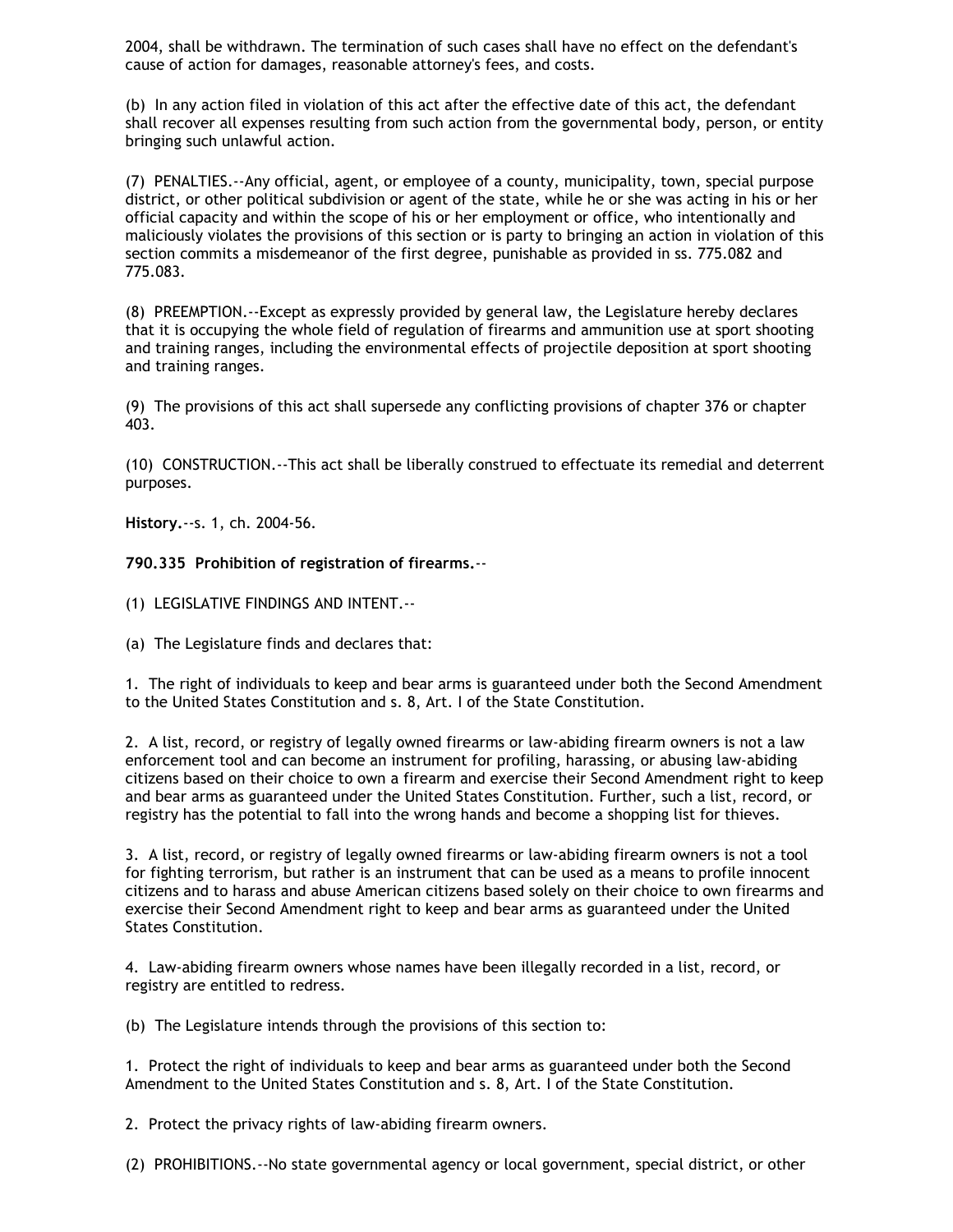2004, shall be withdrawn. The termination of such cases shall have no effect on the defendant's cause of action for damages, reasonable attorney's fees, and costs.

(b) In any action filed in violation of this act after the effective date of this act, the defendant shall recover all expenses resulting from such action from the governmental body, person, or entity bringing such unlawful action.

(7) PENALTIES.--Any official, agent, or employee of a county, municipality, town, special purpose district, or other political subdivision or agent of the state, while he or she was acting in his or her official capacity and within the scope of his or her employment or office, who intentionally and maliciously violates the provisions of this section or is party to bringing an action in violation of this section commits a misdemeanor of the first degree, punishable as provided in ss. 775.082 and 775.083.

(8) PREEMPTION.--Except as expressly provided by general law, the Legislature hereby declares that it is occupying the whole field of regulation of firearms and ammunition use at sport shooting and training ranges, including the environmental effects of projectile deposition at sport shooting and training ranges.

(9) The provisions of this act shall supersede any conflicting provisions of chapter 376 or chapter 403.

(10) CONSTRUCTION.--This act shall be liberally construed to effectuate its remedial and deterrent purposes.

**History.**--s. 1, ch. 2004-56.

**790.335 Prohibition of registration of firearms.**--

(1) LEGISLATIVE FINDINGS AND INTENT.--

(a) The Legislature finds and declares that:

1. The right of individuals to keep and bear arms is guaranteed under both the Second Amendment to the United States Constitution and s. 8, Art. I of the State Constitution.

2. A list, record, or registry of legally owned firearms or law-abiding firearm owners is not a law enforcement tool and can become an instrument for profiling, harassing, or abusing law-abiding citizens based on their choice to own a firearm and exercise their Second Amendment right to keep and bear arms as guaranteed under the United States Constitution. Further, such a list, record, or registry has the potential to fall into the wrong hands and become a shopping list for thieves.

3. A list, record, or registry of legally owned firearms or law-abiding firearm owners is not a tool for fighting terrorism, but rather is an instrument that can be used as a means to profile innocent citizens and to harass and abuse American citizens based solely on their choice to own firearms and exercise their Second Amendment right to keep and bear arms as guaranteed under the United States Constitution.

4. Law-abiding firearm owners whose names have been illegally recorded in a list, record, or registry are entitled to redress.

(b) The Legislature intends through the provisions of this section to:

1. Protect the right of individuals to keep and bear arms as guaranteed under both the Second Amendment to the United States Constitution and s. 8, Art. I of the State Constitution.

2. Protect the privacy rights of law-abiding firearm owners.

(2) PROHIBITIONS.--No state governmental agency or local government, special district, or other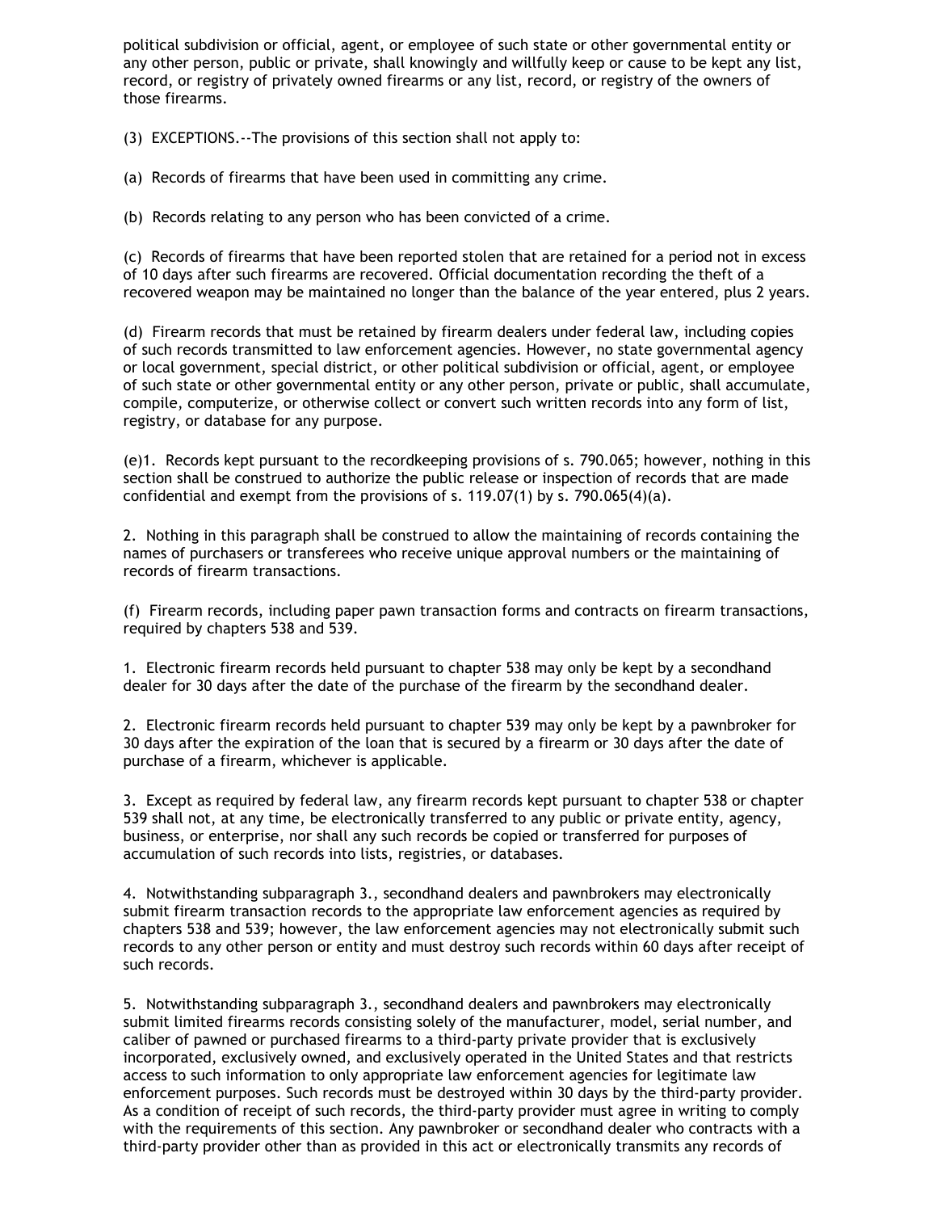political subdivision or official, agent, or employee of such state or other governmental entity or any other person, public or private, shall knowingly and willfully keep or cause to be kept any list, record, or registry of privately owned firearms or any list, record, or registry of the owners of those firearms.

(3) EXCEPTIONS.--The provisions of this section shall not apply to:

(a) Records of firearms that have been used in committing any crime.

(b) Records relating to any person who has been convicted of a crime.

(c) Records of firearms that have been reported stolen that are retained for a period not in excess of 10 days after such firearms are recovered. Official documentation recording the theft of a recovered weapon may be maintained no longer than the balance of the year entered, plus 2 years.

(d) Firearm records that must be retained by firearm dealers under federal law, including copies of such records transmitted to law enforcement agencies. However, no state governmental agency or local government, special district, or other political subdivision or official, agent, or employee of such state or other governmental entity or any other person, private or public, shall accumulate, compile, computerize, or otherwise collect or convert such written records into any form of list, registry, or database for any purpose.

(e)1. Records kept pursuant to the recordkeeping provisions of s. 790.065; however, nothing in this section shall be construed to authorize the public release or inspection of records that are made confidential and exempt from the provisions of s. 119.07(1) by s. 790.065(4)(a).

2. Nothing in this paragraph shall be construed to allow the maintaining of records containing the names of purchasers or transferees who receive unique approval numbers or the maintaining of records of firearm transactions.

(f) Firearm records, including paper pawn transaction forms and contracts on firearm transactions, required by chapters 538 and 539.

1. Electronic firearm records held pursuant to chapter 538 may only be kept by a secondhand dealer for 30 days after the date of the purchase of the firearm by the secondhand dealer.

2. Electronic firearm records held pursuant to chapter 539 may only be kept by a pawnbroker for 30 days after the expiration of the loan that is secured by a firearm or 30 days after the date of purchase of a firearm, whichever is applicable.

3. Except as required by federal law, any firearm records kept pursuant to chapter 538 or chapter 539 shall not, at any time, be electronically transferred to any public or private entity, agency, business, or enterprise, nor shall any such records be copied or transferred for purposes of accumulation of such records into lists, registries, or databases.

4. Notwithstanding subparagraph 3., secondhand dealers and pawnbrokers may electronically submit firearm transaction records to the appropriate law enforcement agencies as required by chapters 538 and 539; however, the law enforcement agencies may not electronically submit such records to any other person or entity and must destroy such records within 60 days after receipt of such records.

5. Notwithstanding subparagraph 3., secondhand dealers and pawnbrokers may electronically submit limited firearms records consisting solely of the manufacturer, model, serial number, and caliber of pawned or purchased firearms to a third-party private provider that is exclusively incorporated, exclusively owned, and exclusively operated in the United States and that restricts access to such information to only appropriate law enforcement agencies for legitimate law enforcement purposes. Such records must be destroyed within 30 days by the third-party provider. As a condition of receipt of such records, the third-party provider must agree in writing to comply with the requirements of this section. Any pawnbroker or secondhand dealer who contracts with a third-party provider other than as provided in this act or electronically transmits any records of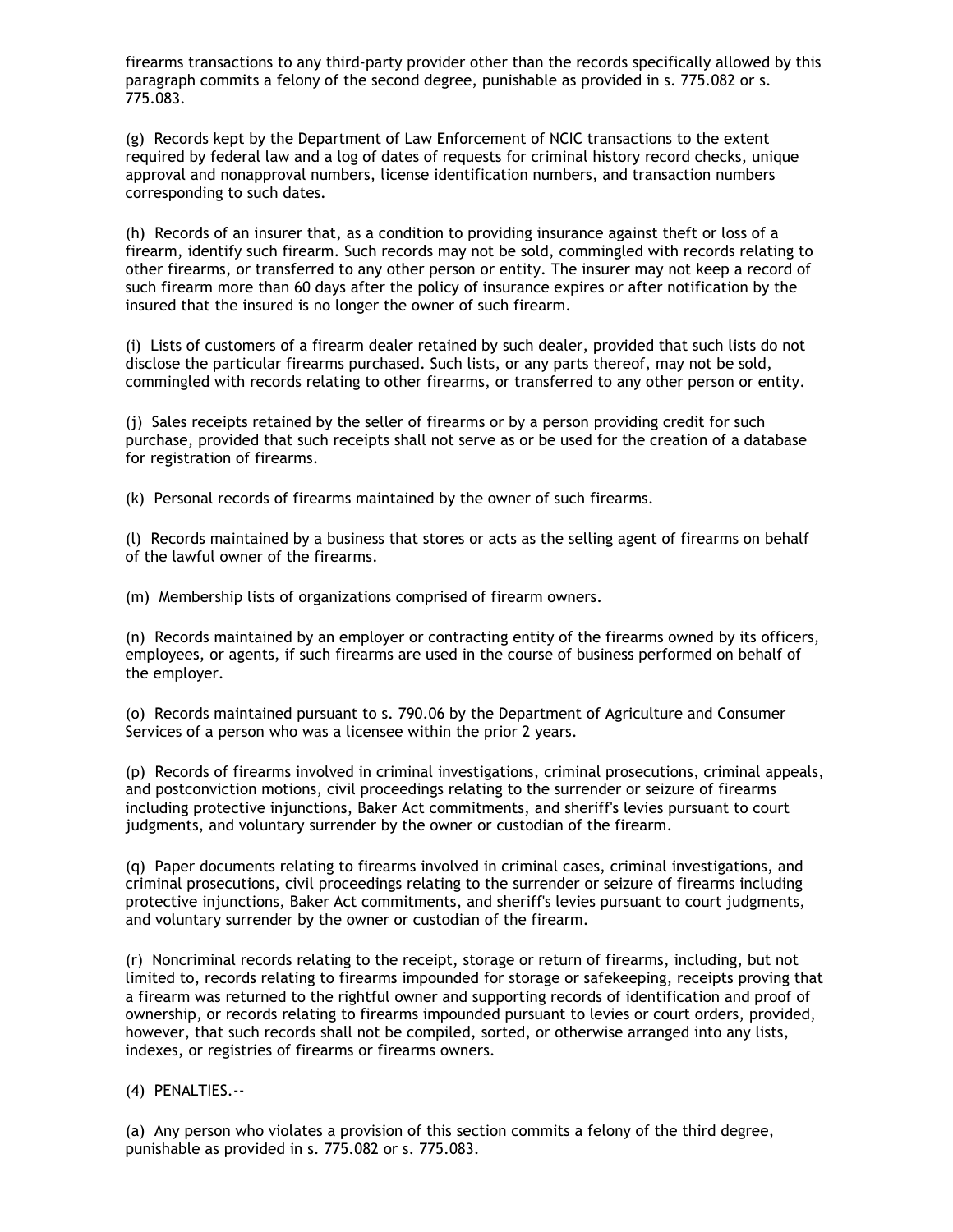firearms transactions to any third-party provider other than the records specifically allowed by this paragraph commits a felony of the second degree, punishable as provided in s. 775.082 or s. 775.083.

(g) Records kept by the Department of Law Enforcement of NCIC transactions to the extent required by federal law and a log of dates of requests for criminal history record checks, unique approval and nonapproval numbers, license identification numbers, and transaction numbers corresponding to such dates.

(h) Records of an insurer that, as a condition to providing insurance against theft or loss of a firearm, identify such firearm. Such records may not be sold, commingled with records relating to other firearms, or transferred to any other person or entity. The insurer may not keep a record of such firearm more than 60 days after the policy of insurance expires or after notification by the insured that the insured is no longer the owner of such firearm.

(i) Lists of customers of a firearm dealer retained by such dealer, provided that such lists do not disclose the particular firearms purchased. Such lists, or any parts thereof, may not be sold, commingled with records relating to other firearms, or transferred to any other person or entity.

(j) Sales receipts retained by the seller of firearms or by a person providing credit for such purchase, provided that such receipts shall not serve as or be used for the creation of a database for registration of firearms.

(k) Personal records of firearms maintained by the owner of such firearms.

(l) Records maintained by a business that stores or acts as the selling agent of firearms on behalf of the lawful owner of the firearms.

(m) Membership lists of organizations comprised of firearm owners.

(n) Records maintained by an employer or contracting entity of the firearms owned by its officers, employees, or agents, if such firearms are used in the course of business performed on behalf of the employer.

(o) Records maintained pursuant to s. 790.06 by the Department of Agriculture and Consumer Services of a person who was a licensee within the prior 2 years.

(p) Records of firearms involved in criminal investigations, criminal prosecutions, criminal appeals, and postconviction motions, civil proceedings relating to the surrender or seizure of firearms including protective injunctions, Baker Act commitments, and sheriff's levies pursuant to court judgments, and voluntary surrender by the owner or custodian of the firearm.

(q) Paper documents relating to firearms involved in criminal cases, criminal investigations, and criminal prosecutions, civil proceedings relating to the surrender or seizure of firearms including protective injunctions, Baker Act commitments, and sheriff's levies pursuant to court judgments, and voluntary surrender by the owner or custodian of the firearm.

(r) Noncriminal records relating to the receipt, storage or return of firearms, including, but not limited to, records relating to firearms impounded for storage or safekeeping, receipts proving that a firearm was returned to the rightful owner and supporting records of identification and proof of ownership, or records relating to firearms impounded pursuant to levies or court orders, provided, however, that such records shall not be compiled, sorted, or otherwise arranged into any lists, indexes, or registries of firearms or firearms owners.

(4) PENALTIES.--

(a) Any person who violates a provision of this section commits a felony of the third degree, punishable as provided in s. 775.082 or s. 775.083.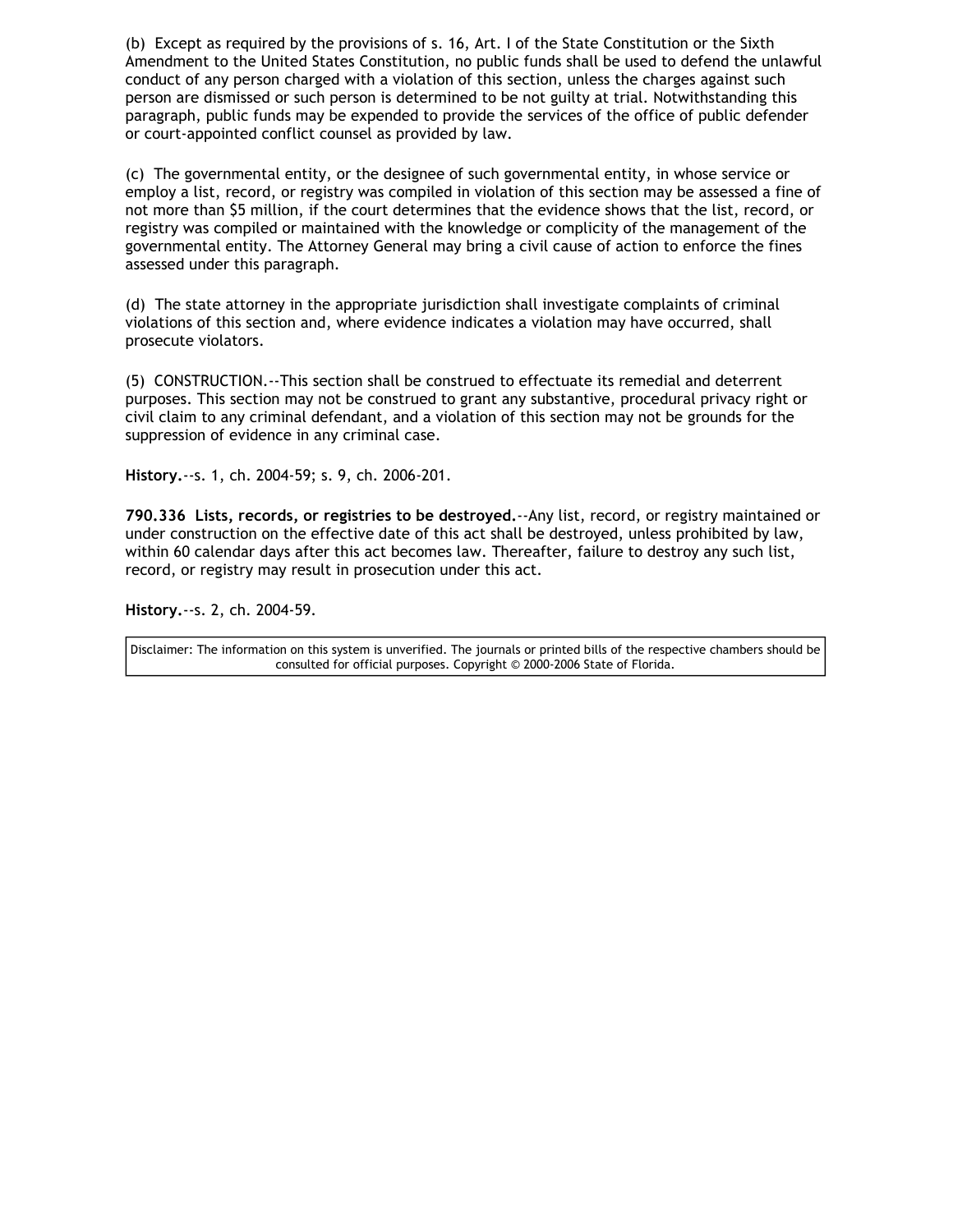(b) Except as required by the provisions of s. 16, Art. I of the State Constitution or the Sixth Amendment to the United States Constitution, no public funds shall be used to defend the unlawful conduct of any person charged with a violation of this section, unless the charges against such person are dismissed or such person is determined to be not guilty at trial. Notwithstanding this paragraph, public funds may be expended to provide the services of the office of public defender or court-appointed conflict counsel as provided by law.

(c) The governmental entity, or the designee of such governmental entity, in whose service or employ a list, record, or registry was compiled in violation of this section may be assessed a fine of not more than $5 million, if the court determines that the evidence shows that the list, record, or registry was compiled or maintained with the knowledge or complicity of the management of the governmental entity. The Attorney General may bring a civil cause of action to enforce the fines assessed under this paragraph.

(d) The state attorney in the appropriate jurisdiction shall investigate complaints of criminal violations of this section and, where evidence indicates a violation may have occurred, shall prosecute violators.

(5) CONSTRUCTION.--This section shall be construed to effectuate its remedial and deterrent purposes. This section may not be construed to grant any substantive, procedural privacy right or civil claim to any criminal defendant, and a violation of this section may not be grounds for the suppression of evidence in any criminal case.

**History.**--s. 1, ch. 2004-59; s. 9, ch. 2006-201.

**790.336 Lists, records, or registries to be destroyed.**--Any list, record, or registry maintained or under construction on the effective date of this act shall be destroyed, unless prohibited by law, within 60 calendar days after this act becomes law. Thereafter, failure to destroy any such list, record, or registry may result in prosecution under this act.

**History.**--s. 2, ch. 2004-59.

Disclaimer: The information on this system is unverified. The journals or printed bills of the respective chambers should be consulted for official purposes. Copyright © 2000-2006 State of Florida.